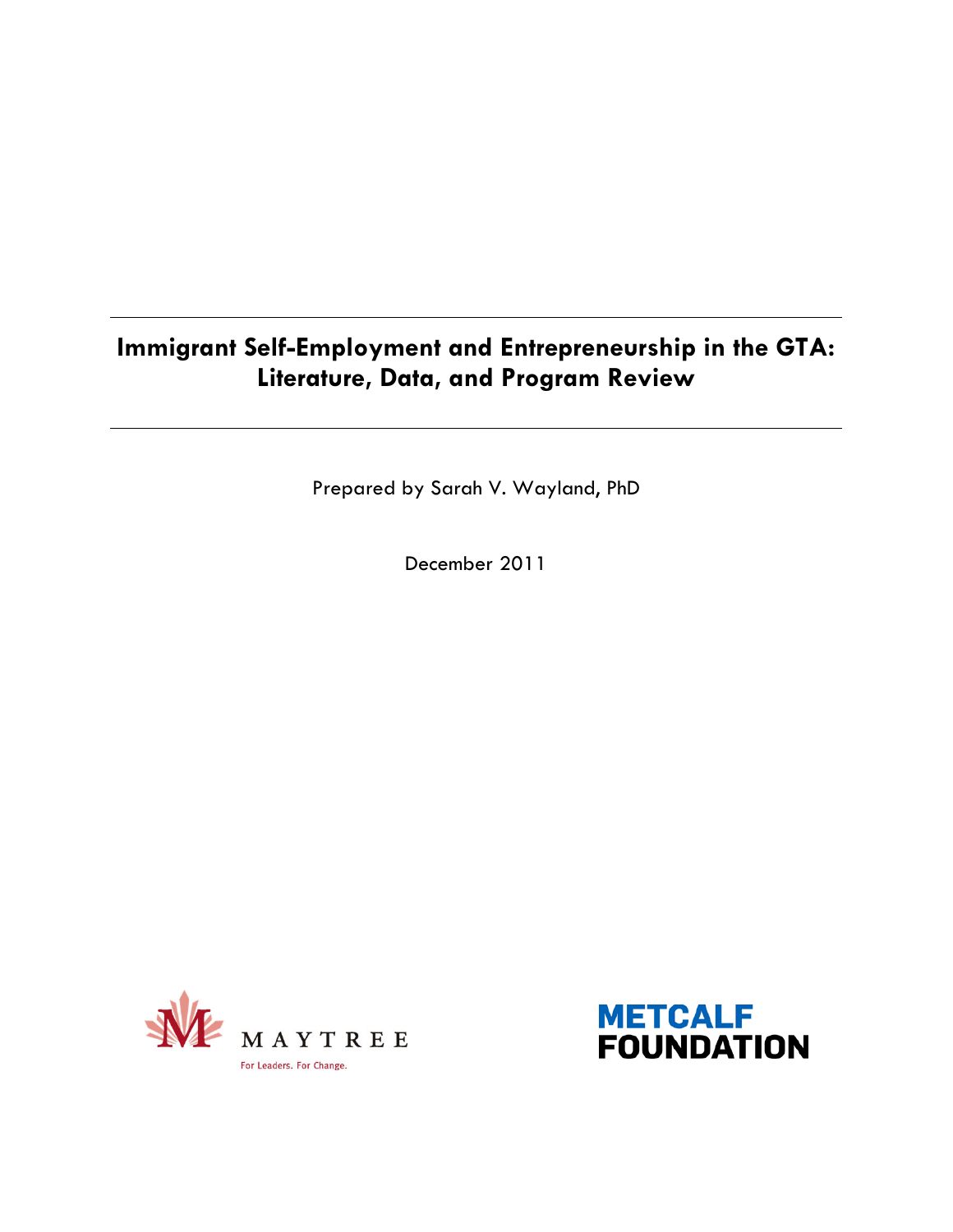# Immigrant Self-Employment and Entrepreneurship in the GTA: Literature, Data, and Program Review

Prepared by Sarah V. Wayland, PhD

December 2011

MAYTREE

For Leaders. For Change.

METCALF FOUNDATION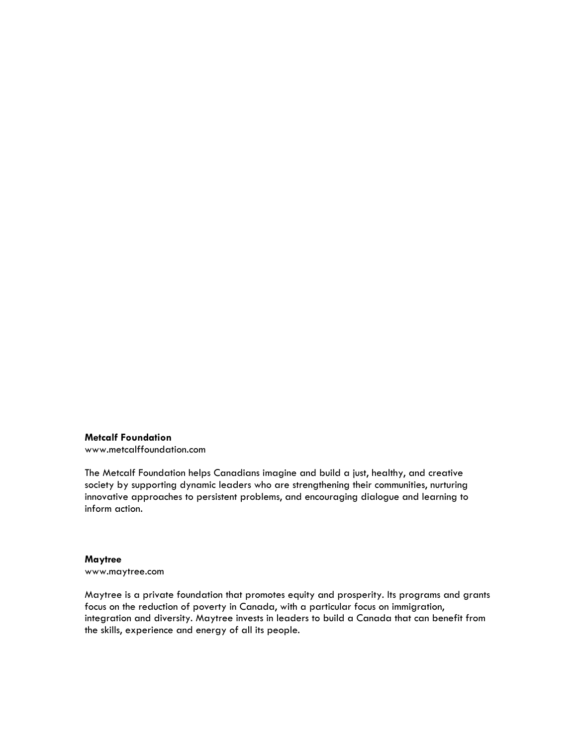**Metcalf Foundation**
www.metcalffoundation.com

The Metcalf Foundation helps Canadians imagine and build a just, healthy, and creative society by supporting dynamic leaders who are strengthening their communities, nurturing innovative approaches to persistent problems, and encouraging dialogue and learning to inform action.

**Maytree**
www.maytree.com

Maytree is a private foundation that promotes equity and prosperity. Its programs and grants focus on the reduction of poverty in Canada, with a particular focus on immigration, integration and diversity. Maytree invests in leaders to build a Canada that can benefit from the skills, experience and energy of all its people.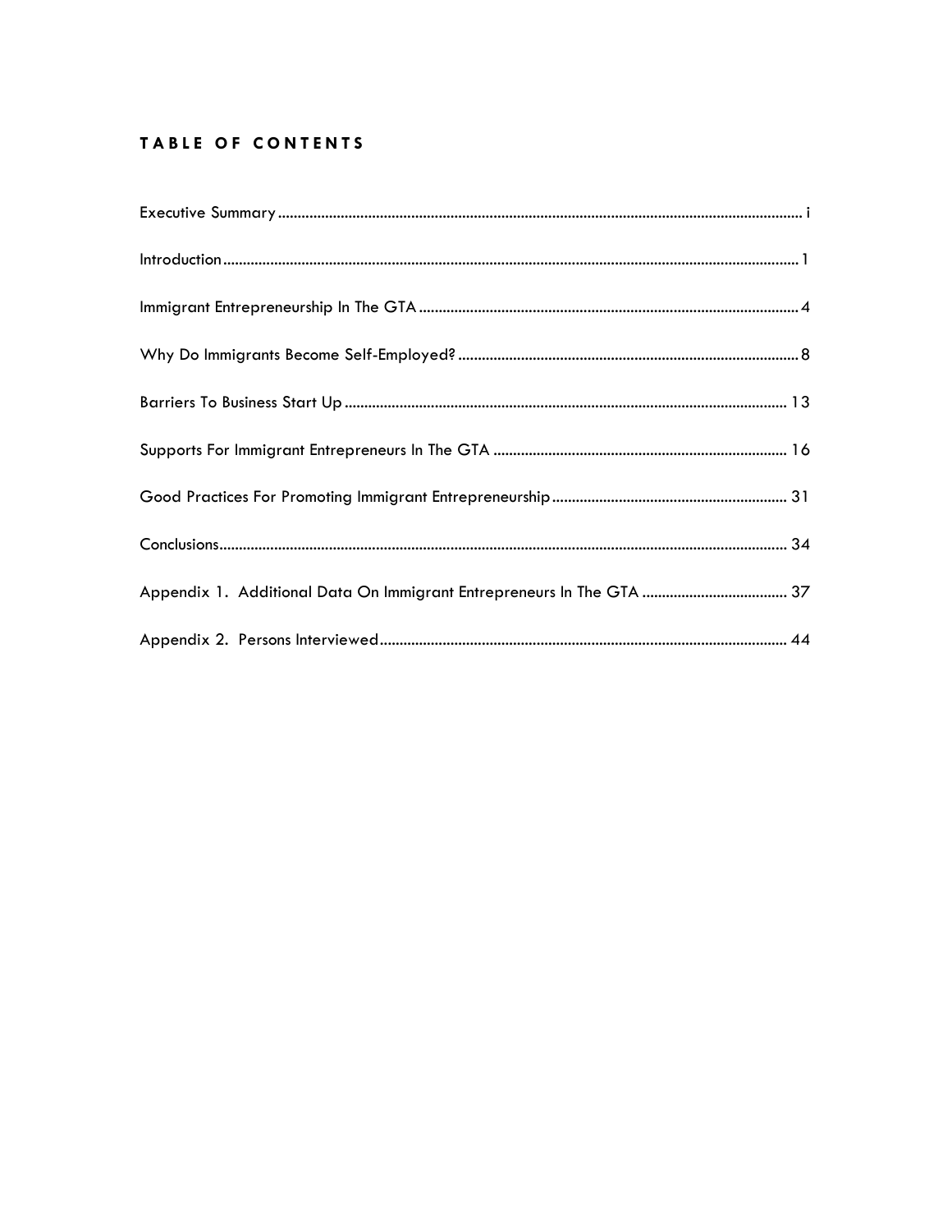# TABLE OF CONTENTS

Executive Summary ........................................................................ i

Introduction ........................................................................ 1

Immigrant Entrepreneurship In The GTA ........................................................................ 4

Why Do Immigrants Become Self-Employed? ........................................................................ 8

Barriers To Business Start Up ........................................................................ 13

Supports For Immigrant Entrepreneurs In The GTA ........................................................................ 16

Good Practices For Promoting Immigrant Entrepreneurship ........................................................................ 31

Conclusions ........................................................................ 34

Appendix 1. Additional Data On Immigrant Entrepreneurs In The GTA ........................................................................ 37

Appendix 2. Persons Interviewed ........................................................................ 44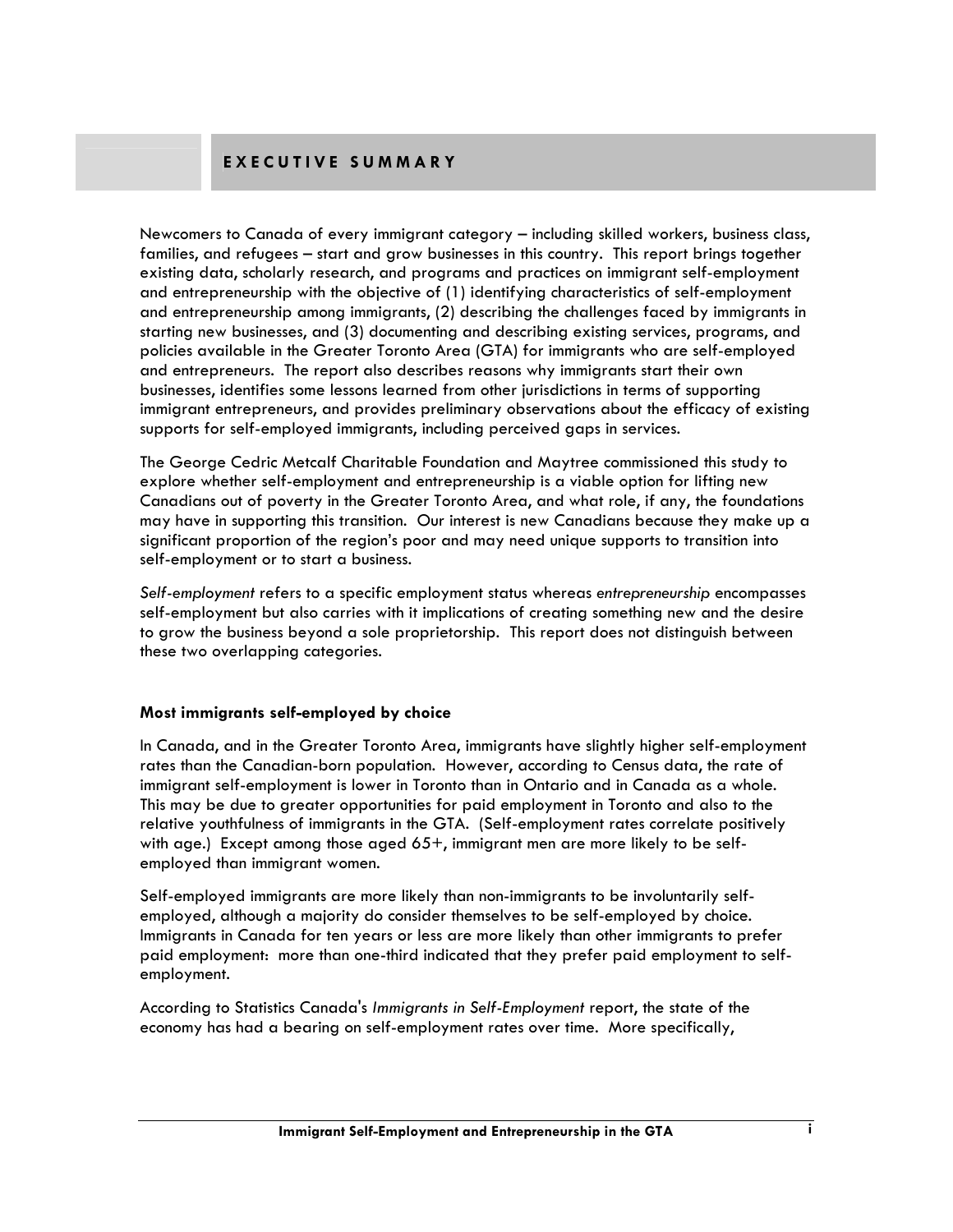## EXECUTIVE SUMMARY

Newcomers to Canada of every immigrant category – including skilled workers, business class, families, and refugees – start and grow businesses in this country. This report brings together existing data, scholarly research, and programs and practices on immigrant self-employment and entrepreneurship with the objective of (1) identifying characteristics of self-employment and entrepreneurship among immigrants, (2) describing the challenges faced by immigrants in starting new businesses, and (3) documenting and describing existing services, programs, and policies available in the Greater Toronto Area (GTA) for immigrants who are self-employed and entrepreneurs. The report also describes reasons why immigrants start their own businesses, identifies some lessons learned from other jurisdictions in terms of supporting immigrant entrepreneurs, and provides preliminary observations about the efficacy of existing supports for self-employed immigrants, including perceived gaps in services.

The George Cedric Metcalf Charitable Foundation and Maytree commissioned this study to explore whether self-employment and entrepreneurship is a viable option for lifting new Canadians out of poverty in the Greater Toronto Area, and what role, if any, the foundations may have in supporting this transition. Our interest is new Canadians because they make up a significant proportion of the region's poor and may need unique supports to transition into self-employment or to start a business.

*Self-employment* refers to a specific employment status whereas *entrepreneurship* encompasses self-employment but also carries with it implications of creating something new and the desire to grow the business beyond a sole proprietorship. This report does not distinguish between these two overlapping categories.

### Most immigrants self-employed by choice

In Canada, and in the Greater Toronto Area, immigrants have slightly higher self-employment rates than the Canadian-born population. However, according to Census data, the rate of immigrant self-employment is lower in Toronto than in Ontario and in Canada as a whole. This may be due to greater opportunities for paid employment in Toronto and also to the relative youthfulness of immigrants in the GTA. (Self-employment rates correlate positively with age.) Except among those aged 65+, immigrant men are more likely to be self-employed than immigrant women.

Self-employed immigrants are more likely than non-immigrants to be involuntarily self-employed, although a majority do consider themselves to be self-employed by choice. Immigrants in Canada for ten years or less are more likely than other immigrants to prefer paid employment: more than one-third indicated that they prefer paid employment to self-employment.

According to Statistics Canada's *Immigrants in Self-Employment* report, the state of the economy has had a bearing on self-employment rates over time. More specifically,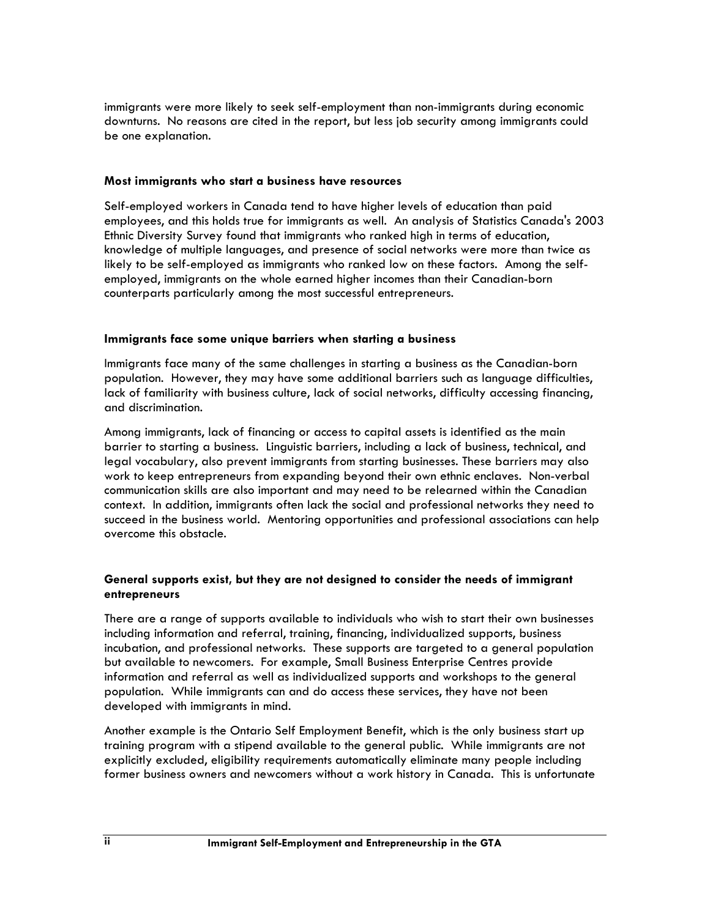immigrants were more likely to seek self-employment than non-immigrants during economic downturns. No reasons are cited in the report, but less job security among immigrants could be one explanation.

**Most immigrants who start a business have resources**

Self-employed workers in Canada tend to have higher levels of education than paid employees, and this holds true for immigrants as well. An analysis of Statistics Canada's 2003 Ethnic Diversity Survey found that immigrants who ranked high in terms of education, knowledge of multiple languages, and presence of social networks were more than twice as likely to be self-employed as immigrants who ranked low on these factors. Among the self-employed, immigrants on the whole earned higher incomes than their Canadian-born counterparts particularly among the most successful entrepreneurs.

**Immigrants face some unique barriers when starting a business**

Immigrants face many of the same challenges in starting a business as the Canadian-born population. However, they may have some additional barriers such as language difficulties, lack of familiarity with business culture, lack of social networks, difficulty accessing financing, and discrimination.

Among immigrants, lack of financing or access to capital assets is identified as the main barrier to starting a business. Linguistic barriers, including a lack of business, technical, and legal vocabulary, also prevent immigrants from starting businesses. These barriers may also work to keep entrepreneurs from expanding beyond their own ethnic enclaves. Non-verbal communication skills are also important and may need to be relearned within the Canadian context. In addition, immigrants often lack the social and professional networks they need to succeed in the business world. Mentoring opportunities and professional associations can help overcome this obstacle.

**General supports exist, but they are not designed to consider the needs of immigrant entrepreneurs**

There are a range of supports available to individuals who wish to start their own businesses including information and referral, training, financing, individualized supports, business incubation, and professional networks. These supports are targeted to a general population but available to newcomers. For example, Small Business Enterprise Centres provide information and referral as well as individualized supports and workshops to the general population. While immigrants can and do access these services, they have not been developed with immigrants in mind.

Another example is the Ontario Self Employment Benefit, which is the only business start up training program with a stipend available to the general public. While immigrants are not explicitly excluded, eligibility requirements automatically eliminate many people including former business owners and newcomers without a work history in Canada. This is unfortunate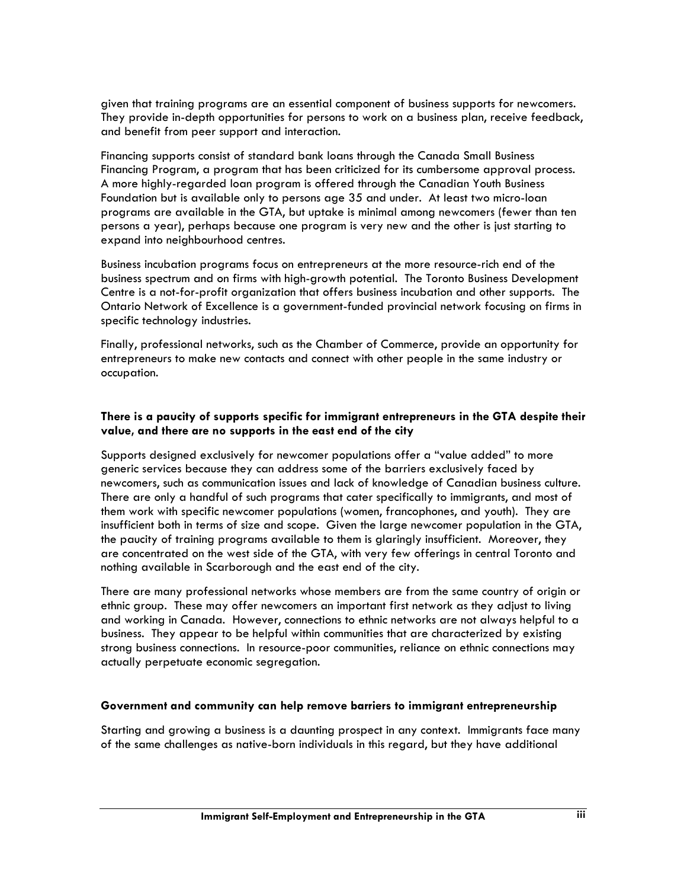given that training programs are an essential component of business supports for newcomers. They provide in-depth opportunities for persons to work on a business plan, receive feedback, and benefit from peer support and interaction.

Financing supports consist of standard bank loans through the Canada Small Business Financing Program, a program that has been criticized for its cumbersome approval process. A more highly-regarded loan program is offered through the Canadian Youth Business Foundation but is available only to persons age 35 and under. At least two micro-loan programs are available in the GTA, but uptake is minimal among newcomers (fewer than ten persons a year), perhaps because one program is very new and the other is just starting to expand into neighbourhood centres.

Business incubation programs focus on entrepreneurs at the more resource-rich end of the business spectrum and on firms with high-growth potential. The Toronto Business Development Centre is a not-for-profit organization that offers business incubation and other supports. The Ontario Network of Excellence is a government-funded provincial network focusing on firms in specific technology industries.

Finally, professional networks, such as the Chamber of Commerce, provide an opportunity for entrepreneurs to make new contacts and connect with other people in the same industry or occupation.

**There is a paucity of supports specific for immigrant entrepreneurs in the GTA despite their value, and there are no supports in the east end of the city**

Supports designed exclusively for newcomer populations offer a "value added" to more generic services because they can address some of the barriers exclusively faced by newcomers, such as communication issues and lack of knowledge of Canadian business culture. There are only a handful of such programs that cater specifically to immigrants, and most of them work with specific newcomer populations (women, francophones, and youth). They are insufficient both in terms of size and scope. Given the large newcomer population in the GTA, the paucity of training programs available to them is glaringly insufficient. Moreover, they are concentrated on the west side of the GTA, with very few offerings in central Toronto and nothing available in Scarborough and the east end of the city.

There are many professional networks whose members are from the same country of origin or ethnic group. These may offer newcomers an important first network as they adjust to living and working in Canada. However, connections to ethnic networks are not always helpful to a business. They appear to be helpful within communities that are characterized by existing strong business connections. In resource-poor communities, reliance on ethnic connections may actually perpetuate economic segregation.

**Government and community can help remove barriers to immigrant entrepreneurship**

Starting and growing a business is a daunting prospect in any context. Immigrants face many of the same challenges as native-born individuals in this regard, but they have additional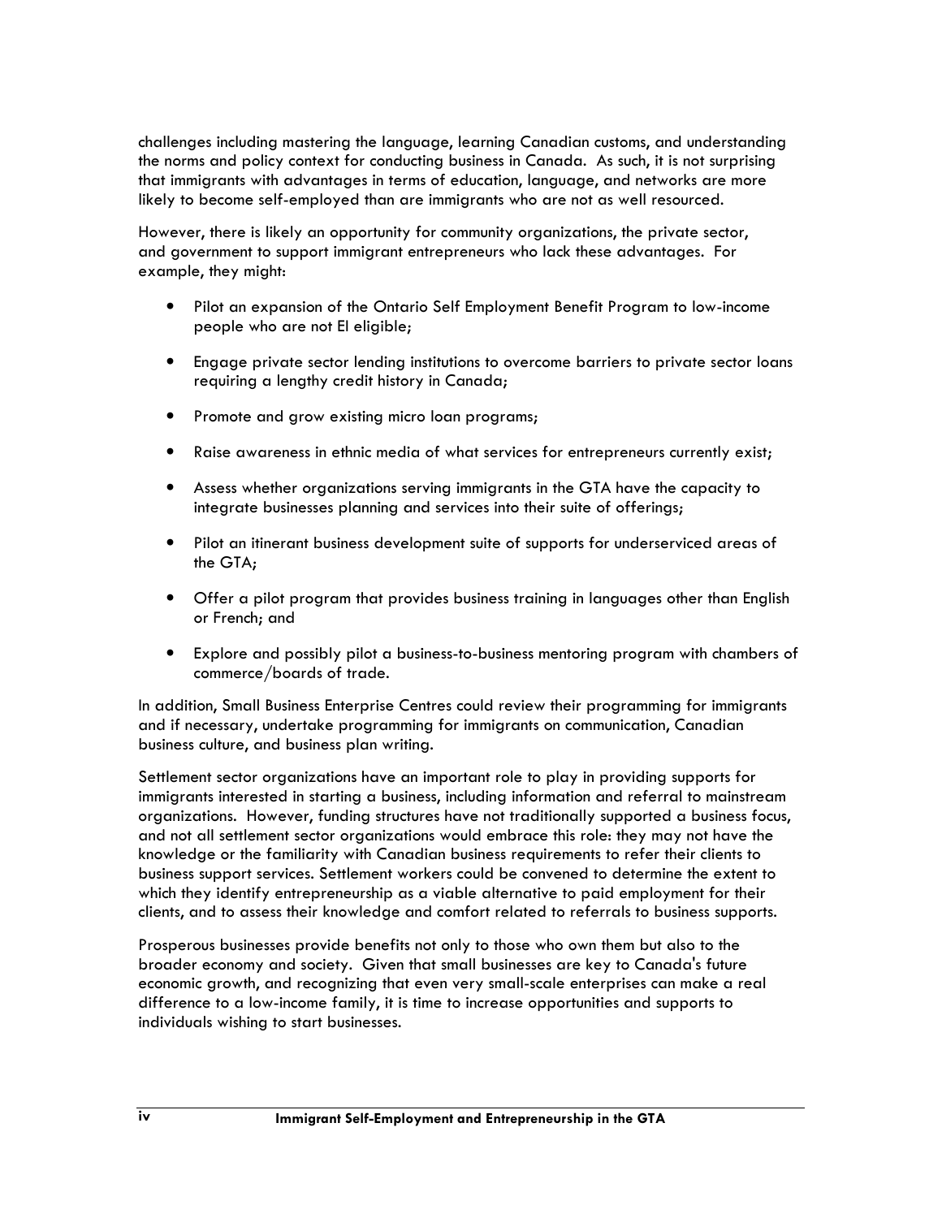challenges including mastering the language, learning Canadian customs, and understanding the norms and policy context for conducting business in Canada. As such, it is not surprising that immigrants with advantages in terms of education, language, and networks are more likely to become self-employed than are immigrants who are not as well resourced.

However, there is likely an opportunity for community organizations, the private sector, and government to support immigrant entrepreneurs who lack these advantages. For example, they might:

- Pilot an expansion of the Ontario Self Employment Benefit Program to low-income people who are not EI eligible;
- Engage private sector lending institutions to overcome barriers to private sector loans requiring a lengthy credit history in Canada;
- Promote and grow existing micro loan programs;
- Raise awareness in ethnic media of what services for entrepreneurs currently exist;
- Assess whether organizations serving immigrants in the GTA have the capacity to integrate businesses planning and services into their suite of offerings;
- Pilot an itinerant business development suite of supports for underserviced areas of the GTA;
- Offer a pilot program that provides business training in languages other than English or French; and
- Explore and possibly pilot a business-to-business mentoring program with chambers of commerce/boards of trade.

In addition, Small Business Enterprise Centres could review their programming for immigrants and if necessary, undertake programming for immigrants on communication, Canadian business culture, and business plan writing.

Settlement sector organizations have an important role to play in providing supports for immigrants interested in starting a business, including information and referral to mainstream organizations. However, funding structures have not traditionally supported a business focus, and not all settlement sector organizations would embrace this role: they may not have the knowledge or the familiarity with Canadian business requirements to refer their clients to business support services. Settlement workers could be convened to determine the extent to which they identify entrepreneurship as a viable alternative to paid employment for their clients, and to assess their knowledge and comfort related to referrals to business supports.

Prosperous businesses provide benefits not only to those who own them but also to the broader economy and society. Given that small businesses are key to Canada's future economic growth, and recognizing that even very small-scale enterprises can make a real difference to a low-income family, it is time to increase opportunities and supports to individuals wishing to start businesses.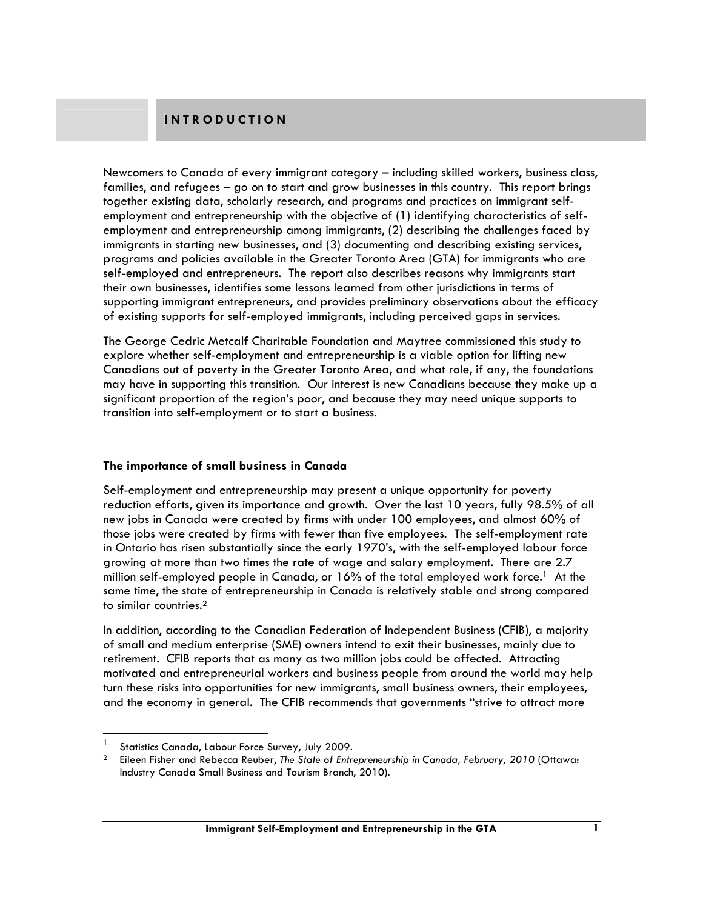# INTRODUCTION

Newcomers to Canada of every immigrant category – including skilled workers, business class, families, and refugees – go on to start and grow businesses in this country. This report brings together existing data, scholarly research, and programs and practices on immigrant self-employment and entrepreneurship with the objective of (1) identifying characteristics of self-employment and entrepreneurship among immigrants, (2) describing the challenges faced by immigrants in starting new businesses, and (3) documenting and describing existing services, programs and policies available in the Greater Toronto Area (GTA) for immigrants who are self-employed and entrepreneurs. The report also describes reasons why immigrants start their own businesses, identifies some lessons learned from other jurisdictions in terms of supporting immigrant entrepreneurs, and provides preliminary observations about the efficacy of existing supports for self-employed immigrants, including perceived gaps in services.

The George Cedric Metcalf Charitable Foundation and Maytree commissioned this study to explore whether self-employment and entrepreneurship is a viable option for lifting new Canadians out of poverty in the Greater Toronto Area, and what role, if any, the foundations may have in supporting this transition. Our interest is new Canadians because they make up a significant proportion of the region's poor, and because they may need unique supports to transition into self-employment or to start a business.

### The importance of small business in Canada

Self-employment and entrepreneurship may present a unique opportunity for poverty reduction efforts, given its importance and growth. Over the last 10 years, fully 98.5% of all new jobs in Canada were created by firms with under 100 employees, and almost 60% of those jobs were created by firms with fewer than five employees. The self-employment rate in Ontario has risen substantially since the early 1970's, with the self-employed labour force growing at more than two times the rate of wage and salary employment. There are 2.7 million self-employed people in Canada, or 16% of the total employed work force.[1] At the same time, the state of entrepreneurship in Canada is relatively stable and strong compared to similar countries.[2]

In addition, according to the Canadian Federation of Independent Business (CFIB), a majority of small and medium enterprise (SME) owners intend to exit their businesses, mainly due to retirement. CFIB reports that as many as two million jobs could be affected. Attracting motivated and entrepreneurial workers and business people from around the world may help turn these risks into opportunities for new immigrants, small business owners, their employees, and the economy in general. The CFIB recommends that governments "strive to attract more

[1] Statistics Canada, Labour Force Survey, July 2009.

[2] Eileen Fisher and Rebecca Reuber, *The State of Entrepreneurship in Canada, February, 2010* (Ottawa: Industry Canada Small Business and Tourism Branch, 2010).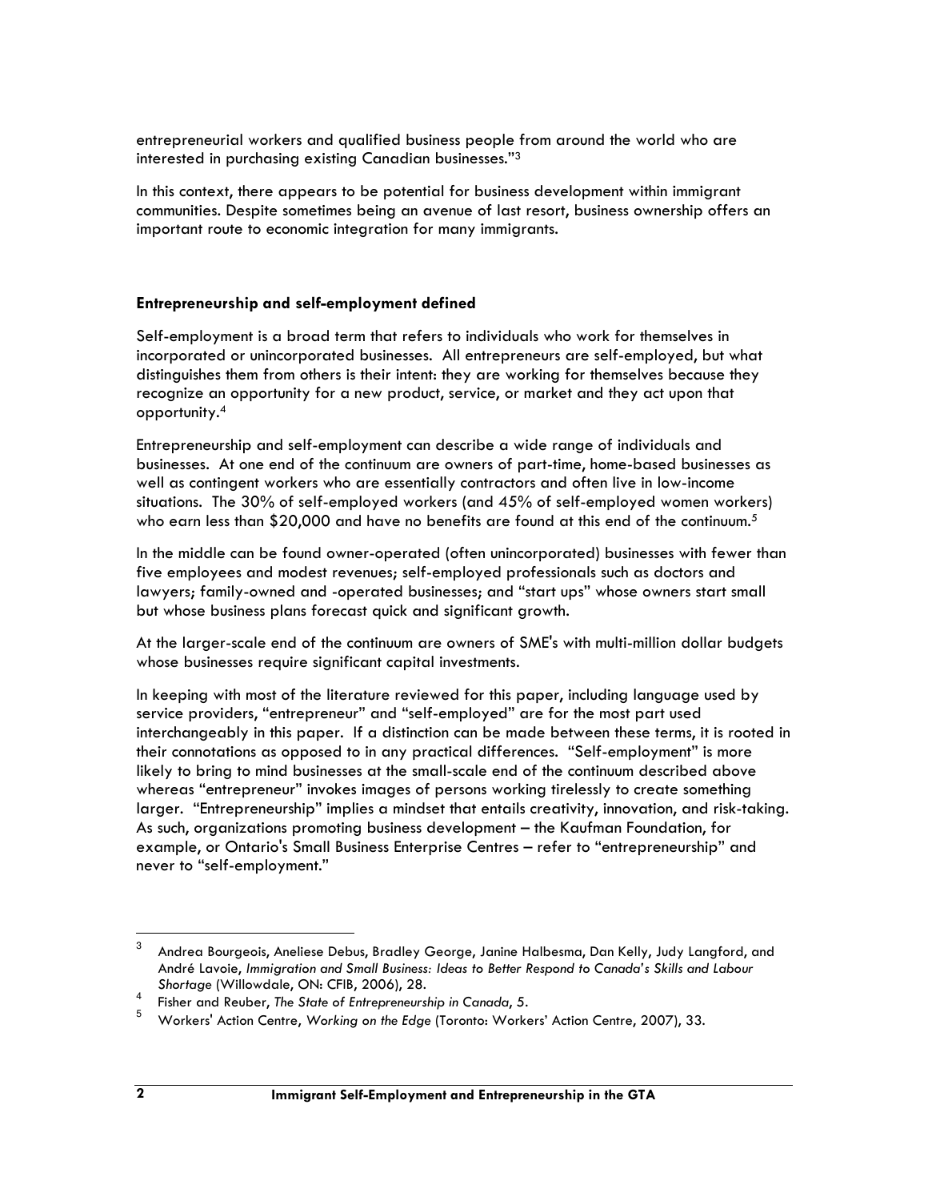entrepreneurial workers and qualified business people from around the world who are interested in purchasing existing Canadian businesses."[3]

In this context, there appears to be potential for business development within immigrant communities. Despite sometimes being an avenue of last resort, business ownership offers an important route to economic integration for many immigrants.

### Entrepreneurship and self-employment defined

Self-employment is a broad term that refers to individuals who work for themselves in incorporated or unincorporated businesses. All entrepreneurs are self-employed, but what distinguishes them from others is their intent: they are working for themselves because they recognize an opportunity for a new product, service, or market and they act upon that opportunity.[4]

Entrepreneurship and self-employment can describe a wide range of individuals and businesses. At one end of the continuum are owners of part-time, home-based businesses as well as contingent workers who are essentially contractors and often live in low-income situations. The 30% of self-employed workers (and 45% of self-employed women workers) who earn less than $20,000 and have no benefits are found at this end of the continuum.[5]

In the middle can be found owner-operated (often unincorporated) businesses with fewer than five employees and modest revenues; self-employed professionals such as doctors and lawyers; family-owned and -operated businesses; and "start ups" whose owners start small but whose business plans forecast quick and significant growth.

At the larger-scale end of the continuum are owners of SME's with multi-million dollar budgets whose businesses require significant capital investments.

In keeping with most of the literature reviewed for this paper, including language used by service providers, "entrepreneur" and "self-employed" are for the most part used interchangeably in this paper. If a distinction can be made between these terms, it is rooted in their connotations as opposed to in any practical differences. "Self-employment" is more likely to bring to mind businesses at the small-scale end of the continuum described above whereas "entrepreneur" invokes images of persons working tirelessly to create something larger. "Entrepreneurship" implies a mindset that entails creativity, innovation, and risk-taking. As such, organizations promoting business development – the Kaufman Foundation, for example, or Ontario's Small Business Enterprise Centres – refer to "entrepreneurship" and never to "self-employment."

---

[3] Andrea Bourgeois, Aneliese Debus, Bradley George, Janine Halbesma, Dan Kelly, Judy Langford, and André Lavoie, *Immigration and Small Business: Ideas to Better Respond to Canada's Skills and Labour Shortage* (Willowdale, ON: CFIB, 2006), 28.

[4] Fisher and Reuber, *The State of Entrepreneurship in Canada*, 5.

[5] Workers' Action Centre, *Working on the Edge* (Toronto: Workers' Action Centre, 2007), 33.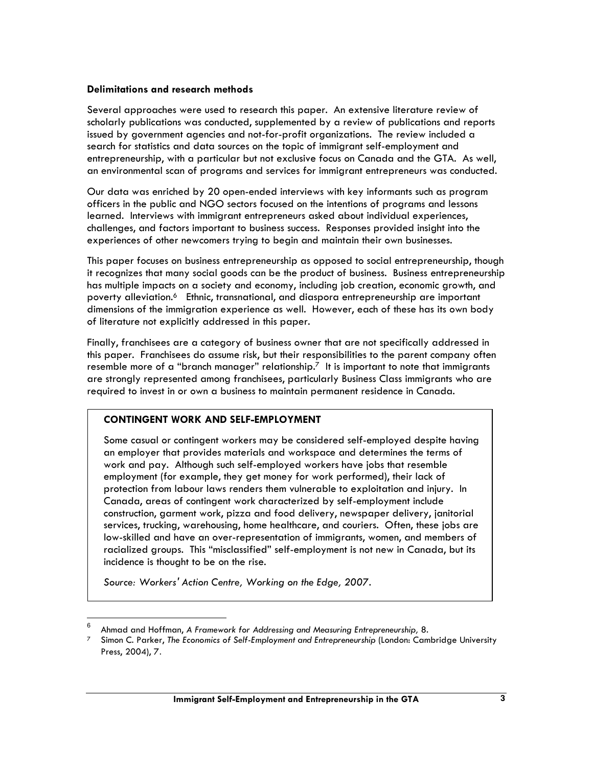**Delimitations and research methods**

Several approaches were used to research this paper. An extensive literature review of scholarly publications was conducted, supplemented by a review of publications and reports issued by government agencies and not-for-profit organizations. The review included a search for statistics and data sources on the topic of immigrant self-employment and entrepreneurship, with a particular but not exclusive focus on Canada and the GTA. As well, an environmental scan of programs and services for immigrant entrepreneurs was conducted.

Our data was enriched by 20 open-ended interviews with key informants such as program officers in the public and NGO sectors focused on the intentions of programs and lessons learned. Interviews with immigrant entrepreneurs asked about individual experiences, challenges, and factors important to business success. Responses provided insight into the experiences of other newcomers trying to begin and maintain their own businesses.

This paper focuses on business entrepreneurship as opposed to social entrepreneurship, though it recognizes that many social goods can be the product of business. Business entrepreneurship has multiple impacts on a society and economy, including job creation, economic growth, and poverty alleviation.[6] Ethnic, transnational, and diaspora entrepreneurship are important dimensions of the immigration experience as well. However, each of these has its own body of literature not explicitly addressed in this paper.

Finally, franchisees are a category of business owner that are not specifically addressed in this paper. Franchisees do assume risk, but their responsibilities to the parent company often resemble more of a "branch manager" relationship.[7] It is important to note that immigrants are strongly represented among franchisees, particularly Business Class immigrants who are required to invest in or own a business to maintain permanent residence in Canada.

> **CONTINGENT WORK AND SELF-EMPLOYMENT**
>
> Some casual or contingent workers may be considered self-employed despite having an employer that provides materials and workspace and determines the terms of work and pay. Although such self-employed workers have jobs that resemble employment (for example, they get money for work performed), their lack of protection from labour laws renders them vulnerable to exploitation and injury. In Canada, areas of contingent work characterized by self-employment include construction, garment work, pizza and food delivery, newspaper delivery, janitorial services, trucking, warehousing, home healthcare, and couriers. Often, these jobs are low-skilled and have an over-representation of immigrants, women, and members of racialized groups. This "misclassified" self-employment is not new in Canada, but its incidence is thought to be on the rise.
>
> *Source: Workers' Action Centre, Working on the Edge, 2007.*

---

[6] Ahmad and Hoffman, *A Framework for Addressing and Measuring Entrepreneurship,* 8.

[7] Simon C. Parker, *The Economics of Self-Employment and Entrepreneurship* (London: Cambridge University Press, 2004), 7.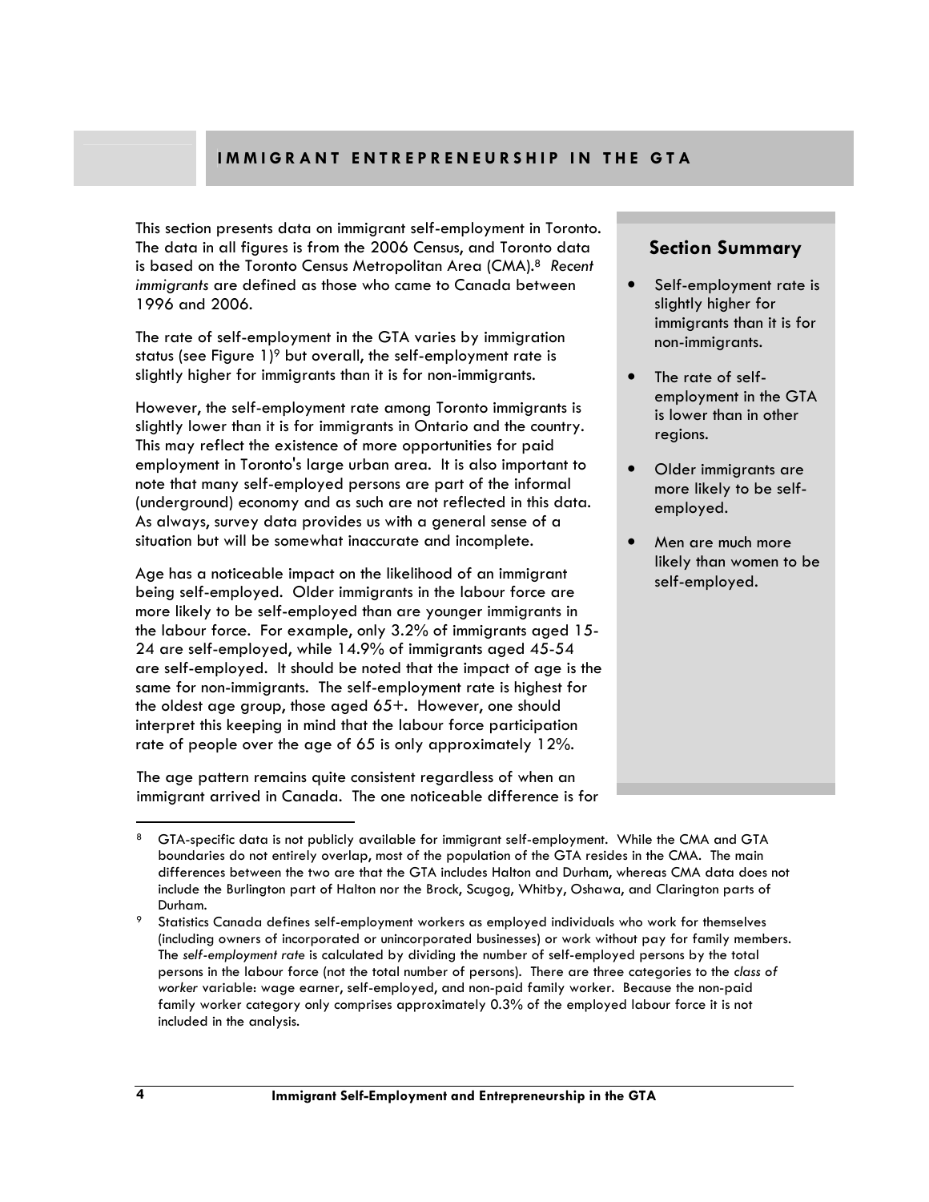## IMMIGRANT ENTREPRENEURSHIP IN THE GTA

This section presents data on immigrant self-employment in Toronto. The data in all figures is from the 2006 Census, and Toronto data is based on the Toronto Census Metropolitan Area (CMA).[8] *Recent immigrants* are defined as those who came to Canada between 1996 and 2006.

The rate of self-employment in the GTA varies by immigration status (see Figure 1)[9] but overall, the self-employment rate is slightly higher for immigrants than it is for non-immigrants.

However, the self-employment rate among Toronto immigrants is slightly lower than it is for immigrants in Ontario and the country. This may reflect the existence of more opportunities for paid employment in Toronto's large urban area. It is also important to note that many self-employed persons are part of the informal (underground) economy and as such are not reflected in this data. As always, survey data provides us with a general sense of a situation but will be somewhat inaccurate and incomplete.

Age has a noticeable impact on the likelihood of an immigrant being self-employed. Older immigrants in the labour force are more likely to be self-employed than are younger immigrants in the labour force. For example, only 3.2% of immigrants aged 15-24 are self-employed, while 14.9% of immigrants aged 45-54 are self-employed. It should be noted that the impact of age is the same for non-immigrants. The self-employment rate is highest for the oldest age group, those aged 65+. However, one should interpret this keeping in mind that the labour force participation rate of people over the age of 65 is only approximately 12%.

The age pattern remains quite consistent regardless of when an immigrant arrived in Canada. The one noticeable difference is for

### Section Summary

- Self-employment rate is slightly higher for immigrants than it is for non-immigrants.
- The rate of self-employment in the GTA is lower than in other regions.
- Older immigrants are more likely to be self-employed.
- Men are much more likely than women to be self-employed.

---

[8] GTA-specific data is not publicly available for immigrant self-employment. While the CMA and GTA boundaries do not entirely overlap, most of the population of the GTA resides in the CMA. The main differences between the two are that the GTA includes Halton and Durham, whereas CMA data does not include the Burlington part of Halton nor the Brock, Scugog, Whitby, Oshawa, and Clarington parts of Durham.

[9] Statistics Canada defines self-employment workers as employed individuals who work for themselves (including owners of incorporated or unincorporated businesses) or work without pay for family members. The *self-employment rate* is calculated by dividing the number of self-employed persons by the total persons in the labour force (not the total number of persons). There are three categories to the *class of worker* variable: wage earner, self-employed, and non-paid family worker. Because the non-paid family worker category only comprises approximately 0.3% of the employed labour force it is not included in the analysis.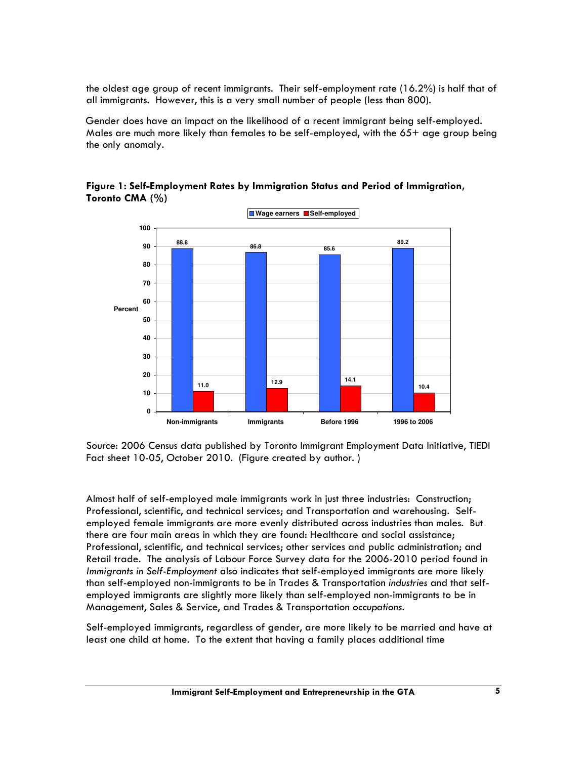the oldest age group of recent immigrants. Their self-employment rate (16.2%) is half that of all immigrants. However, this is a very small number of people (less than 800).

Gender does have an impact on the likelihood of a recent immigrant being self-employed. Males are much more likely than females to be self-employed, with the 65+ age group being the only anomaly.

**Figure 1: Self-Employment Rates by Immigration Status and Period of Immigration, Toronto CMA (%)**

| | Wage earners | Self-employed |
|---|---|---|
| Non-immigrants | 88.8 | 11.0 |
| Immigrants | 86.8 | 12.9 |
| Before 1996 | 85.6 | 14.1 |
| 1996 to 2006 | 89.2 | 10.4 |

Source: 2006 Census data published by Toronto Immigrant Employment Data Initiative, TIEDI Fact sheet 10-05, October 2010. (Figure created by author. )

Almost half of self-employed male immigrants work in just three industries: Construction; Professional, scientific, and technical services; and Transportation and warehousing. Self-employed female immigrants are more evenly distributed across industries than males. But there are four main areas in which they are found: Healthcare and social assistance; Professional, scientific, and technical services; other services and public administration; and Retail trade. The analysis of Labour Force Survey data for the 2006-2010 period found in *Immigrants in Self-Employment* also indicates that self-employed immigrants are more likely than self-employed non-immigrants to be in Trades & Transportation *industries* and that self-employed immigrants are slightly more likely than self-employed non-immigrants to be in Management, Sales & Service, and Trades & Transportation *occupations*.

Self-employed immigrants, regardless of gender, are more likely to be married and have at least one child at home. To the extent that having a family places additional time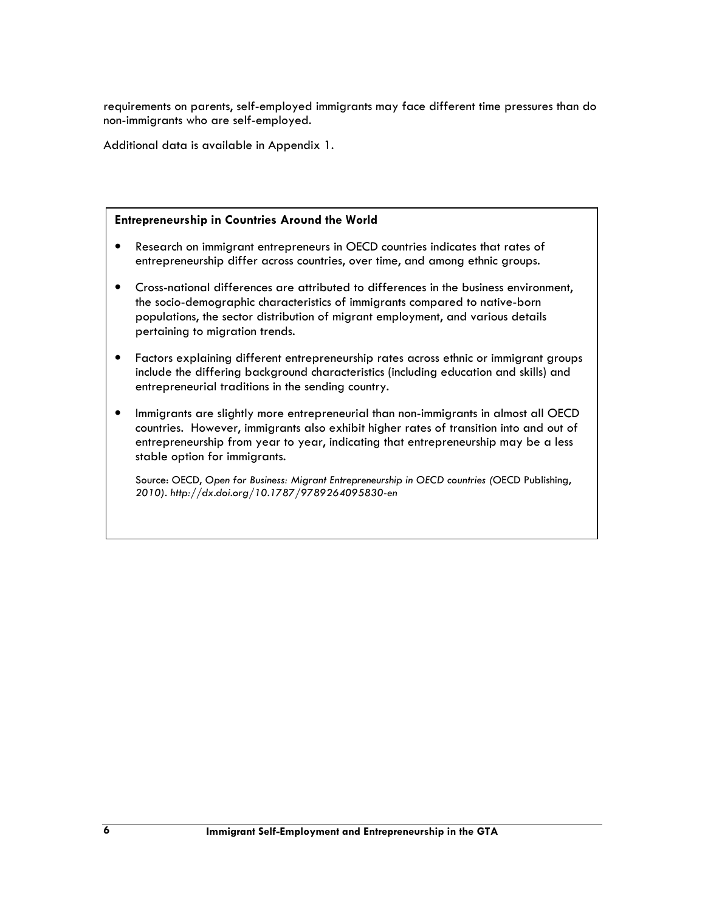requirements on parents, self-employed immigrants may face different time pressures than do non-immigrants who are self-employed.

Additional data is available in Appendix 1.

**Entrepreneurship in Countries Around the World**

- Research on immigrant entrepreneurs in OECD countries indicates that rates of entrepreneurship differ across countries, over time, and among ethnic groups.
- Cross-national differences are attributed to differences in the business environment, the socio-demographic characteristics of immigrants compared to native-born populations, the sector distribution of migrant employment, and various details pertaining to migration trends.
- Factors explaining different entrepreneurship rates across ethnic or immigrant groups include the differing background characteristics (including education and skills) and entrepreneurial traditions in the sending country.
- Immigrants are slightly more entrepreneurial than non-immigrants in almost all OECD countries. However, immigrants also exhibit higher rates of transition into and out of entrepreneurship from year to year, indicating that entrepreneurship may be a less stable option for immigrants.

Source: OECD, *Open for Business: Migrant Entrepreneurship in OECD countries* (OECD Publishing, 2010). *http://dx.doi.org/10.1787/9789264095830-en*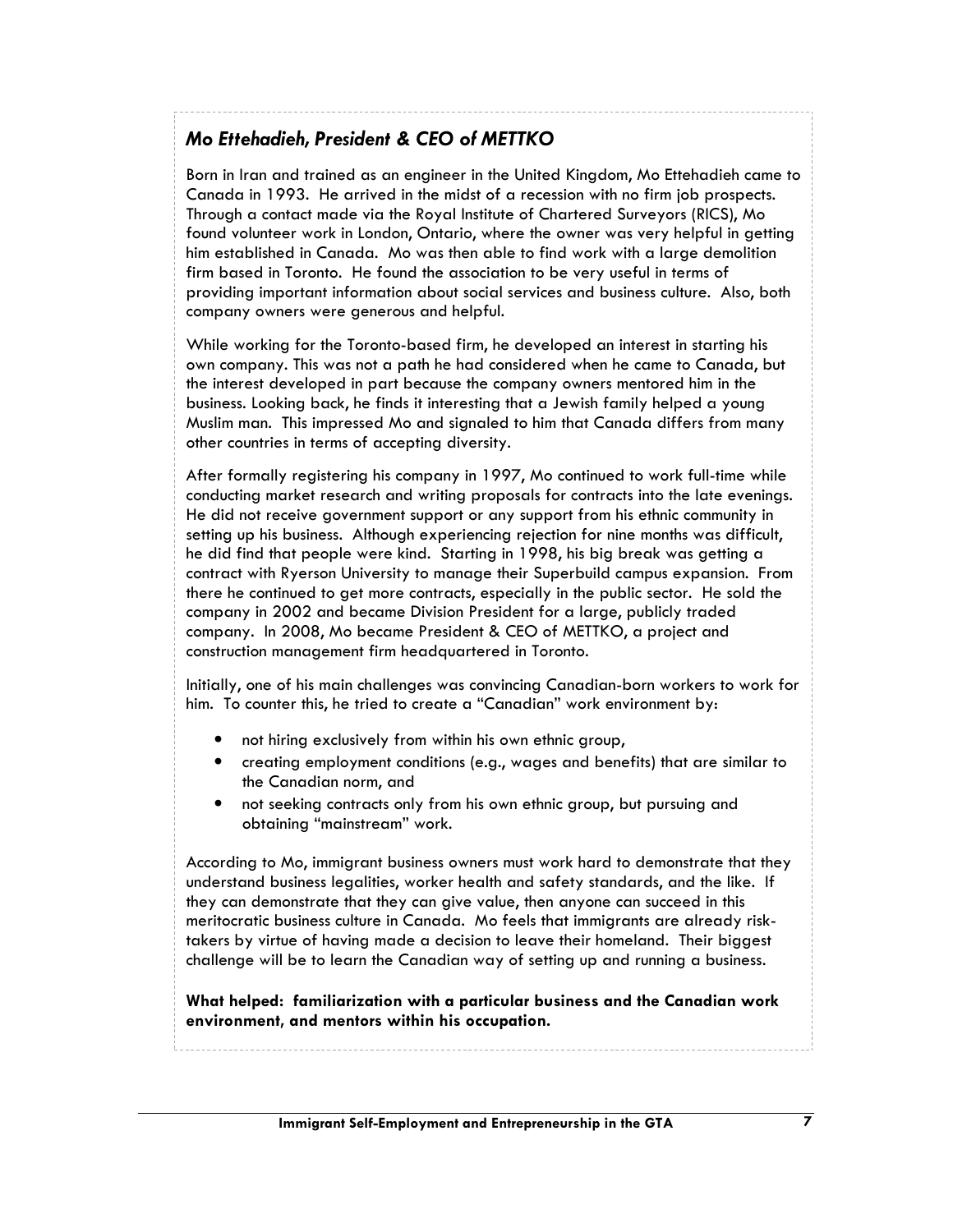### *Mo Ettehadieh, President & CEO of METTKO*

Born in Iran and trained as an engineer in the United Kingdom, Mo Ettehadieh came to Canada in 1993. He arrived in the midst of a recession with no firm job prospects. Through a contact made via the Royal Institute of Chartered Surveyors (RICS), Mo found volunteer work in London, Ontario, where the owner was very helpful in getting him established in Canada. Mo was then able to find work with a large demolition firm based in Toronto. He found the association to be very useful in terms of providing important information about social services and business culture. Also, both company owners were generous and helpful.

While working for the Toronto-based firm, he developed an interest in starting his own company. This was not a path he had considered when he came to Canada, but the interest developed in part because the company owners mentored him in the business. Looking back, he finds it interesting that a Jewish family helped a young Muslim man. This impressed Mo and signaled to him that Canada differs from many other countries in terms of accepting diversity.

After formally registering his company in 1997, Mo continued to work full-time while conducting market research and writing proposals for contracts into the late evenings. He did not receive government support or any support from his ethnic community in setting up his business. Although experiencing rejection for nine months was difficult, he did find that people were kind. Starting in 1998, his big break was getting a contract with Ryerson University to manage their Superbuild campus expansion. From there he continued to get more contracts, especially in the public sector. He sold the company in 2002 and became Division President for a large, publicly traded company. In 2008, Mo became President & CEO of METTKO, a project and construction management firm headquartered in Toronto.

Initially, one of his main challenges was convincing Canadian-born workers to work for him. To counter this, he tried to create a "Canadian" work environment by:

- not hiring exclusively from within his own ethnic group,
- creating employment conditions (e.g., wages and benefits) that are similar to the Canadian norm, and
- not seeking contracts only from his own ethnic group, but pursuing and obtaining "mainstream" work.

According to Mo, immigrant business owners must work hard to demonstrate that they understand business legalities, worker health and safety standards, and the like. If they can demonstrate that they can give value, then anyone can succeed in this meritocratic business culture in Canada. Mo feels that immigrants are already risk-takers by virtue of having made a decision to leave their homeland. Their biggest challenge will be to learn the Canadian way of setting up and running a business.

**What helped: familiarization with a particular business and the Canadian work environment, and mentors within his occupation.**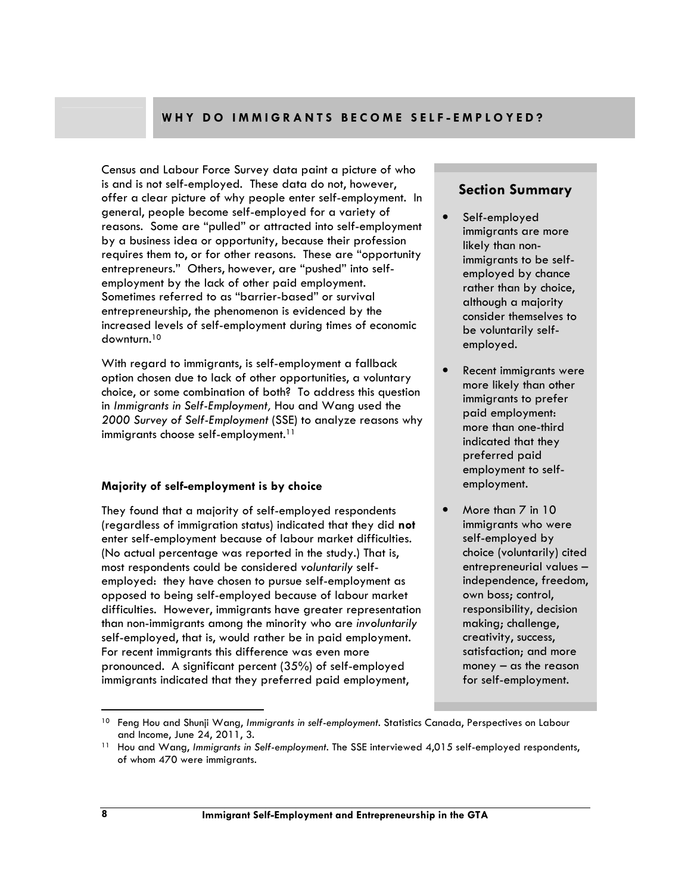## WHY DO IMMIGRANTS BECOME SELF-EMPLOYED?

Census and Labour Force Survey data paint a picture of who is and is not self-employed. These data do not, however, offer a clear picture of why people enter self-employment. In general, people become self-employed for a variety of reasons. Some are "pulled" or attracted into self-employment by a business idea or opportunity, because their profession requires them to, or for other reasons. These are "opportunity entrepreneurs." Others, however, are "pushed" into self-employment by the lack of other paid employment. Sometimes referred to as "barrier-based" or survival entrepreneurship, the phenomenon is evidenced by the increased levels of self-employment during times of economic downturn.[10]

With regard to immigrants, is self-employment a fallback option chosen due to lack of other opportunities, a voluntary choice, or some combination of both? To address this question in *Immigrants in Self-Employment,* Hou and Wang used the *2000 Survey of Self-Employment* (SSE) to analyze reasons why immigrants choose self-employment.[11]

### Majority of self-employment is by choice

They found that a majority of self-employed respondents (regardless of immigration status) indicated that they did **not** enter self-employment because of labour market difficulties. (No actual percentage was reported in the study.) That is, most respondents could be considered *voluntarily* self-employed: they have chosen to pursue self-employment as opposed to being self-employed because of labour market difficulties. However, immigrants have greater representation than non-immigrants among the minority who are *involuntarily* self-employed, that is, would rather be in paid employment. For recent immigrants this difference was even more pronounced. A significant percent (35%) of self-employed immigrants indicated that they preferred paid employment,

### Section Summary

- Self-employed immigrants are more likely than non-immigrants to be self-employed by chance rather than by choice, although a majority consider themselves to be voluntarily self-employed.
- Recent immigrants were more likely than other immigrants to prefer paid employment: more than one-third indicated that they preferred paid employment to self-employment.
- More than 7 in 10 immigrants who were self-employed by choice (voluntarily) cited entrepreneurial values – independence, freedom, own boss; control, responsibility, decision making; challenge, creativity, success, satisfaction; and more money – as the reason for self-employment.

---

[10] Feng Hou and Shunji Wang, *Immigrants in self-employment*. Statistics Canada, Perspectives on Labour and Income, June 24, 2011, 3.

[11] Hou and Wang, *Immigrants in Self-employment*. The SSE interviewed 4,015 self-employed respondents, of whom 470 were immigrants.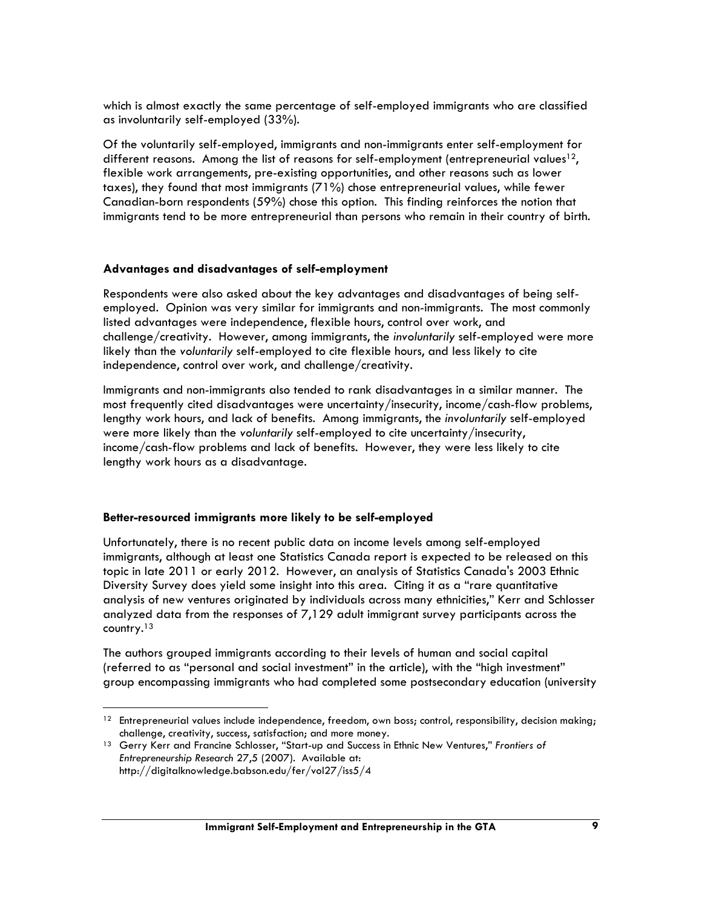which is almost exactly the same percentage of self-employed immigrants who are classified as involuntarily self-employed (33%).

Of the voluntarily self-employed, immigrants and non-immigrants enter self-employment for different reasons. Among the list of reasons for self-employment (entrepreneurial values[12], flexible work arrangements, pre-existing opportunities, and other reasons such as lower taxes), they found that most immigrants (71%) chose entrepreneurial values, while fewer Canadian-born respondents (59%) chose this option. This finding reinforces the notion that immigrants tend to be more entrepreneurial than persons who remain in their country of birth.

### Advantages and disadvantages of self-employment

Respondents were also asked about the key advantages and disadvantages of being self-employed. Opinion was very similar for immigrants and non-immigrants. The most commonly listed advantages were independence, flexible hours, control over work, and challenge/creativity. However, among immigrants, the *involuntarily* self-employed were more likely than the *voluntarily* self-employed to cite flexible hours, and less likely to cite independence, control over work, and challenge/creativity.

Immigrants and non-immigrants also tended to rank disadvantages in a similar manner. The most frequently cited disadvantages were uncertainty/insecurity, income/cash-flow problems, lengthy work hours, and lack of benefits. Among immigrants, the *involuntarily* self-employed were more likely than the *voluntarily* self-employed to cite uncertainty/insecurity, income/cash-flow problems and lack of benefits. However, they were less likely to cite lengthy work hours as a disadvantage.

### Better-resourced immigrants more likely to be self-employed

Unfortunately, there is no recent public data on income levels among self-employed immigrants, although at least one Statistics Canada report is expected to be released on this topic in late 2011 or early 2012. However, an analysis of Statistics Canada's 2003 Ethnic Diversity Survey does yield some insight into this area. Citing it as a "rare quantitative analysis of new ventures originated by individuals across many ethnicities," Kerr and Schlosser analyzed data from the responses of 7,129 adult immigrant survey participants across the country.[13]

The authors grouped immigrants according to their levels of human and social capital (referred to as "personal and social investment" in the article), with the "high investment" group encompassing immigrants who had completed some postsecondary education (university

---

[12] Entrepreneurial values include independence, freedom, own boss; control, responsibility, decision making; challenge, creativity, success, satisfaction; and more money.

[13] Gerry Kerr and Francine Schlosser, "Start-up and Success in Ethnic New Ventures," *Frontiers of Entrepreneurship Research* 27,5 (2007). Available at: http://digitalknowledge.babson.edu/fer/vol27/iss5/4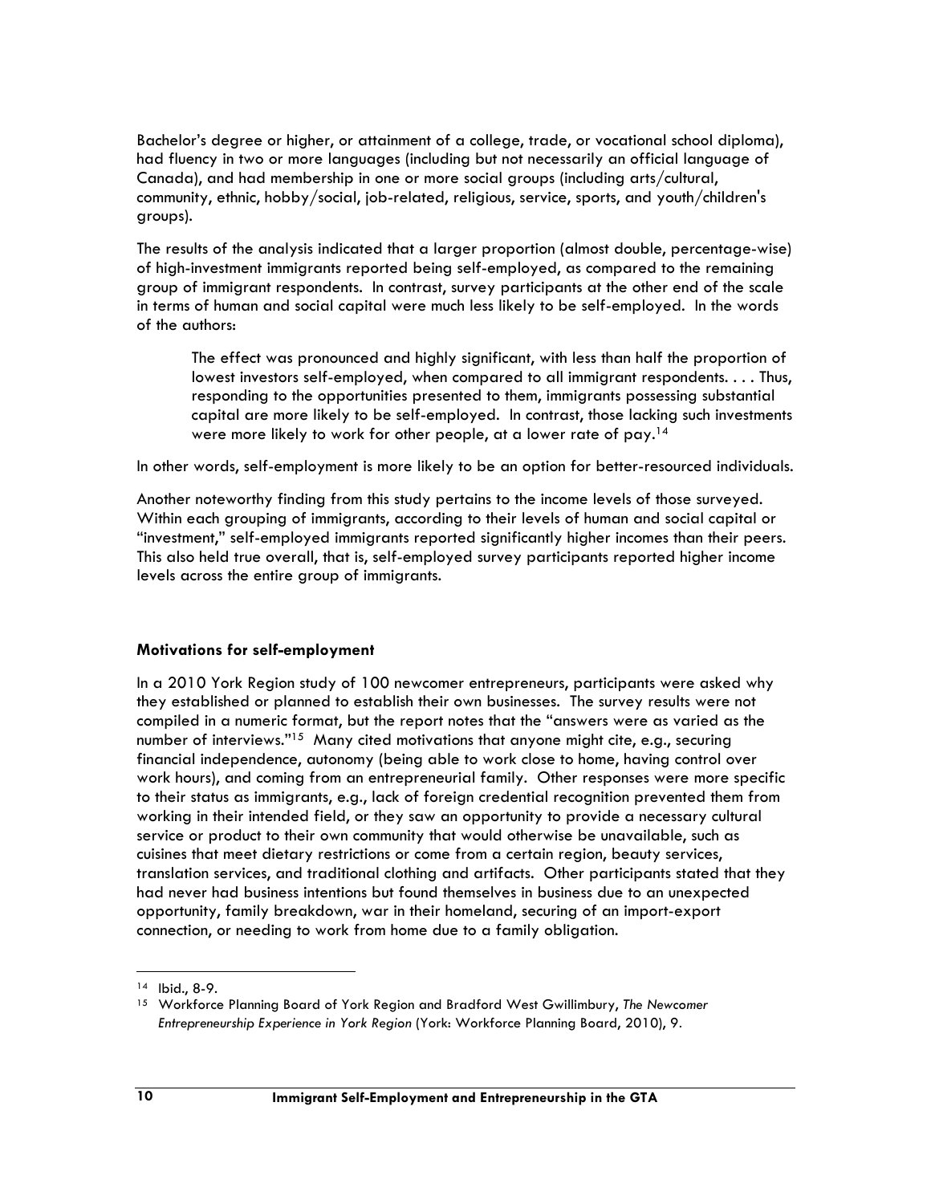Bachelor's degree or higher, or attainment of a college, trade, or vocational school diploma), had fluency in two or more languages (including but not necessarily an official language of Canada), and had membership in one or more social groups (including arts/cultural, community, ethnic, hobby/social, job-related, religious, service, sports, and youth/children's groups).

The results of the analysis indicated that a larger proportion (almost double, percentage-wise) of high-investment immigrants reported being self-employed, as compared to the remaining group of immigrant respondents. In contrast, survey participants at the other end of the scale in terms of human and social capital were much less likely to be self-employed. In the words of the authors:

> The effect was pronounced and highly significant, with less than half the proportion of lowest investors self-employed, when compared to all immigrant respondents. . . . Thus, responding to the opportunities presented to them, immigrants possessing substantial capital are more likely to be self-employed. In contrast, those lacking such investments were more likely to work for other people, at a lower rate of pay.[14]

In other words, self-employment is more likely to be an option for better-resourced individuals.

Another noteworthy finding from this study pertains to the income levels of those surveyed. Within each grouping of immigrants, according to their levels of human and social capital or "investment," self-employed immigrants reported significantly higher incomes than their peers. This also held true overall, that is, self-employed survey participants reported higher income levels across the entire group of immigrants.

### Motivations for self-employment

In a 2010 York Region study of 100 newcomer entrepreneurs, participants were asked why they established or planned to establish their own businesses. The survey results were not compiled in a numeric format, but the report notes that the "answers were as varied as the number of interviews."[15] Many cited motivations that anyone might cite, e.g., securing financial independence, autonomy (being able to work close to home, having control over work hours), and coming from an entrepreneurial family. Other responses were more specific to their status as immigrants, e.g., lack of foreign credential recognition prevented them from working in their intended field, or they saw an opportunity to provide a necessary cultural service or product to their own community that would otherwise be unavailable, such as cuisines that meet dietary restrictions or come from a certain region, beauty services, translation services, and traditional clothing and artifacts. Other participants stated that they had never had business intentions but found themselves in business due to an unexpected opportunity, family breakdown, war in their homeland, securing of an import-export connection, or needing to work from home due to a family obligation.

---

[14] Ibid., 8-9.

[15] Workforce Planning Board of York Region and Bradford West Gwillimbury, *The Newcomer Entrepreneurship Experience in York Region* (York: Workforce Planning Board, 2010), 9.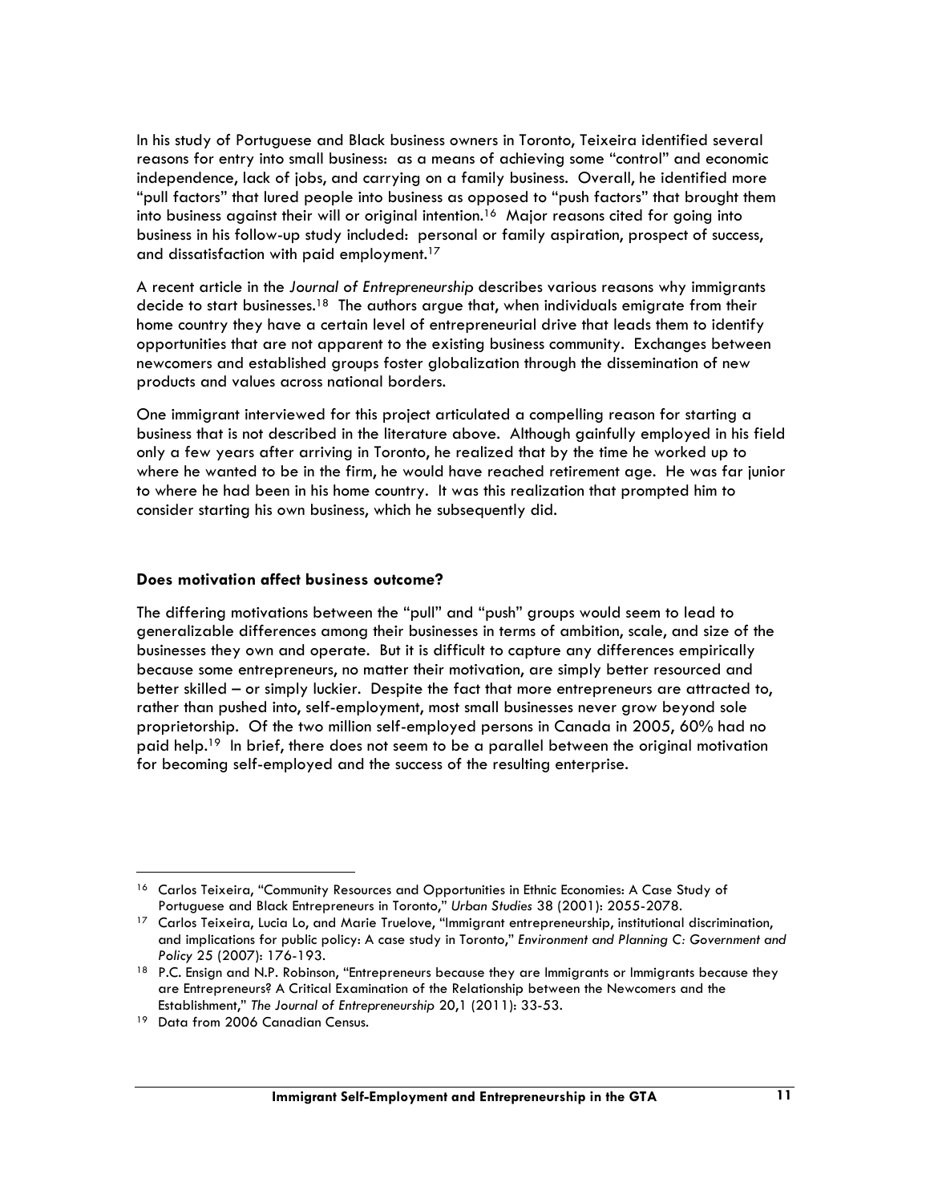In his study of Portuguese and Black business owners in Toronto, Teixeira identified several reasons for entry into small business: as a means of achieving some "control" and economic independence, lack of jobs, and carrying on a family business. Overall, he identified more "pull factors" that lured people into business as opposed to "push factors" that brought them into business against their will or original intention.[16] Major reasons cited for going into business in his follow-up study included: personal or family aspiration, prospect of success, and dissatisfaction with paid employment.[17]

A recent article in the *Journal of Entrepreneurship* describes various reasons why immigrants decide to start businesses.[18] The authors argue that, when individuals emigrate from their home country they have a certain level of entrepreneurial drive that leads them to identify opportunities that are not apparent to the existing business community. Exchanges between newcomers and established groups foster globalization through the dissemination of new products and values across national borders.

One immigrant interviewed for this project articulated a compelling reason for starting a business that is not described in the literature above. Although gainfully employed in his field only a few years after arriving in Toronto, he realized that by the time he worked up to where he wanted to be in the firm, he would have reached retirement age. He was far junior to where he had been in his home country. It was this realization that prompted him to consider starting his own business, which he subsequently did.

### Does motivation affect business outcome?

The differing motivations between the "pull" and "push" groups would seem to lead to generalizable differences among their businesses in terms of ambition, scale, and size of the businesses they own and operate. But it is difficult to capture any differences empirically because some entrepreneurs, no matter their motivation, are simply better resourced and better skilled – or simply luckier. Despite the fact that more entrepreneurs are attracted to, rather than pushed into, self-employment, most small businesses never grow beyond sole proprietorship. Of the two million self-employed persons in Canada in 2005, 60% had no paid help.[19] In brief, there does not seem to be a parallel between the original motivation for becoming self-employed and the success of the resulting enterprise.

---

[16] Carlos Teixeira, "Community Resources and Opportunities in Ethnic Economies: A Case Study of Portuguese and Black Entrepreneurs in Toronto," *Urban Studies* 38 (2001): 2055-2078.

[17] Carlos Teixeira, Lucia Lo, and Marie Truelove, "Immigrant entrepreneurship, institutional discrimination, and implications for public policy: A case study in Toronto," *Environment and Planning C: Government and Policy* 25 (2007): 176-193.

[18] P.C. Ensign and N.P. Robinson, "Entrepreneurs because they are Immigrants or Immigrants because they are Entrepreneurs? A Critical Examination of the Relationship between the Newcomers and the Establishment," *The Journal of Entrepreneurship* 20,1 (2011): 33-53.

[19] Data from 2006 Canadian Census.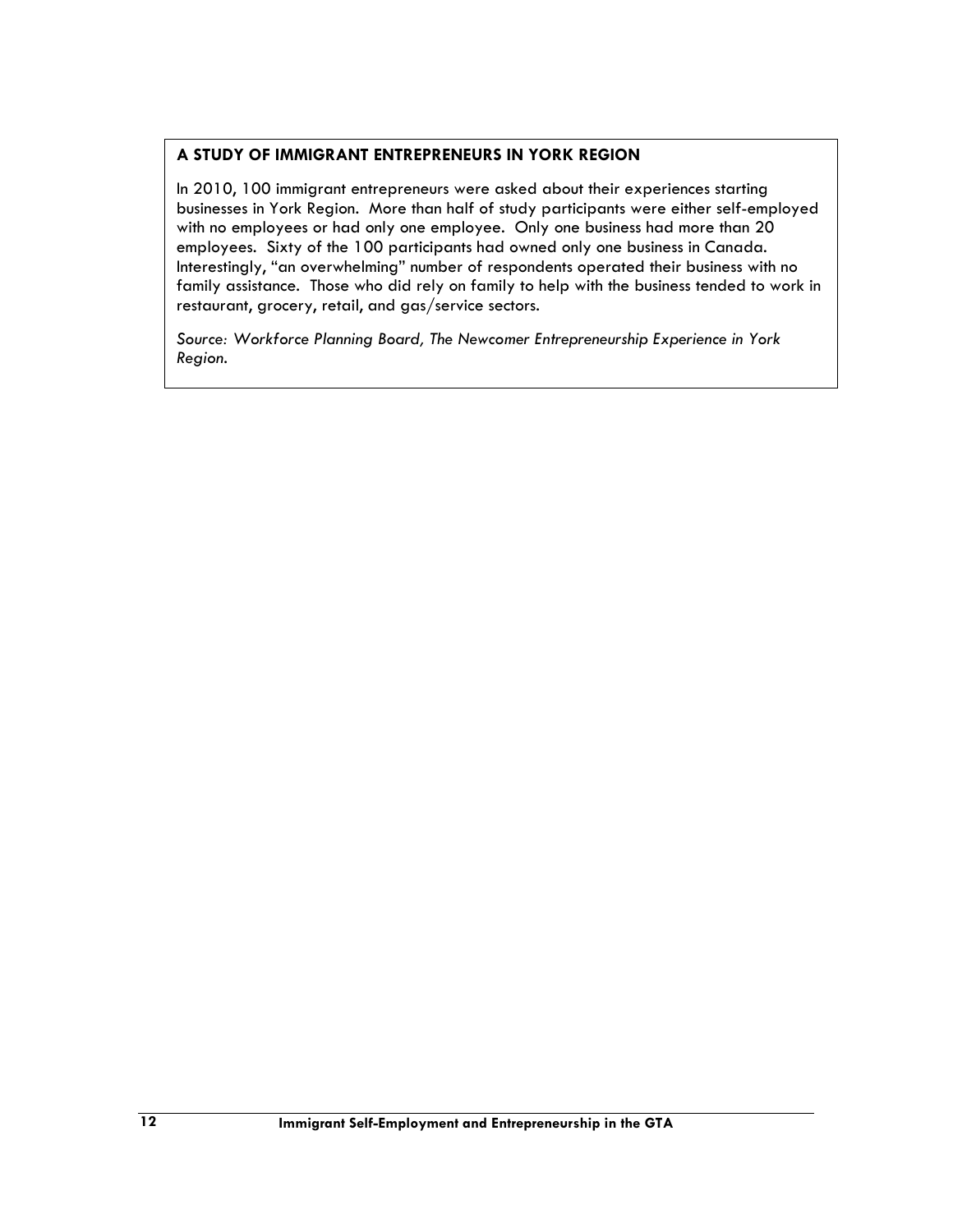**A STUDY OF IMMIGRANT ENTREPRENEURS IN YORK REGION**

In 2010, 100 immigrant entrepreneurs were asked about their experiences starting businesses in York Region. More than half of study participants were either self-employed with no employees or had only one employee. Only one business had more than 20 employees. Sixty of the 100 participants had owned only one business in Canada. Interestingly, "an overwhelming" number of respondents operated their business with no family assistance. Those who did rely on family to help with the business tended to work in restaurant, grocery, retail, and gas/service sectors.

*Source: Workforce Planning Board, The Newcomer Entrepreneurship Experience in York Region.*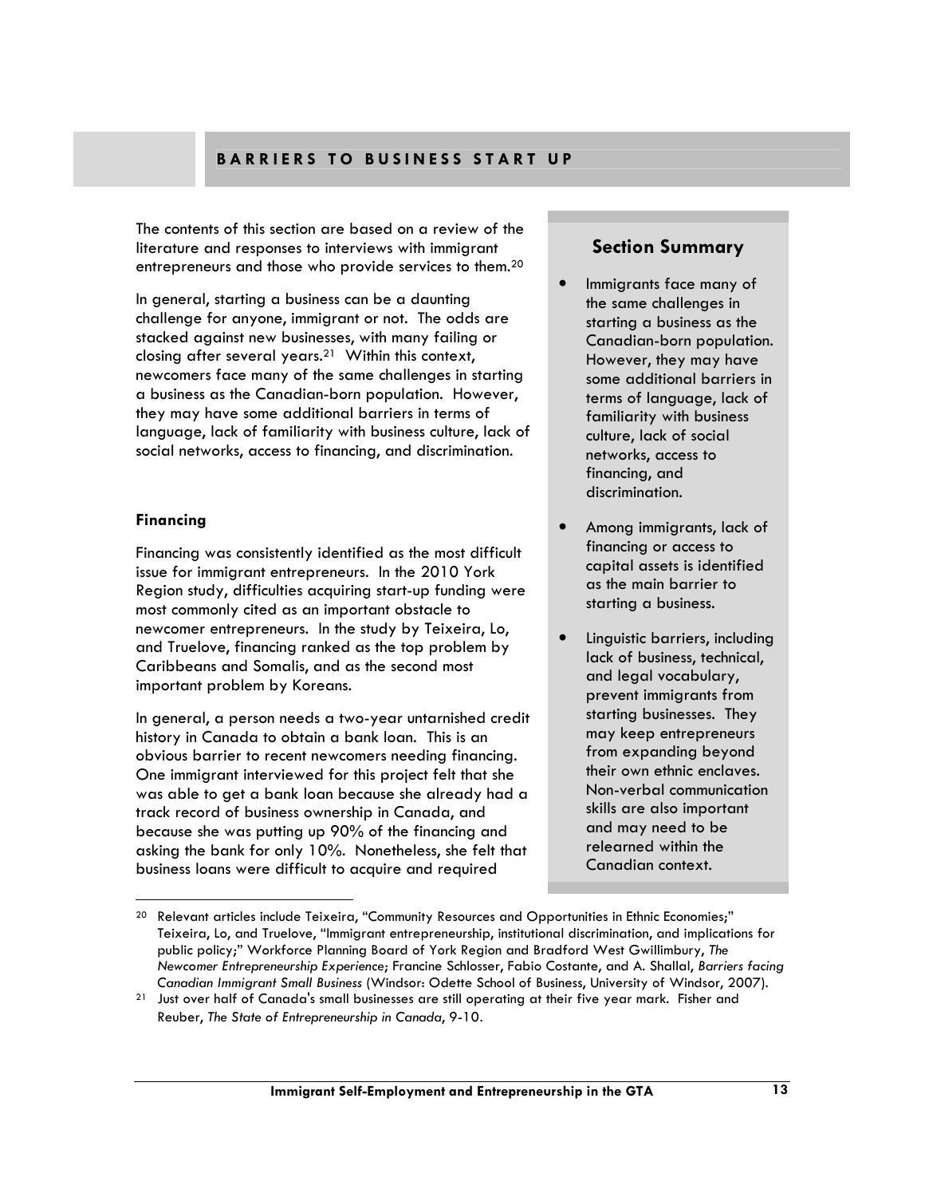## BARRIERS TO BUSINESS START UP

The contents of this section are based on a review of the literature and responses to interviews with immigrant entrepreneurs and those who provide services to them.[20]

In general, starting a business can be a daunting challenge for anyone, immigrant or not. The odds are stacked against new businesses, with many failing or closing after several years.[21] Within this context, newcomers face many of the same challenges in starting a business as the Canadian-born population. However, they may have some additional barriers in terms of language, lack of familiarity with business culture, lack of social networks, access to financing, and discrimination.

### Section Summary

- Immigrants face many of the same challenges in starting a business as the Canadian-born population. However, they may have some additional barriers in terms of language, lack of familiarity with business culture, lack of social networks, access to financing, and discrimination.
- Among immigrants, lack of financing or access to capital assets is identified as the main barrier to starting a business.
- Linguistic barriers, including lack of business, technical, and legal vocabulary, prevent immigrants from starting businesses. They may keep entrepreneurs from expanding beyond their own ethnic enclaves. Non-verbal communication skills are also important and may need to be relearned within the Canadian context.

**Financing**

Financing was consistently identified as the most difficult issue for immigrant entrepreneurs. In the 2010 York Region study, difficulties acquiring start-up funding were most commonly cited as an important obstacle to newcomer entrepreneurs. In the study by Teixeira, Lo, and Truelove, financing ranked as the top problem by Caribbeans and Somalis, and as the second most important problem by Koreans.

In general, a person needs a two-year untarnished credit history in Canada to obtain a bank loan. This is an obvious barrier to recent newcomers needing financing. One immigrant interviewed for this project felt that she was able to get a bank loan because she already had a track record of business ownership in Canada, and because she was putting up 90% of the financing and asking the bank for only 10%. Nonetheless, she felt that business loans were difficult to acquire and required

---

[20] Relevant articles include Teixeira, "Community Resources and Opportunities in Ethnic Economies;" Teixeira, Lo, and Truelove, "Immigrant entrepreneurship, institutional discrimination, and implications for public policy;" Workforce Planning Board of York Region and Bradford West Gwillimbury, *The Newcomer Entrepreneurship Experience*; Francine Schlosser, Fabio Costante, and A. Shallal, *Barriers facing Canadian Immigrant Small Business* (Windsor: Odette School of Business, University of Windsor, 2007).

[21] Just over half of Canada's small businesses are still operating at their five year mark. Fisher and Reuber, *The State of Entrepreneurship in Canada*, 9-10.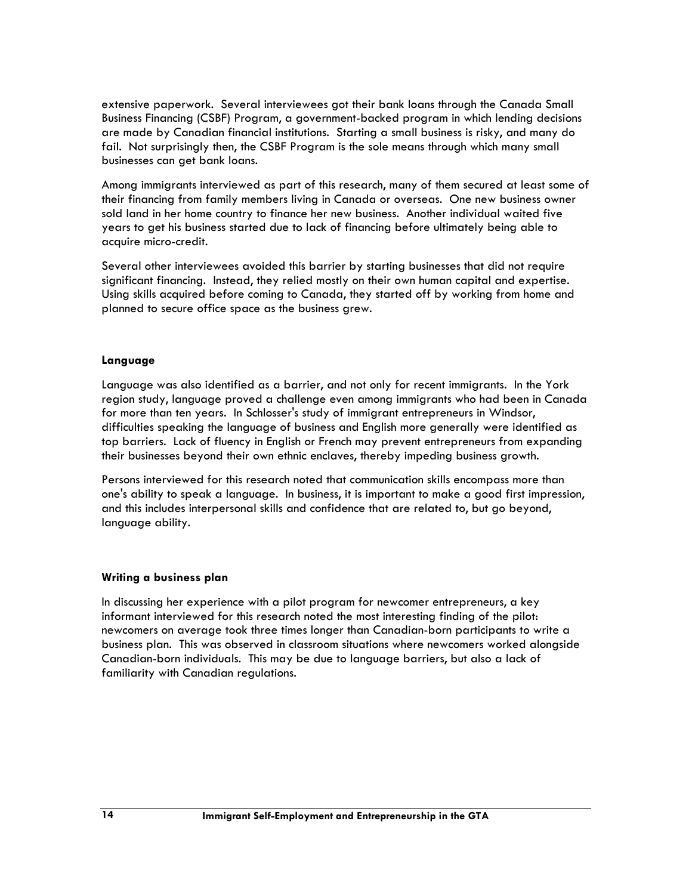extensive paperwork. Several interviewees got their bank loans through the Canada Small Business Financing (CSBF) Program, a government-backed program in which lending decisions are made by Canadian financial institutions. Starting a small business is risky, and many do fail. Not surprisingly then, the CSBF Program is the sole means through which many small businesses can get bank loans.

Among immigrants interviewed as part of this research, many of them secured at least some of their financing from family members living in Canada or overseas. One new business owner sold land in her home country to finance her new business. Another individual waited five years to get his business started due to lack of financing before ultimately being able to acquire micro-credit.

Several other interviewees avoided this barrier by starting businesses that did not require significant financing. Instead, they relied mostly on their own human capital and expertise. Using skills acquired before coming to Canada, they started off by working from home and planned to secure office space as the business grew.

### Language

Language was also identified as a barrier, and not only for recent immigrants. In the York region study, language proved a challenge even among immigrants who had been in Canada for more than ten years. In Schlosser's study of immigrant entrepreneurs in Windsor, difficulties speaking the language of business and English more generally were identified as top barriers. Lack of fluency in English or French may prevent entrepreneurs from expanding their businesses beyond their own ethnic enclaves, thereby impeding business growth.

Persons interviewed for this research noted that communication skills encompass more than one's ability to speak a language. In business, it is important to make a good first impression, and this includes interpersonal skills and confidence that are related to, but go beyond, language ability.

### Writing a business plan

In discussing her experience with a pilot program for newcomer entrepreneurs, a key informant interviewed for this research noted the most interesting finding of the pilot: newcomers on average took three times longer than Canadian-born participants to write a business plan. This was observed in classroom situations where newcomers worked alongside Canadian-born individuals. This may be due to language barriers, but also a lack of familiarity with Canadian regulations.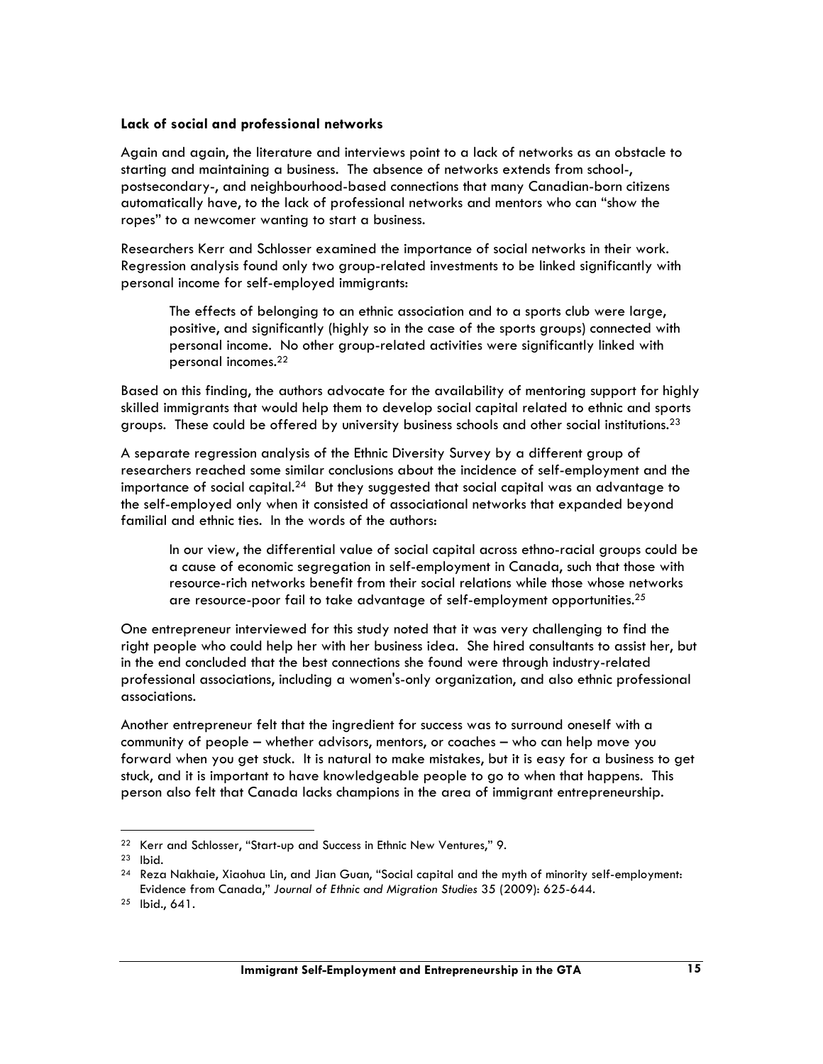**Lack of social and professional networks**

Again and again, the literature and interviews point to a lack of networks as an obstacle to starting and maintaining a business. The absence of networks extends from school-, postsecondary-, and neighbourhood-based connections that many Canadian-born citizens automatically have, to the lack of professional networks and mentors who can "show the ropes" to a newcomer wanting to start a business.

Researchers Kerr and Schlosser examined the importance of social networks in their work. Regression analysis found only two group-related investments to be linked significantly with personal income for self-employed immigrants:

> The effects of belonging to an ethnic association and to a sports club were large, positive, and significantly (highly so in the case of the sports groups) connected with personal income. No other group-related activities were significantly linked with personal incomes.[22]

Based on this finding, the authors advocate for the availability of mentoring support for highly skilled immigrants that would help them to develop social capital related to ethnic and sports groups. These could be offered by university business schools and other social institutions.[23]

A separate regression analysis of the Ethnic Diversity Survey by a different group of researchers reached some similar conclusions about the incidence of self-employment and the importance of social capital.[24] But they suggested that social capital was an advantage to the self-employed only when it consisted of associational networks that expanded beyond familial and ethnic ties. In the words of the authors:

> In our view, the differential value of social capital across ethno-racial groups could be a cause of economic segregation in self-employment in Canada, such that those with resource-rich networks benefit from their social relations while those whose networks are resource-poor fail to take advantage of self-employment opportunities.[25]

One entrepreneur interviewed for this study noted that it was very challenging to find the right people who could help her with her business idea. She hired consultants to assist her, but in the end concluded that the best connections she found were through industry-related professional associations, including a women's-only organization, and also ethnic professional associations.

Another entrepreneur felt that the ingredient for success was to surround oneself with a community of people – whether advisors, mentors, or coaches – who can help move you forward when you get stuck. It is natural to make mistakes, but it is easy for a business to get stuck, and it is important to have knowledgeable people to go to when that happens. This person also felt that Canada lacks champions in the area of immigrant entrepreneurship.

---

[22] Kerr and Schlosser, "Start-up and Success in Ethnic New Ventures," 9.

[23] Ibid.

[24] Reza Nakhaie, Xiaohua Lin, and Jian Guan, "Social capital and the myth of minority self-employment: Evidence from Canada," *Journal of Ethnic and Migration Studies* 35 (2009): 625-644.

[25] Ibid., 641.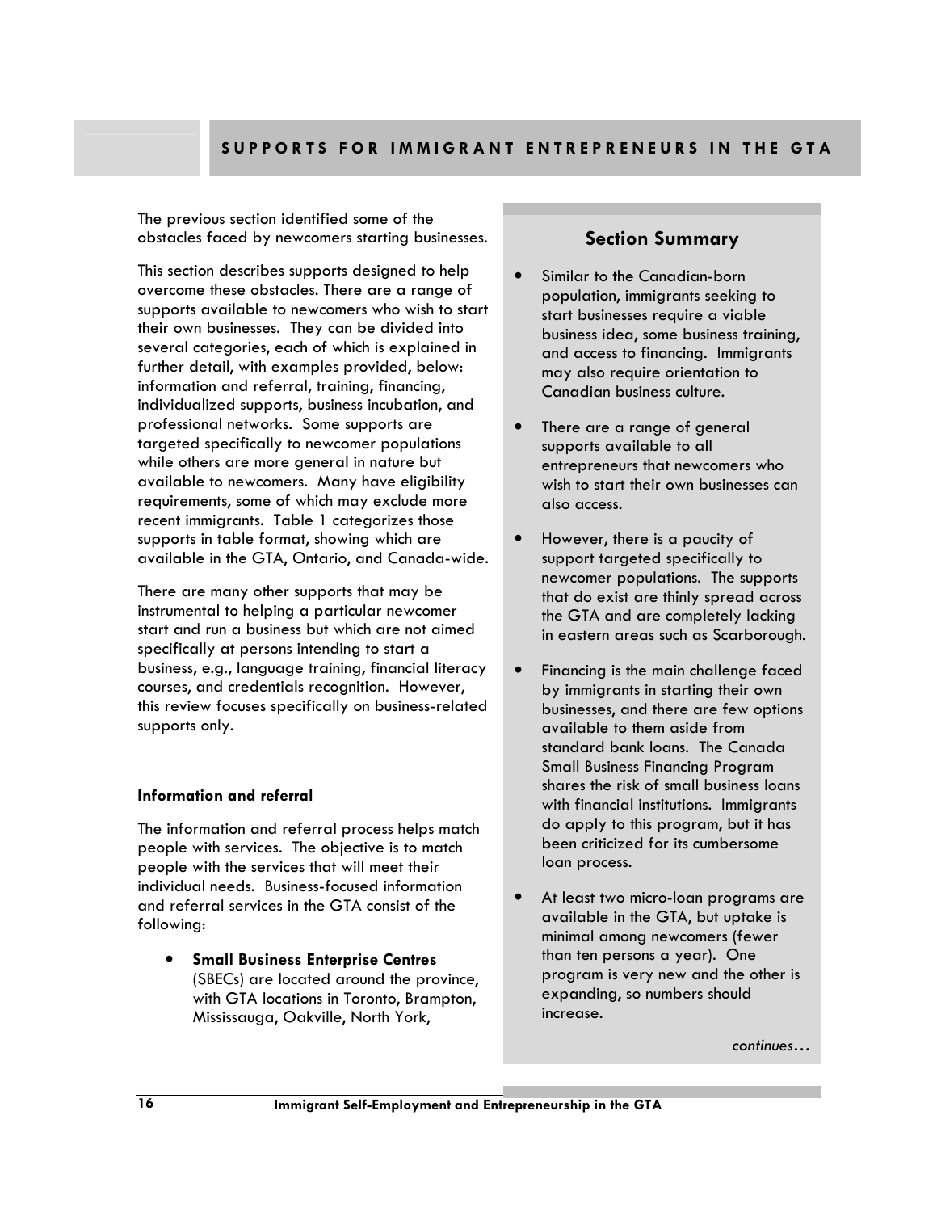## SUPPORTS FOR IMMIGRANT ENTREPRENEURS IN THE GTA

The previous section identified some of the obstacles faced by newcomers starting businesses.

This section describes supports designed to help overcome these obstacles. There are a range of supports available to newcomers who wish to start their own businesses. They can be divided into several categories, each of which is explained in further detail, with examples provided, below: information and referral, training, financing, individualized supports, business incubation, and professional networks. Some supports are targeted specifically to newcomer populations while others are more general in nature but available to newcomers. Many have eligibility requirements, some of which may exclude more recent immigrants. Table 1 categorizes those supports in table format, showing which are available in the GTA, Ontario, and Canada-wide.

There are many other supports that may be instrumental to helping a particular newcomer start and run a business but which are not aimed specifically at persons intending to start a business, e.g., language training, financial literacy courses, and credentials recognition. However, this review focuses specifically on business-related supports only.

### Section Summary

- Similar to the Canadian-born population, immigrants seeking to start businesses require a viable business idea, some business training, and access to financing. Immigrants may also require orientation to Canadian business culture.
- There are a range of general supports available to all entrepreneurs that newcomers who wish to start their own businesses can also access.
- However, there is a paucity of support targeted specifically to newcomer populations. The supports that do exist are thinly spread across the GTA and are completely lacking in eastern areas such as Scarborough.
- Financing is the main challenge faced by immigrants in starting their own businesses, and there are few options available to them aside from standard bank loans. The Canada Small Business Financing Program shares the risk of small business loans with financial institutions. Immigrants do apply to this program, but it has been criticized for its cumbersome loan process.
- At least two micro-loan programs are available in the GTA, but uptake is minimal among newcomers (fewer than ten persons a year). One program is very new and the other is expanding, so numbers should increase.

*continues…*

### Information and referral

The information and referral process helps match people with services. The objective is to match people with the services that will meet their individual needs. Business-focused information and referral services in the GTA consist of the following:

- **Small Business Enterprise Centres** (SBECs) are located around the province, with GTA locations in Toronto, Brampton, Mississauga, Oakville, North York,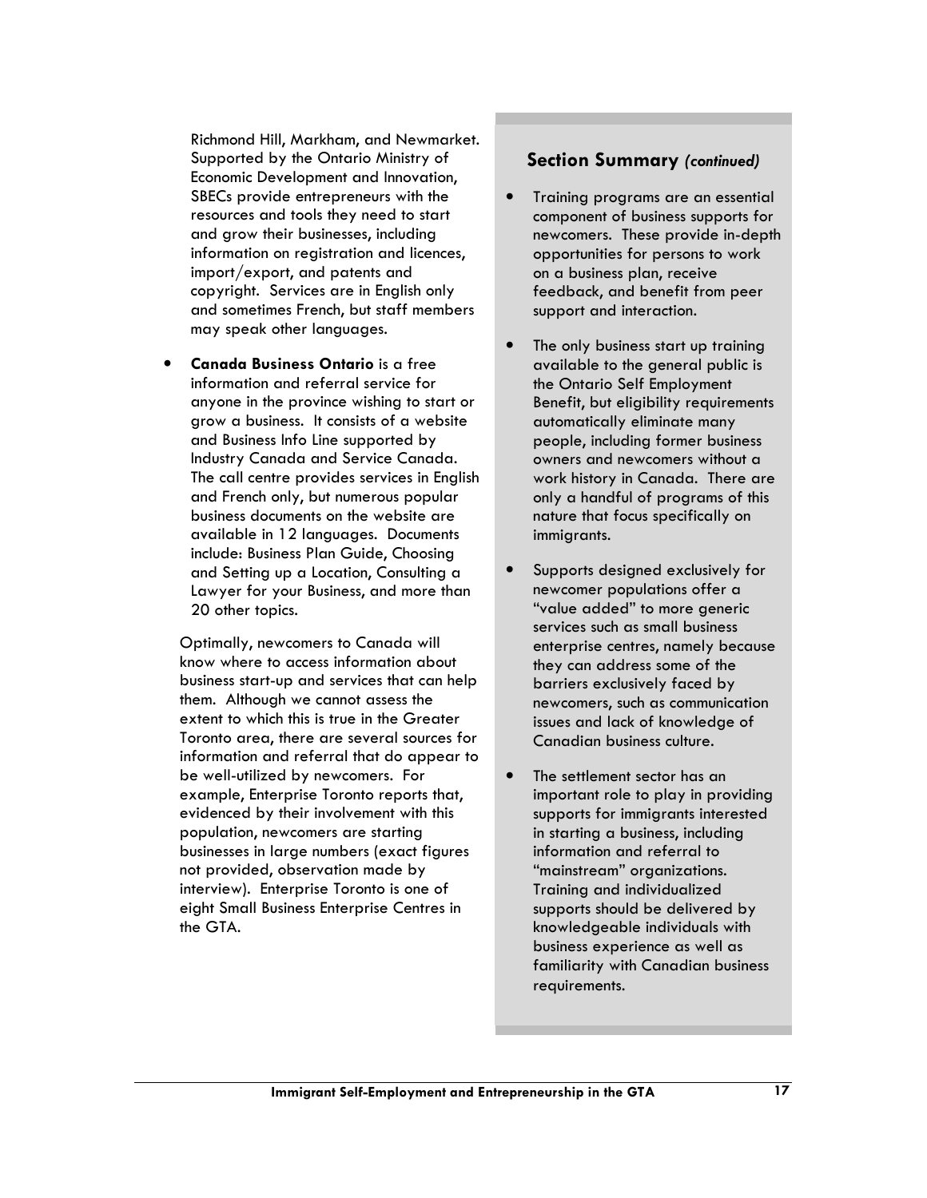Richmond Hill, Markham, and Newmarket. Supported by the Ontario Ministry of Economic Development and Innovation, SBECs provide entrepreneurs with the resources and tools they need to start and grow their businesses, including information on registration and licences, import/export, and patents and copyright. Services are in English only and sometimes French, but staff members may speak other languages.

- **Canada Business Ontario** is a free information and referral service for anyone in the province wishing to start or grow a business. It consists of a website and Business Info Line supported by Industry Canada and Service Canada. The call centre provides services in English and French only, but numerous popular business documents on the website are available in 12 languages. Documents include: Business Plan Guide, Choosing and Setting up a Location, Consulting a Lawyer for your Business, and more than 20 other topics.

Optimally, newcomers to Canada will know where to access information about business start-up and services that can help them. Although we cannot assess the extent to which this is true in the Greater Toronto area, there are several sources for information and referral that do appear to be well-utilized by newcomers. For example, Enterprise Toronto reports that, evidenced by their involvement with this population, newcomers are starting businesses in large numbers (exact figures not provided, observation made by interview). Enterprise Toronto is one of eight Small Business Enterprise Centres in the GTA.

### Section Summary *(continued)*

- Training programs are an essential component of business supports for newcomers. These provide in-depth opportunities for persons to work on a business plan, receive feedback, and benefit from peer support and interaction.
- The only business start up training available to the general public is the Ontario Self Employment Benefit, but eligibility requirements automatically eliminate many people, including former business owners and newcomers without a work history in Canada. There are only a handful of programs of this nature that focus specifically on immigrants.
- Supports designed exclusively for newcomer populations offer a "value added" to more generic services such as small business enterprise centres, namely because they can address some of the barriers exclusively faced by newcomers, such as communication issues and lack of knowledge of Canadian business culture.
- The settlement sector has an important role to play in providing supports for immigrants interested in starting a business, including information and referral to "mainstream" organizations. Training and individualized supports should be delivered by knowledgeable individuals with business experience as well as familiarity with Canadian business requirements.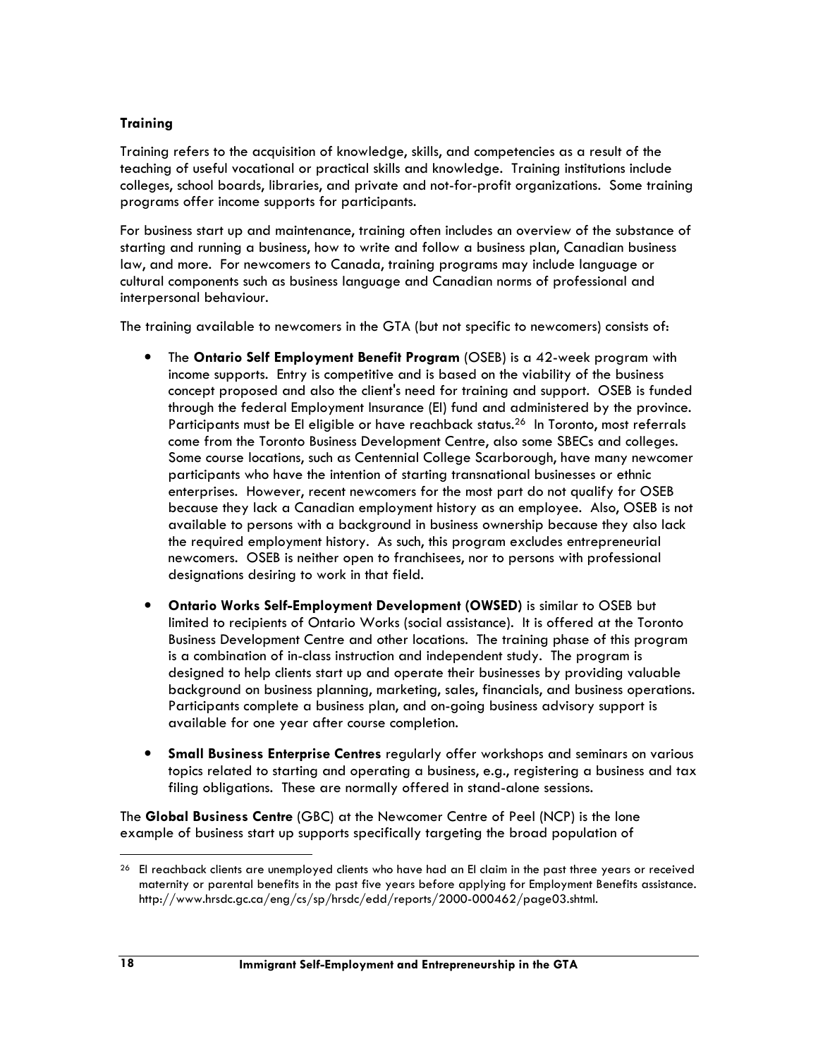**Training**

Training refers to the acquisition of knowledge, skills, and competencies as a result of the teaching of useful vocational or practical skills and knowledge. Training institutions include colleges, school boards, libraries, and private and not-for-profit organizations. Some training programs offer income supports for participants.

For business start up and maintenance, training often includes an overview of the substance of starting and running a business, how to write and follow a business plan, Canadian business law, and more. For newcomers to Canada, training programs may include language or cultural components such as business language and Canadian norms of professional and interpersonal behaviour.

The training available to newcomers in the GTA (but not specific to newcomers) consists of:

- The **Ontario Self Employment Benefit Program** (OSEB) is a 42-week program with income supports. Entry is competitive and is based on the viability of the business concept proposed and also the client's need for training and support. OSEB is funded through the federal Employment Insurance (EI) fund and administered by the province. Participants must be EI eligible or have reachback status.[26] In Toronto, most referrals come from the Toronto Business Development Centre, also some SBECs and colleges. Some course locations, such as Centennial College Scarborough, have many newcomer participants who have the intention of starting transnational businesses or ethnic enterprises. However, recent newcomers for the most part do not qualify for OSEB because they lack a Canadian employment history as an employee. Also, OSEB is not available to persons with a background in business ownership because they also lack the required employment history. As such, this program excludes entrepreneurial newcomers. OSEB is neither open to franchisees, nor to persons with professional designations desiring to work in that field.
- **Ontario Works Self-Employment Development (OWSED)** is similar to OSEB but limited to recipients of Ontario Works (social assistance). It is offered at the Toronto Business Development Centre and other locations. The training phase of this program is a combination of in-class instruction and independent study. The program is designed to help clients start up and operate their businesses by providing valuable background on business planning, marketing, sales, financials, and business operations. Participants complete a business plan, and on-going business advisory support is available for one year after course completion.
- **Small Business Enterprise Centres** regularly offer workshops and seminars on various topics related to starting and operating a business, e.g., registering a business and tax filing obligations. These are normally offered in stand-alone sessions.

The **Global Business Centre** (GBC) at the Newcomer Centre of Peel (NCP) is the lone example of business start up supports specifically targeting the broad population of

[26] EI reachback clients are unemployed clients who have had an EI claim in the past three years or received maternity or parental benefits in the past five years before applying for Employment Benefits assistance. http://www.hrsdc.gc.ca/eng/cs/sp/hrsdc/edd/reports/2000-000462/page03.shtml.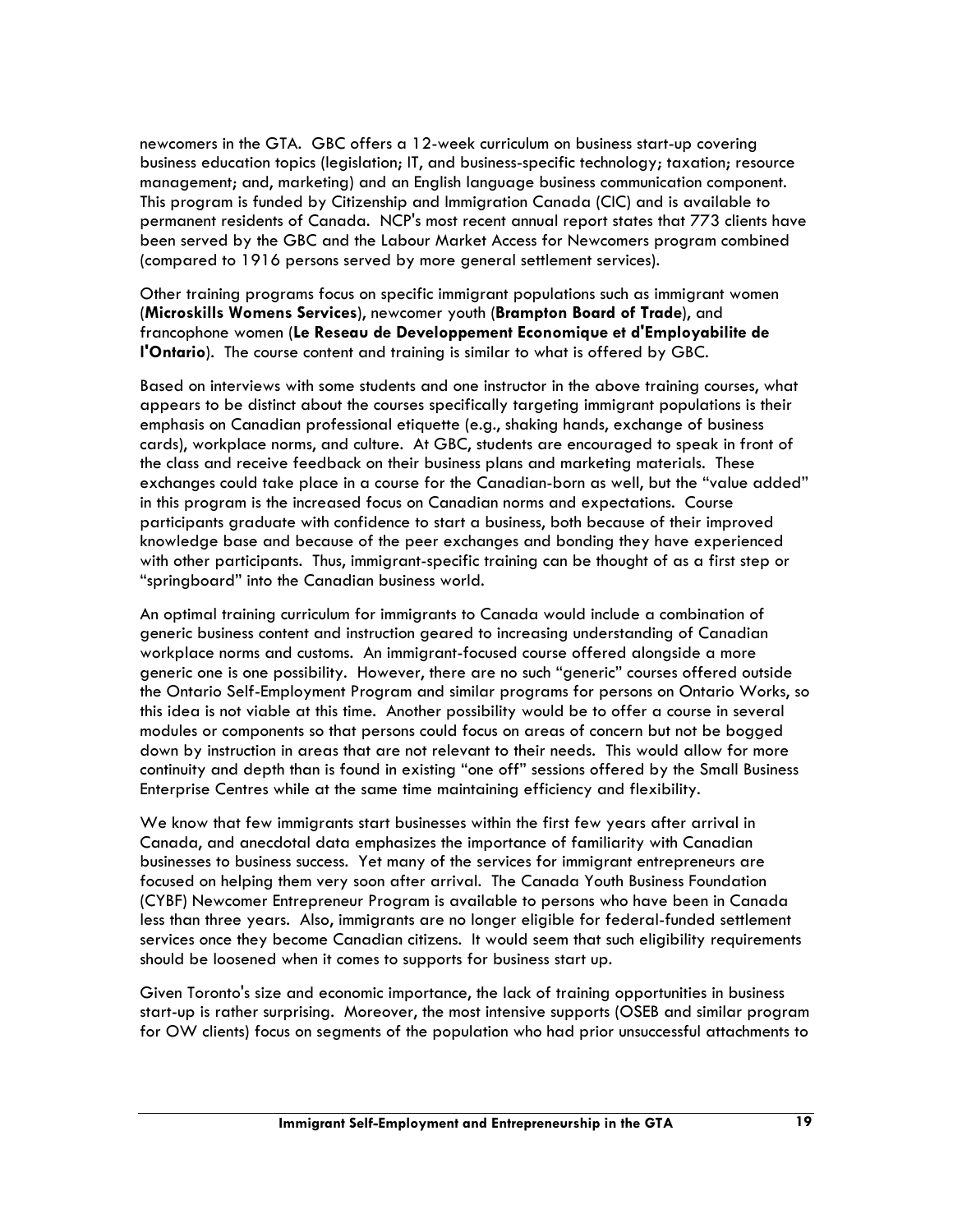newcomers in the GTA. GBC offers a 12-week curriculum on business start-up covering business education topics (legislation; IT, and business-specific technology; taxation; resource management; and, marketing) and an English language business communication component. This program is funded by Citizenship and Immigration Canada (CIC) and is available to permanent residents of Canada. NCP's most recent annual report states that 773 clients have been served by the GBC and the Labour Market Access for Newcomers program combined (compared to 1916 persons served by more general settlement services).

Other training programs focus on specific immigrant populations such as immigrant women (**Microskills Womens Services**), newcomer youth (**Brampton Board of Trade**), and francophone women (**Le Reseau de Developpement Economique et d'Employabilite de l'Ontario**). The course content and training is similar to what is offered by GBC.

Based on interviews with some students and one instructor in the above training courses, what appears to be distinct about the courses specifically targeting immigrant populations is their emphasis on Canadian professional etiquette (e.g., shaking hands, exchange of business cards), workplace norms, and culture. At GBC, students are encouraged to speak in front of the class and receive feedback on their business plans and marketing materials. These exchanges could take place in a course for the Canadian-born as well, but the "value added" in this program is the increased focus on Canadian norms and expectations. Course participants graduate with confidence to start a business, both because of their improved knowledge base and because of the peer exchanges and bonding they have experienced with other participants. Thus, immigrant-specific training can be thought of as a first step or "springboard" into the Canadian business world.

An optimal training curriculum for immigrants to Canada would include a combination of generic business content and instruction geared to increasing understanding of Canadian workplace norms and customs. An immigrant-focused course offered alongside a more generic one is one possibility. However, there are no such "generic" courses offered outside the Ontario Self-Employment Program and similar programs for persons on Ontario Works, so this idea is not viable at this time. Another possibility would be to offer a course in several modules or components so that persons could focus on areas of concern but not be bogged down by instruction in areas that are not relevant to their needs. This would allow for more continuity and depth than is found in existing "one off" sessions offered by the Small Business Enterprise Centres while at the same time maintaining efficiency and flexibility.

We know that few immigrants start businesses within the first few years after arrival in Canada, and anecdotal data emphasizes the importance of familiarity with Canadian businesses to business success. Yet many of the services for immigrant entrepreneurs are focused on helping them very soon after arrival. The Canada Youth Business Foundation (CYBF) Newcomer Entrepreneur Program is available to persons who have been in Canada less than three years. Also, immigrants are no longer eligible for federal-funded settlement services once they become Canadian citizens. It would seem that such eligibility requirements should be loosened when it comes to supports for business start up.

Given Toronto's size and economic importance, the lack of training opportunities in business start-up is rather surprising. Moreover, the most intensive supports (OSEB and similar program for OW clients) focus on segments of the population who had prior unsuccessful attachments to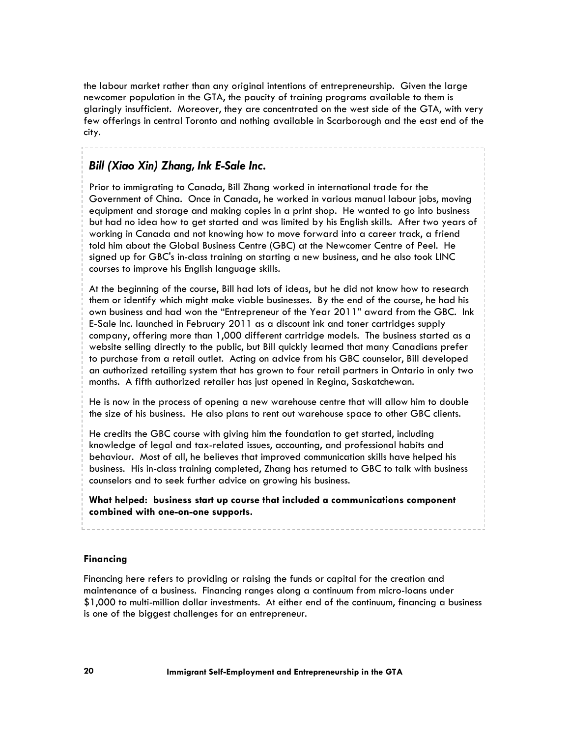the labour market rather than any original intentions of entrepreneurship. Given the large newcomer population in the GTA, the paucity of training programs available to them is glaringly insufficient. Moreover, they are concentrated on the west side of the GTA, with very few offerings in central Toronto and nothing available in Scarborough and the east end of the city.

### *Bill (Xiao Xin) Zhang, Ink E-Sale Inc.*

Prior to immigrating to Canada, Bill Zhang worked in international trade for the Government of China. Once in Canada, he worked in various manual labour jobs, moving equipment and storage and making copies in a print shop. He wanted to go into business but had no idea how to get started and was limited by his English skills. After two years of working in Canada and not knowing how to move forward into a career track, a friend told him about the Global Business Centre (GBC) at the Newcomer Centre of Peel. He signed up for GBC's in-class training on starting a new business, and he also took LINC courses to improve his English language skills.

At the beginning of the course, Bill had lots of ideas, but he did not know how to research them or identify which might make viable businesses. By the end of the course, he had his own business and had won the "Entrepreneur of the Year 2011" award from the GBC. Ink E-Sale Inc. launched in February 2011 as a discount ink and toner cartridges supply company, offering more than 1,000 different cartridge models. The business started as a website selling directly to the public, but Bill quickly learned that many Canadians prefer to purchase from a retail outlet. Acting on advice from his GBC counselor, Bill developed an authorized retailing system that has grown to four retail partners in Ontario in only two months. A fifth authorized retailer has just opened in Regina, Saskatchewan.

He is now in the process of opening a new warehouse centre that will allow him to double the size of his business. He also plans to rent out warehouse space to other GBC clients.

He credits the GBC course with giving him the foundation to get started, including knowledge of legal and tax-related issues, accounting, and professional habits and behaviour. Most of all, he believes that improved communication skills have helped his business. His in-class training completed, Zhang has returned to GBC to talk with business counselors and to seek further advice on growing his business.

**What helped: business start up course that included a communications component combined with one-on-one supports.**

#### Financing

Financing here refers to providing or raising the funds or capital for the creation and maintenance of a business. Financing ranges along a continuum from micro-loans under $1,000 to multi-million dollar investments. At either end of the continuum, financing a business is one of the biggest challenges for an entrepreneur.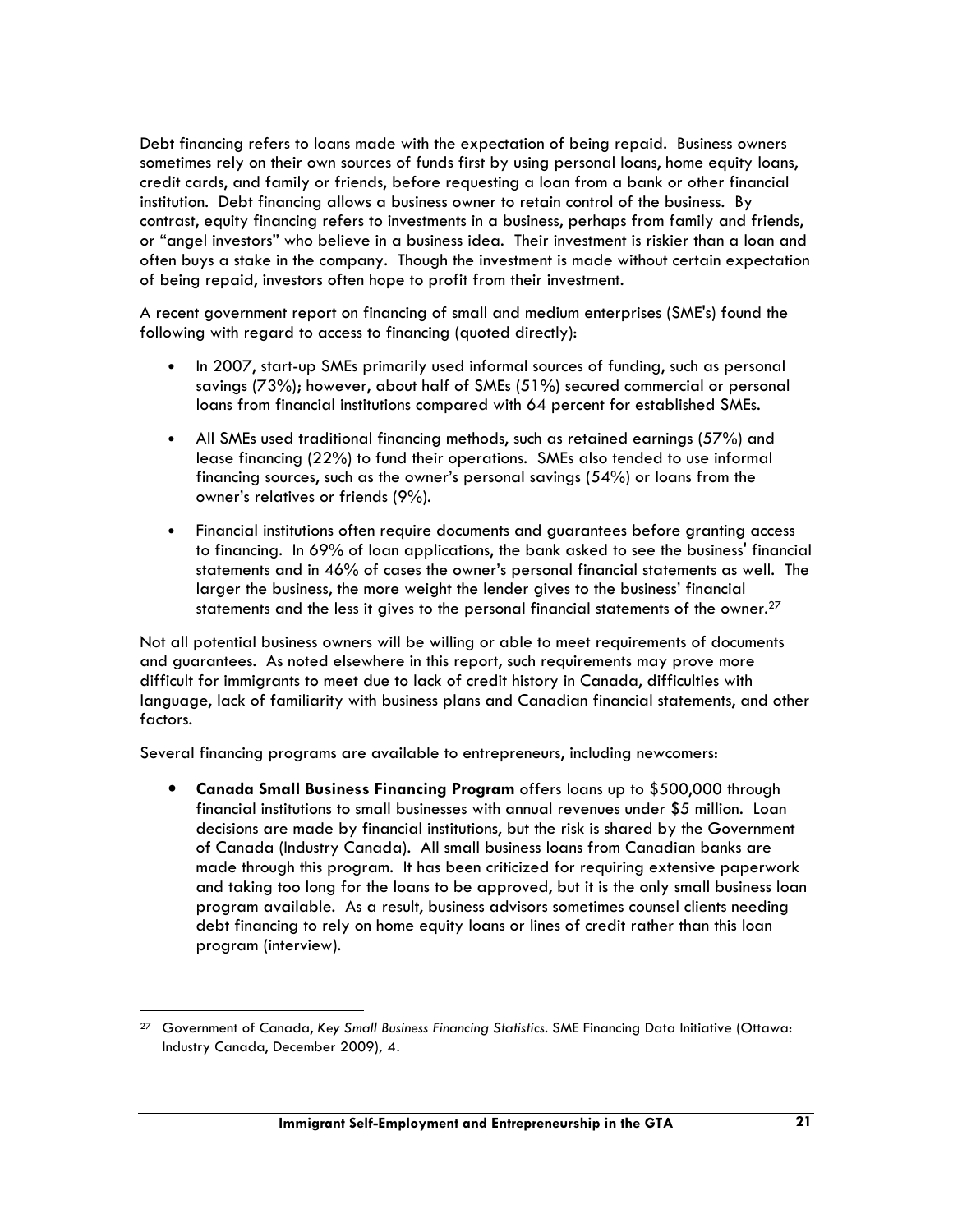Debt financing refers to loans made with the expectation of being repaid. Business owners sometimes rely on their own sources of funds first by using personal loans, home equity loans, credit cards, and family or friends, before requesting a loan from a bank or other financial institution. Debt financing allows a business owner to retain control of the business. By contrast, equity financing refers to investments in a business, perhaps from family and friends, or "angel investors" who believe in a business idea. Their investment is riskier than a loan and often buys a stake in the company. Though the investment is made without certain expectation of being repaid, investors often hope to profit from their investment.

A recent government report on financing of small and medium enterprises (SME's) found the following with regard to access to financing (quoted directly):

- In 2007, start-up SMEs primarily used informal sources of funding, such as personal savings (73%); however, about half of SMEs (51%) secured commercial or personal loans from financial institutions compared with 64 percent for established SMEs.
- All SMEs used traditional financing methods, such as retained earnings (57%) and lease financing (22%) to fund their operations. SMEs also tended to use informal financing sources, such as the owner's personal savings (54%) or loans from the owner's relatives or friends (9%).
- Financial institutions often require documents and guarantees before granting access to financing. In 69% of loan applications, the bank asked to see the business' financial statements and in 46% of cases the owner's personal financial statements as well. The larger the business, the more weight the lender gives to the business' financial statements and the less it gives to the personal financial statements of the owner.[27]

Not all potential business owners will be willing or able to meet requirements of documents and guarantees. As noted elsewhere in this report, such requirements may prove more difficult for immigrants to meet due to lack of credit history in Canada, difficulties with language, lack of familiarity with business plans and Canadian financial statements, and other factors.

Several financing programs are available to entrepreneurs, including newcomers:

- **Canada Small Business Financing Program** offers loans up to $500,000 through financial institutions to small businesses with annual revenues under $5 million. Loan decisions are made by financial institutions, but the risk is shared by the Government of Canada (Industry Canada). All small business loans from Canadian banks are made through this program. It has been criticized for requiring extensive paperwork and taking too long for the loans to be approved, but it is the only small business loan program available. As a result, business advisors sometimes counsel clients needing debt financing to rely on home equity loans or lines of credit rather than this loan program (interview).

---

[27] Government of Canada, *Key Small Business Financing Statistics*. SME Financing Data Initiative (Ottawa: Industry Canada, December 2009), 4.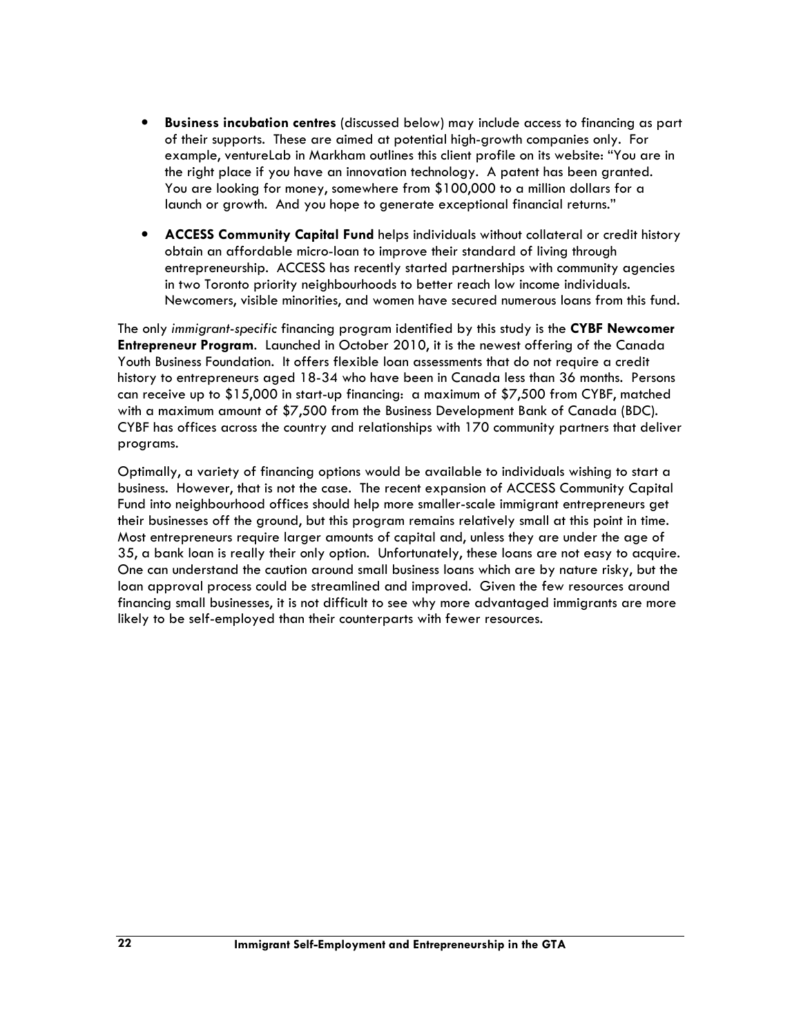- **Business incubation centres** (discussed below) may include access to financing as part of their supports. These are aimed at potential high-growth companies only. For example, ventureLab in Markham outlines this client profile on its website: "You are in the right place if you have an innovation technology. A patent has been granted. You are looking for money, somewhere from $100,000 to a million dollars for a launch or growth. And you hope to generate exceptional financial returns."

- **ACCESS Community Capital Fund** helps individuals without collateral or credit history obtain an affordable micro-loan to improve their standard of living through entrepreneurship. ACCESS has recently started partnerships with community agencies in two Toronto priority neighbourhoods to better reach low income individuals. Newcomers, visible minorities, and women have secured numerous loans from this fund.

The only *immigrant-specific* financing program identified by this study is the **CYBF Newcomer Entrepreneur Program**. Launched in October 2010, it is the newest offering of the Canada Youth Business Foundation. It offers flexible loan assessments that do not require a credit history to entrepreneurs aged 18-34 who have been in Canada less than 36 months. Persons can receive up to $15,000 in start-up financing: a maximum of $7,500 from CYBF, matched with a maximum amount of $7,500 from the Business Development Bank of Canada (BDC). CYBF has offices across the country and relationships with 170 community partners that deliver programs.

Optimally, a variety of financing options would be available to individuals wishing to start a business. However, that is not the case. The recent expansion of ACCESS Community Capital Fund into neighbourhood offices should help more smaller-scale immigrant entrepreneurs get their businesses off the ground, but this program remains relatively small at this point in time. Most entrepreneurs require larger amounts of capital and, unless they are under the age of 35, a bank loan is really their only option. Unfortunately, these loans are not easy to acquire. One can understand the caution around small business loans which are by nature risky, but the loan approval process could be streamlined and improved. Given the few resources around financing small businesses, it is not difficult to see why more advantaged immigrants are more likely to be self-employed than their counterparts with fewer resources.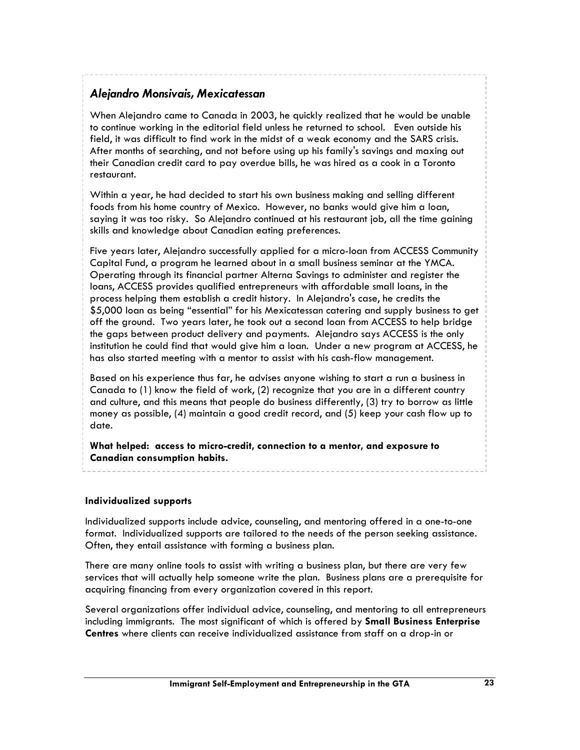### *Alejandro Monsivais, Mexicatessan*

When Alejandro came to Canada in 2003, he quickly realized that he would be unable to continue working in the editorial field unless he returned to school. Even outside his field, it was difficult to find work in the midst of a weak economy and the SARS crisis. After months of searching, and not before using up his family's savings and maxing out their Canadian credit card to pay overdue bills, he was hired as a cook in a Toronto restaurant.

Within a year, he had decided to start his own business making and selling different foods from his home country of Mexico. However, no banks would give him a loan, saying it was too risky. So Alejandro continued at his restaurant job, all the time gaining skills and knowledge about Canadian eating preferences.

Five years later, Alejandro successfully applied for a micro-loan from ACCESS Community Capital Fund, a program he learned about in a small business seminar at the YMCA. Operating through its financial partner Alterna Savings to administer and register the loans, ACCESS provides qualified entrepreneurs with affordable small loans, in the process helping them establish a credit history. In Alejandro's case, he credits the $5,000 loan as being "essential" for his Mexicatessan catering and supply business to get off the ground. Two years later, he took out a second loan from ACCESS to help bridge the gaps between product delivery and payments. Alejandro says ACCESS is the only institution he could find that would give him a loan. Under a new program at ACCESS, he has also started meeting with a mentor to assist with his cash-flow management.

Based on his experience thus far, he advises anyone wishing to start a run a business in Canada to (1) know the field of work, (2) recognize that you are in a different country and culture, and this means that people do business differently, (3) try to borrow as little money as possible, (4) maintain a good credit record, and (5) keep your cash flow up to date.

**What helped: access to micro-credit, connection to a mentor, and exposure to Canadian consumption habits.**

#### Individualized supports

Individualized supports include advice, counseling, and mentoring offered in a one-to-one format. Individualized supports are tailored to the needs of the person seeking assistance. Often, they entail assistance with forming a business plan.

There are many online tools to assist with writing a business plan, but there are very few services that will actually help someone write the plan. Business plans are a prerequisite for acquiring financing from every organization covered in this report.

Several organizations offer individual advice, counseling, and mentoring to all entrepreneurs including immigrants. The most significant of which is offered by **Small Business Enterprise Centres** where clients can receive individualized assistance from staff on a drop-in or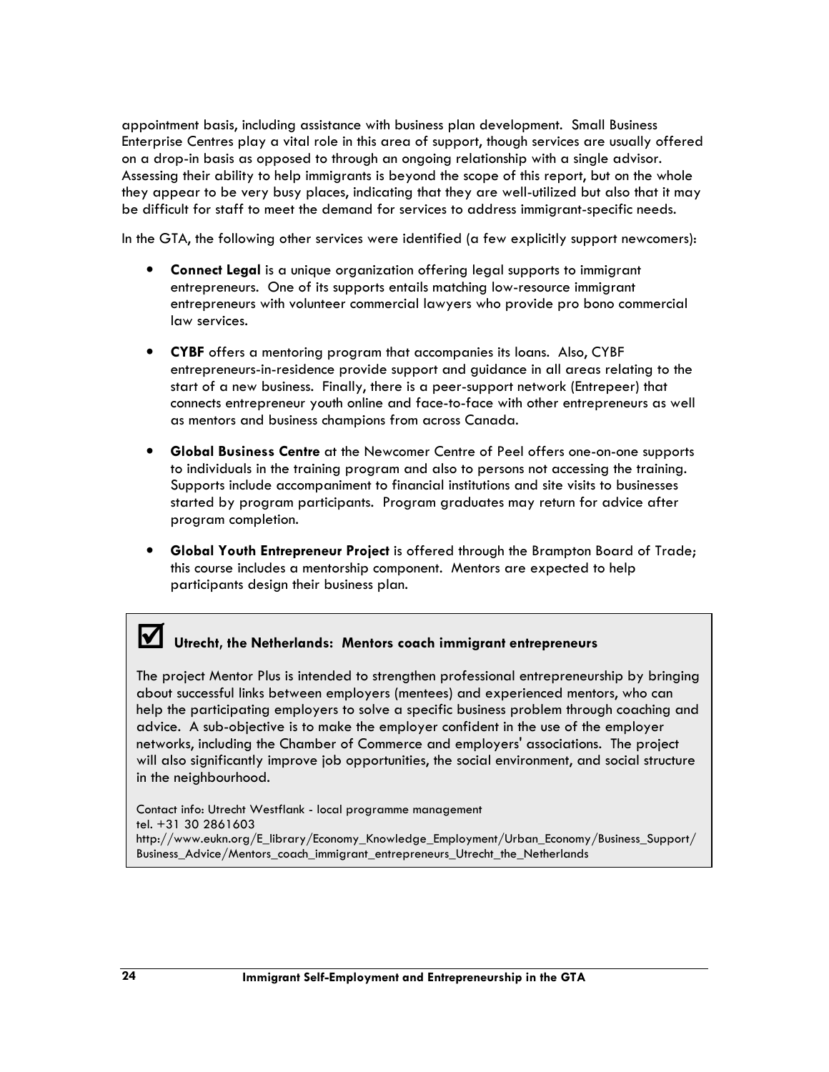appointment basis, including assistance with business plan development. Small Business Enterprise Centres play a vital role in this area of support, though services are usually offered on a drop-in basis as opposed to through an ongoing relationship with a single advisor. Assessing their ability to help immigrants is beyond the scope of this report, but on the whole they appear to be very busy places, indicating that they are well-utilized but also that it may be difficult for staff to meet the demand for services to address immigrant-specific needs.

In the GTA, the following other services were identified (a few explicitly support newcomers):

- **Connect Legal** is a unique organization offering legal supports to immigrant entrepreneurs. One of its supports entails matching low-resource immigrant entrepreneurs with volunteer commercial lawyers who provide pro bono commercial law services.

- **CYBF** offers a mentoring program that accompanies its loans. Also, CYBF entrepreneurs-in-residence provide support and guidance in all areas relating to the start of a new business. Finally, there is a peer-support network (Entrepeer) that connects entrepreneur youth online and face-to-face with other entrepreneurs as well as mentors and business champions from across Canada.

- **Global Business Centre** at the Newcomer Centre of Peel offers one-on-one supports to individuals in the training program and also to persons not accessing the training. Supports include accompaniment to financial institutions and site visits to businesses started by program participants. Program graduates may return for advice after program completion.

- **Global Youth Entrepreneur Project** is offered through the Brampton Board of Trade; this course includes a mentorship component. Mentors are expected to help participants design their business plan.

> ☑ **Utrecht, the Netherlands: Mentors coach immigrant entrepreneurs**
>
> The project Mentor Plus is intended to strengthen professional entrepreneurship by bringing about successful links between employers (mentees) and experienced mentors, who can help the participating employers to solve a specific business problem through coaching and advice. A sub-objective is to make the employer confident in the use of the employer networks, including the Chamber of Commerce and employers' associations. The project will also significantly improve job opportunities, the social environment, and social structure in the neighbourhood.
>
> Contact info: Utrecht Westflank - local programme management
> tel. +31 30 2861603
> http://www.eukn.org/E_library/Economy_Knowledge_Employment/Urban_Economy/Business_Support/Business_Advice/Mentors_coach_immigrant_entrepreneurs_Utrecht_the_Netherlands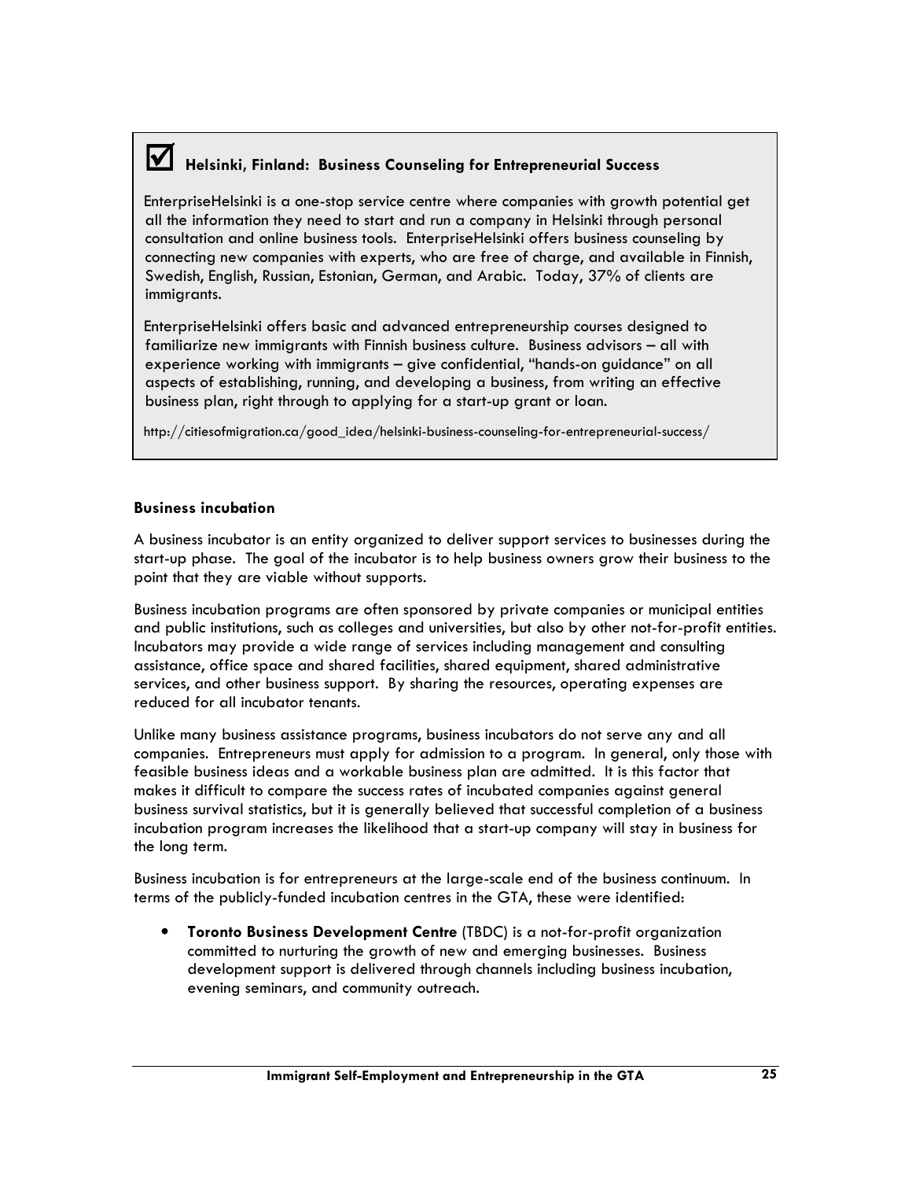> ☑ **Helsinki, Finland: Business Counseling for Entrepreneurial Success**
>
> EnterpriseHelsinki is a one-stop service centre where companies with growth potential get all the information they need to start and run a company in Helsinki through personal consultation and online business tools. EnterpriseHelsinki offers business counseling by connecting new companies with experts, who are free of charge, and available in Finnish, Swedish, English, Russian, Estonian, German, and Arabic. Today, 37% of clients are immigrants.
>
> EnterpriseHelsinki offers basic and advanced entrepreneurship courses designed to familiarize new immigrants with Finnish business culture. Business advisors – all with experience working with immigrants – give confidential, "hands-on guidance" on all aspects of establishing, running, and developing a business, from writing an effective business plan, right through to applying for a start-up grant or loan.
>
> http://citiesofmigration.ca/good_idea/helsinki-business-counseling-for-entrepreneurial-success/

**Business incubation**

A business incubator is an entity organized to deliver support services to businesses during the start-up phase. The goal of the incubator is to help business owners grow their business to the point that they are viable without supports.

Business incubation programs are often sponsored by private companies or municipal entities and public institutions, such as colleges and universities, but also by other not-for-profit entities. Incubators may provide a wide range of services including management and consulting assistance, office space and shared facilities, shared equipment, shared administrative services, and other business support. By sharing the resources, operating expenses are reduced for all incubator tenants.

Unlike many business assistance programs, business incubators do not serve any and all companies. Entrepreneurs must apply for admission to a program. In general, only those with feasible business ideas and a workable business plan are admitted. It is this factor that makes it difficult to compare the success rates of incubated companies against general business survival statistics, but it is generally believed that successful completion of a business incubation program increases the likelihood that a start-up company will stay in business for the long term.

Business incubation is for entrepreneurs at the large-scale end of the business continuum. In terms of the publicly-funded incubation centres in the GTA, these were identified:

- **Toronto Business Development Centre** (TBDC) is a not-for-profit organization committed to nurturing the growth of new and emerging businesses. Business development support is delivered through channels including business incubation, evening seminars, and community outreach.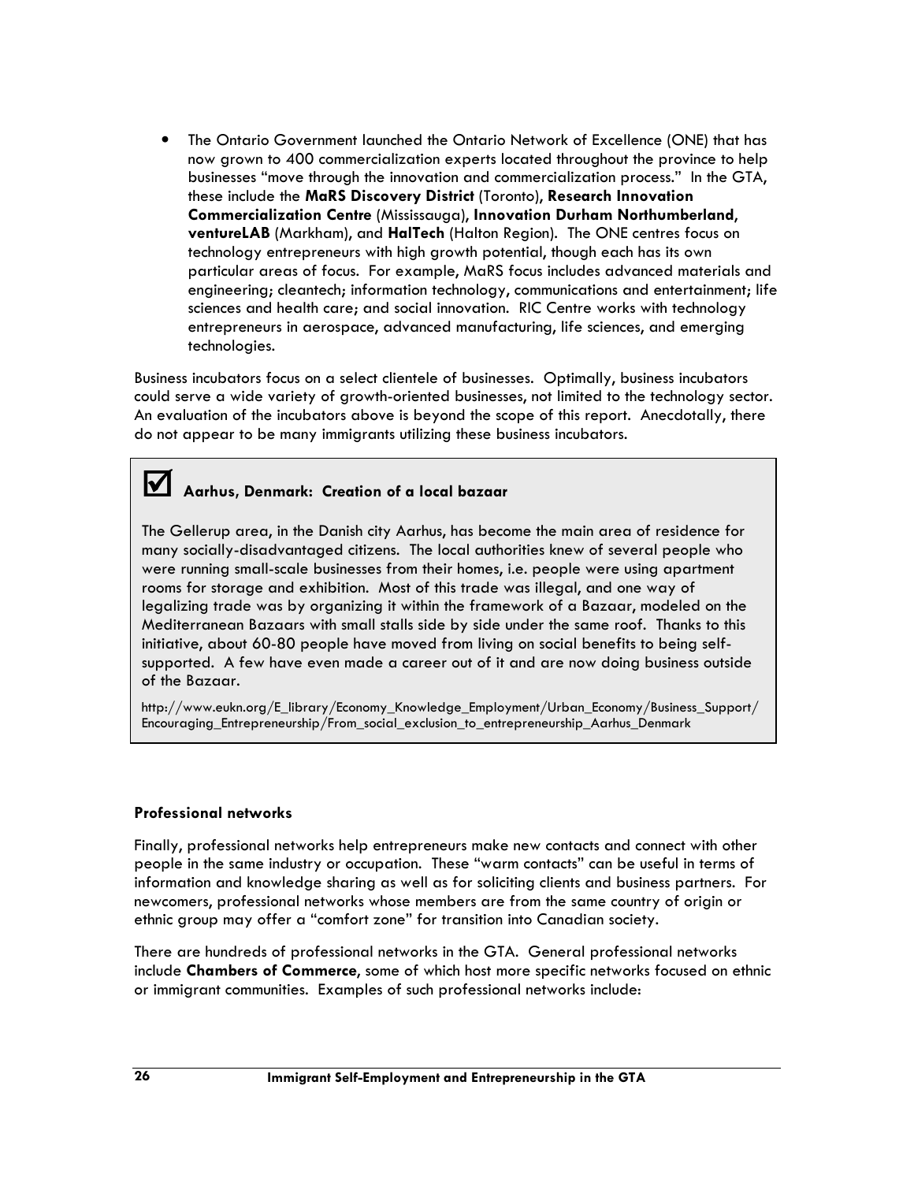- The Ontario Government launched the Ontario Network of Excellence (ONE) that has now grown to 400 commercialization experts located throughout the province to help businesses "move through the innovation and commercialization process." In the GTA, these include the **MaRS Discovery District** (Toronto), **Research Innovation Commercialization Centre** (Mississauga), **Innovation Durham Northumberland**, **ventureLAB** (Markham), and **HalTech** (Halton Region). The ONE centres focus on technology entrepreneurs with high growth potential, though each has its own particular areas of focus. For example, MaRS focus includes advanced materials and engineering; cleantech; information technology, communications and entertainment; life sciences and health care; and social innovation. RIC Centre works with technology entrepreneurs in aerospace, advanced manufacturing, life sciences, and emerging technologies.

Business incubators focus on a select clientele of businesses. Optimally, business incubators could serve a wide variety of growth-oriented businesses, not limited to the technology sector. An evaluation of the incubators above is beyond the scope of this report. Anecdotally, there do not appear to be many immigrants utilizing these business incubators.

> ☑ **Aarhus, Denmark: Creation of a local bazaar**
>
> The Gellerup area, in the Danish city Aarhus, has become the main area of residence for many socially-disadvantaged citizens. The local authorities knew of several people who were running small-scale businesses from their homes, i.e. people were using apartment rooms for storage and exhibition. Most of this trade was illegal, and one way of legalizing trade was by organizing it within the framework of a Bazaar, modeled on the Mediterranean Bazaars with small stalls side by side under the same roof. Thanks to this initiative, about 60-80 people have moved from living on social benefits to being self-supported. A few have even made a career out of it and are now doing business outside of the Bazaar.
>
> http://www.eukn.org/E_library/Economy_Knowledge_Employment/Urban_Economy/Business_Support/Encouraging_Entrepreneurship/From_social_exclusion_to_entrepreneurship_Aarhus_Denmark

### Professional networks

Finally, professional networks help entrepreneurs make new contacts and connect with other people in the same industry or occupation. These "warm contacts" can be useful in terms of information and knowledge sharing as well as for soliciting clients and business partners. For newcomers, professional networks whose members are from the same country of origin or ethnic group may offer a "comfort zone" for transition into Canadian society.

There are hundreds of professional networks in the GTA. General professional networks include **Chambers of Commerce**, some of which host more specific networks focused on ethnic or immigrant communities. Examples of such professional networks include: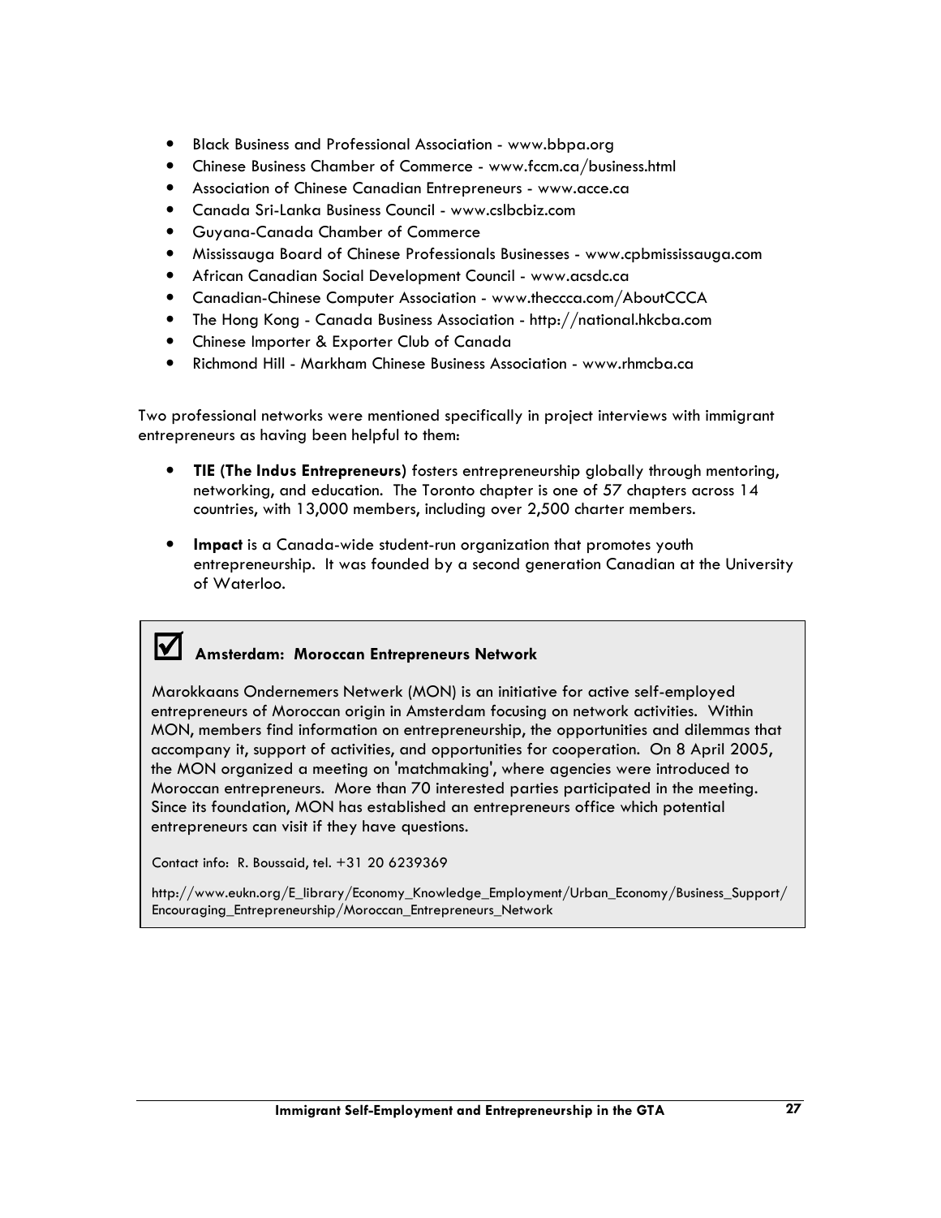- Black Business and Professional Association - www.bbpa.org
- Chinese Business Chamber of Commerce - www.fccm.ca/business.html
- Association of Chinese Canadian Entrepreneurs - www.acce.ca
- Canada Sri-Lanka Business Council - www.cslbcbiz.com
- Guyana-Canada Chamber of Commerce
- Mississauga Board of Chinese Professionals Businesses - www.cpbmississauga.com
- African Canadian Social Development Council - www.acsdc.ca
- Canadian-Chinese Computer Association - www.theccca.com/AboutCCCA
- The Hong Kong - Canada Business Association - http://national.hkcba.com
- Chinese Importer & Exporter Club of Canada
- Richmond Hill - Markham Chinese Business Association - www.rhmcba.ca

Two professional networks were mentioned specifically in project interviews with immigrant entrepreneurs as having been helpful to them:

- **TIE (The Indus Entrepreneurs)** fosters entrepreneurship globally through mentoring, networking, and education. The Toronto chapter is one of 57 chapters across 14 countries, with 13,000 members, including over 2,500 charter members.

- **Impact** is a Canada-wide student-run organization that promotes youth entrepreneurship. It was founded by a second generation Canadian at the University of Waterloo.

> ☑ **Amsterdam: Moroccan Entrepreneurs Network**
>
> Marokkaans Ondernemers Netwerk (MON) is an initiative for active self-employed entrepreneurs of Moroccan origin in Amsterdam focusing on network activities. Within MON, members find information on entrepreneurship, the opportunities and dilemmas that accompany it, support of activities, and opportunities for cooperation. On 8 April 2005, the MON organized a meeting on 'matchmaking', where agencies were introduced to Moroccan entrepreneurs. More than 70 interested parties participated in the meeting. Since its foundation, MON has established an entrepreneurs office which potential entrepreneurs can visit if they have questions.
>
> Contact info: R. Boussaid, tel. +31 20 6239369
>
> http://www.eukn.org/E_library/Economy_Knowledge_Employment/Urban_Economy/Business_Support/Encouraging_Entrepreneurship/Moroccan_Entrepreneurs_Network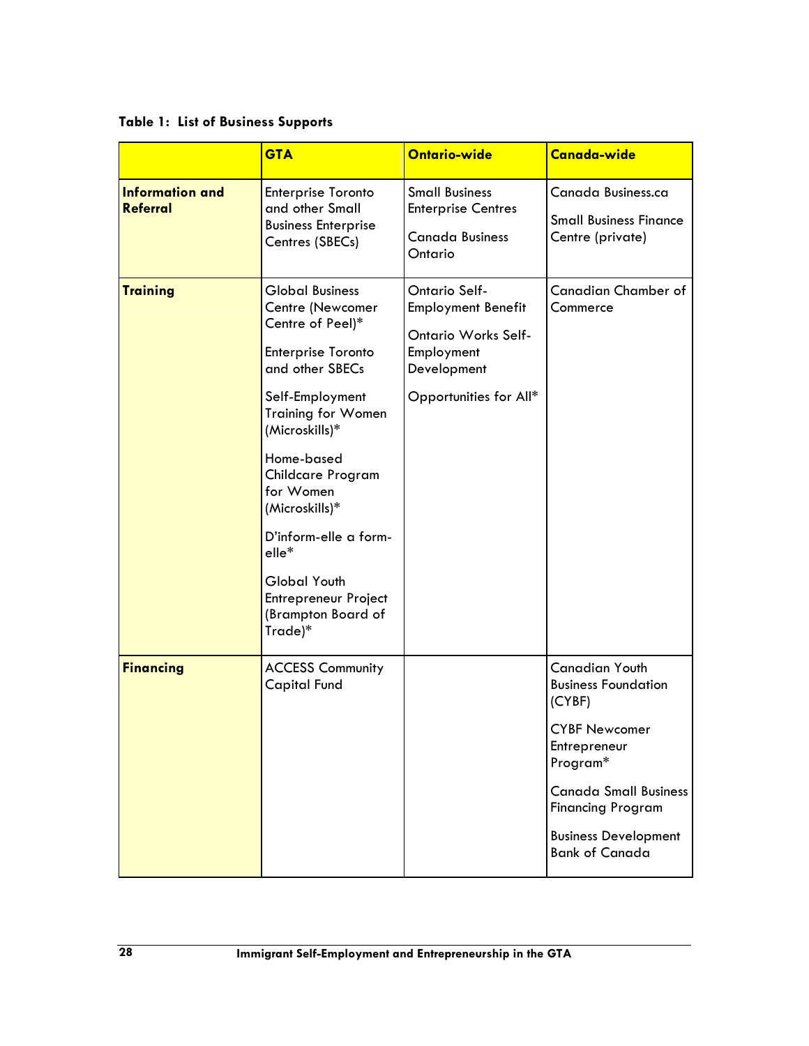**Table 1: List of Business Supports**

| | GTA | Ontario-wide | Canada-wide |
|---|---|---|---|
| **Information and Referral** | Enterprise Toronto and other Small Business Enterprise Centres (SBECs) | Small Business Enterprise Centres<br><br>Canada Business Ontario | Canada Business.ca<br><br>Small Business Finance Centre (private) |
| **Training** | Global Business Centre (Newcomer Centre of Peel)*<br><br>Enterprise Toronto and other SBECs<br><br>Self-Employment Training for Women (Microskills)*<br><br>Home-based Childcare Program for Women (Microskills)*<br><br>D'inform-elle a form-elle*<br><br>Global Youth Entrepreneur Project (Brampton Board of Trade)* | Ontario Self-Employment Benefit<br><br>Ontario Works Self-Employment Development<br><br>Opportunities for All* | Canadian Chamber of Commerce |
| **Financing** | ACCESS Community Capital Fund | | Canadian Youth Business Foundation (CYBF)<br><br>CYBF Newcomer Entrepreneur Program*<br><br>Canada Small Business Financing Program<br><br>Business Development Bank of Canada |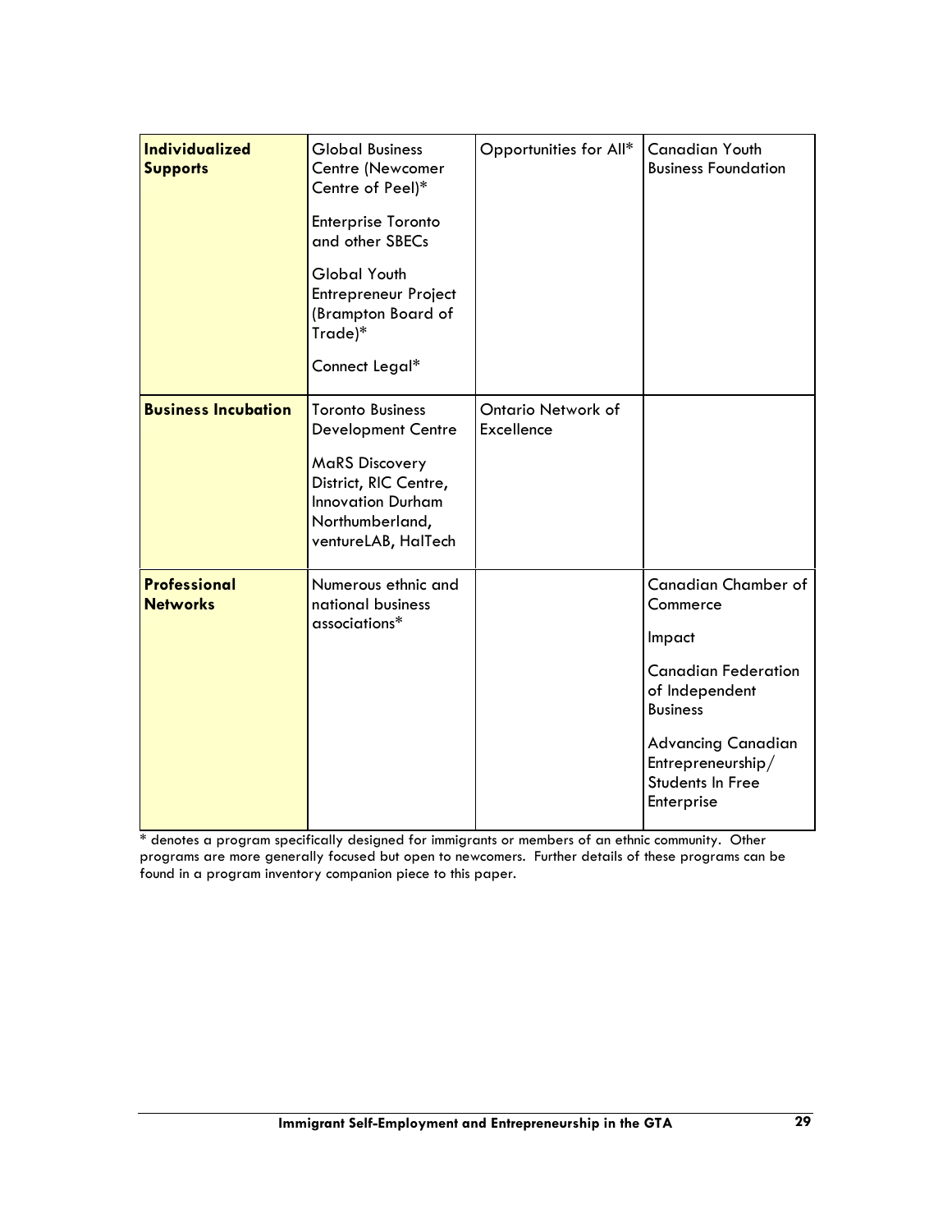| | | | |
|---|---|---|---|
| **Individualized Supports** | Global Business Centre (Newcomer Centre of Peel)*<br><br>Enterprise Toronto and other SBECs<br><br>Global Youth Entrepreneur Project (Brampton Board of Trade)*<br><br>Connect Legal* | Opportunities for All* | Canadian Youth Business Foundation |
| **Business Incubation** | Toronto Business Development Centre<br><br>MaRS Discovery District, RIC Centre, Innovation Durham Northumberland, ventureLAB, HalTech | Ontario Network of Excellence | |
| **Professional Networks** | Numerous ethnic and national business associations* | | Canadian Chamber of Commerce<br><br>Impact<br><br>Canadian Federation of Independent Business<br><br>Advancing Canadian Entrepreneurship/ Students In Free Enterprise |

* denotes a program specifically designed for immigrants or members of an ethnic community. Other programs are more generally focused but open to newcomers. Further details of these programs can be found in a program inventory companion piece to this paper.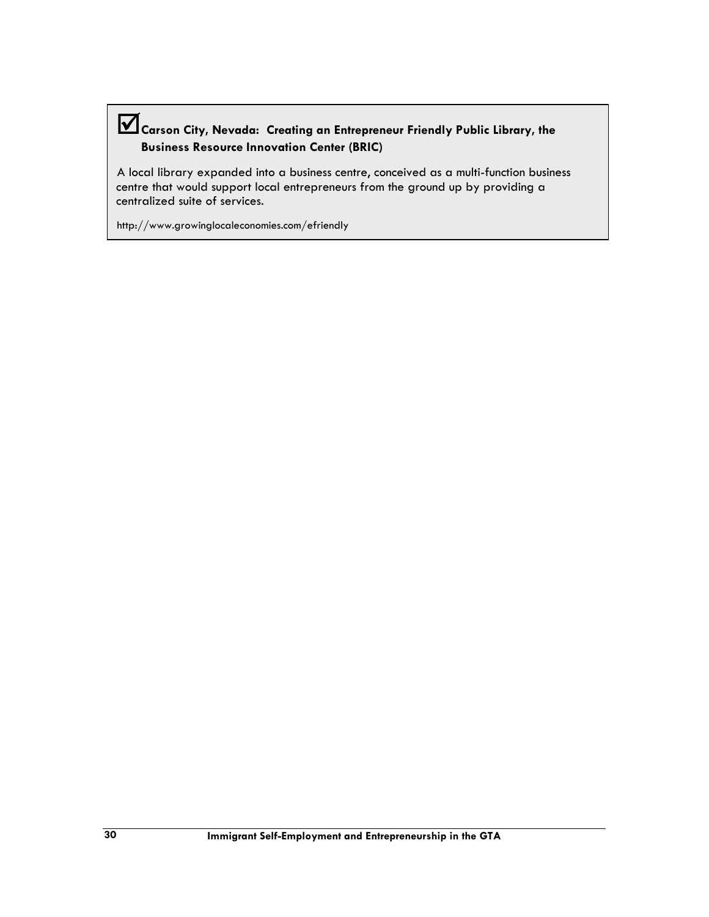☑ **Carson City, Nevada: Creating an Entrepreneur Friendly Public Library, the Business Resource Innovation Center (BRIC)**

A local library expanded into a business centre, conceived as a multi-function business centre that would support local entrepreneurs from the ground up by providing a centralized suite of services.

http://www.growinglocaleconomies.com/efriendly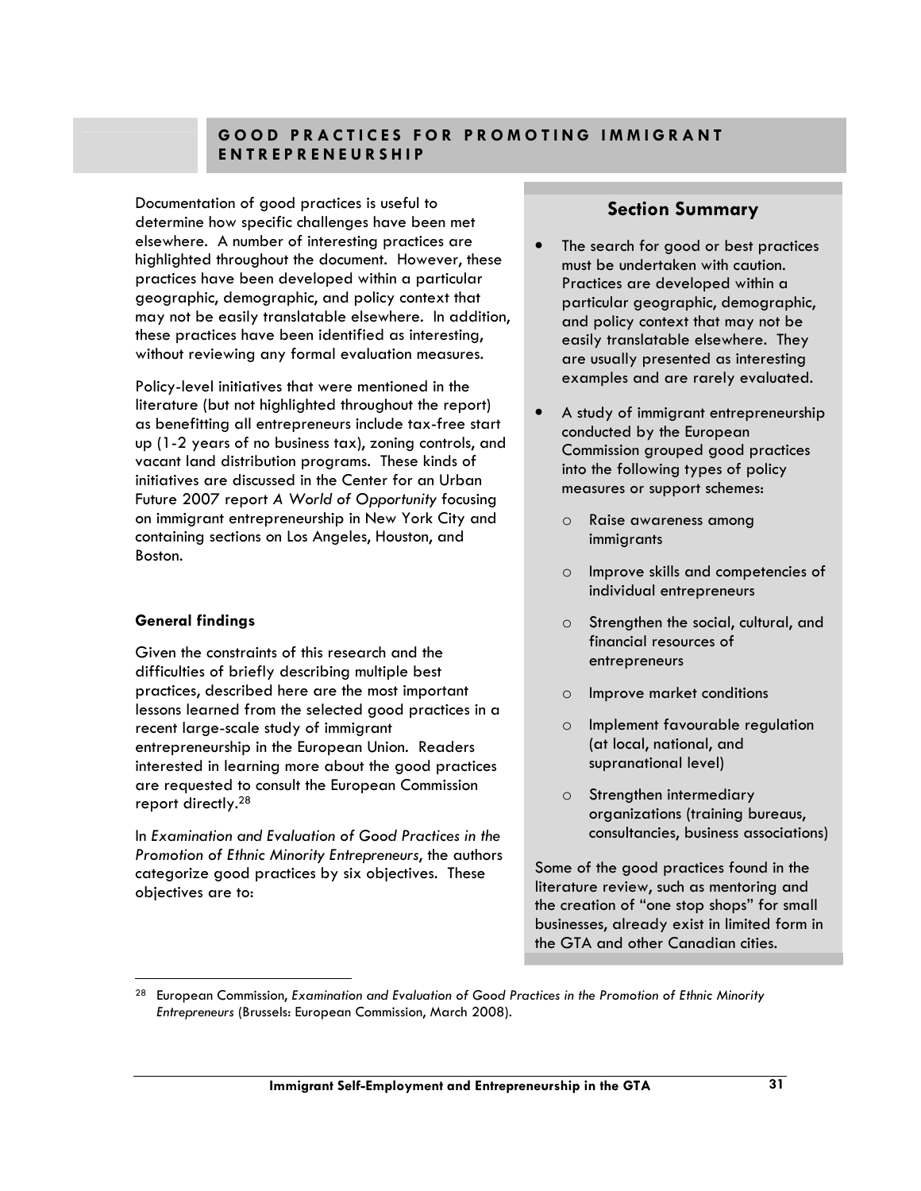# GOOD PRACTICES FOR PROMOTING IMMIGRANT ENTREPRENEURSHIP

Documentation of good practices is useful to determine how specific challenges have been met elsewhere. A number of interesting practices are highlighted throughout the document. However, these practices have been developed within a particular geographic, demographic, and policy context that may not be easily translatable elsewhere. In addition, these practices have been identified as interesting, without reviewing any formal evaluation measures.

Policy-level initiatives that were mentioned in the literature (but not highlighted throughout the report) as benefitting all entrepreneurs include tax-free start up (1-2 years of no business tax), zoning controls, and vacant land distribution programs. These kinds of initiatives are discussed in the Center for an Urban Future 2007 report *A World of Opportunity* focusing on immigrant entrepreneurship in New York City and containing sections on Los Angeles, Houston, and Boston.

### General findings

Given the constraints of this research and the difficulties of briefly describing multiple best practices, described here are the most important lessons learned from the selected good practices in a recent large-scale study of immigrant entrepreneurship in the European Union. Readers interested in learning more about the good practices are requested to consult the European Commission report directly.[28]

In *Examination and Evaluation of Good Practices in the Promotion of Ethnic Minority Entrepreneurs*, the authors categorize good practices by six objectives. These objectives are to:

> **Section Summary**
>
> - The search for good or best practices must be undertaken with caution. Practices are developed within a particular geographic, demographic, and policy context that may not be easily translatable elsewhere. They are usually presented as interesting examples and are rarely evaluated.
> - A study of immigrant entrepreneurship conducted by the European Commission grouped good practices into the following types of policy measures or support schemes:
>   - Raise awareness among immigrants
>   - Improve skills and competencies of individual entrepreneurs
>   - Strengthen the social, cultural, and financial resources of entrepreneurs
>   - Improve market conditions
>   - Implement favourable regulation (at local, national, and supranational level)
>   - Strengthen intermediary organizations (training bureaus, consultancies, business associations)
>
> Some of the good practices found in the literature review, such as mentoring and the creation of "one stop shops" for small businesses, already exist in limited form in the GTA and other Canadian cities.

---

[28] European Commission, *Examination and Evaluation of Good Practices in the Promotion of Ethnic Minority Entrepreneurs* (Brussels: European Commission, March 2008).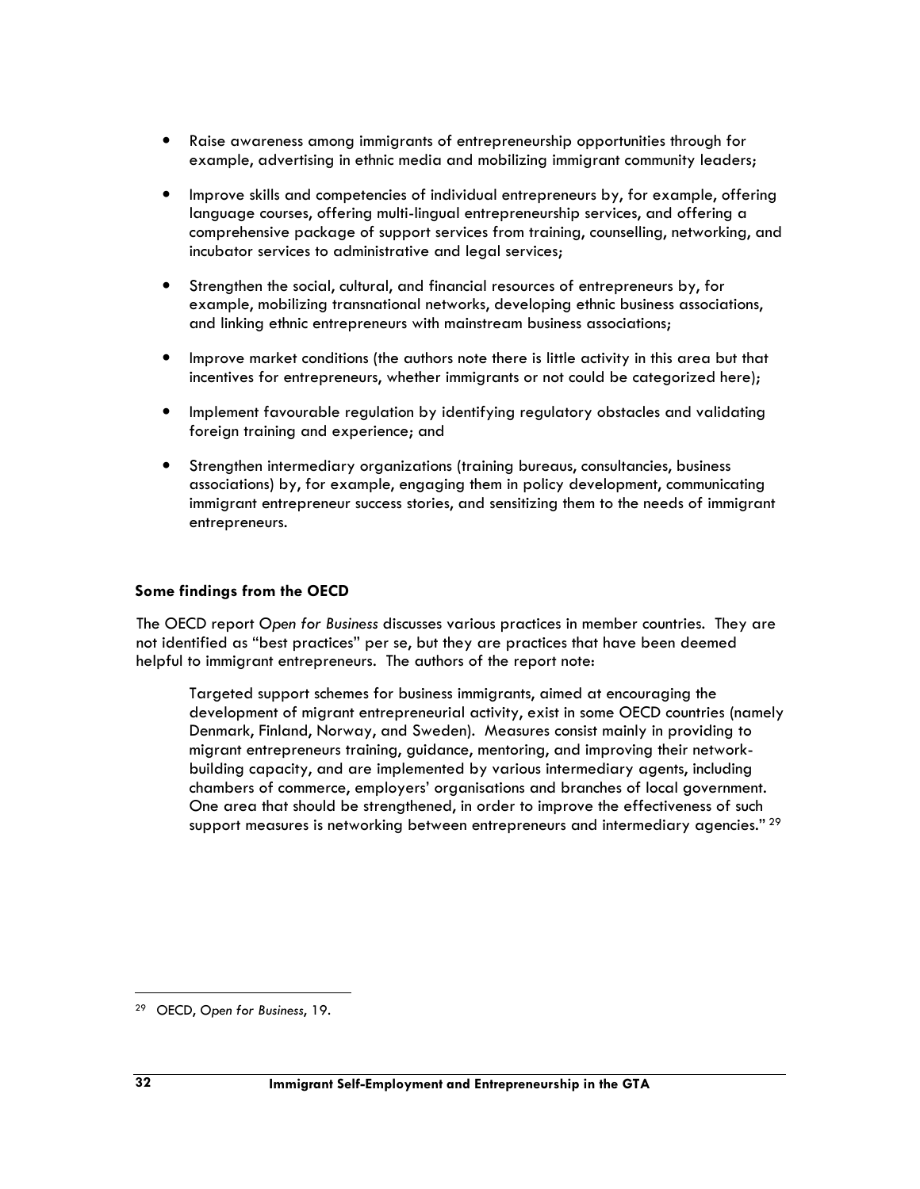- Raise awareness among immigrants of entrepreneurship opportunities through for example, advertising in ethnic media and mobilizing immigrant community leaders;

- Improve skills and competencies of individual entrepreneurs by, for example, offering language courses, offering multi-lingual entrepreneurship services, and offering a comprehensive package of support services from training, counselling, networking, and incubator services to administrative and legal services;

- Strengthen the social, cultural, and financial resources of entrepreneurs by, for example, mobilizing transnational networks, developing ethnic business associations, and linking ethnic entrepreneurs with mainstream business associations;

- Improve market conditions (the authors note there is little activity in this area but that incentives for entrepreneurs, whether immigrants or not could be categorized here);

- Implement favourable regulation by identifying regulatory obstacles and validating foreign training and experience; and

- Strengthen intermediary organizations (training bureaus, consultancies, business associations) by, for example, engaging them in policy development, communicating immigrant entrepreneur success stories, and sensitizing them to the needs of immigrant entrepreneurs.

**Some findings from the OECD**

The OECD report *Open for Business* discusses various practices in member countries. They are not identified as "best practices" per se, but they are practices that have been deemed helpful to immigrant entrepreneurs. The authors of the report note:

> Targeted support schemes for business immigrants, aimed at encouraging the development of migrant entrepreneurial activity, exist in some OECD countries (namely Denmark, Finland, Norway, and Sweden). Measures consist mainly in providing to migrant entrepreneurs training, guidance, mentoring, and improving their network-building capacity, and are implemented by various intermediary agents, including chambers of commerce, employers' organisations and branches of local government. One area that should be strengthened, in order to improve the effectiveness of such support measures is networking between entrepreneurs and intermediary agencies." [29]

[29] OECD, *Open for Business*, 19.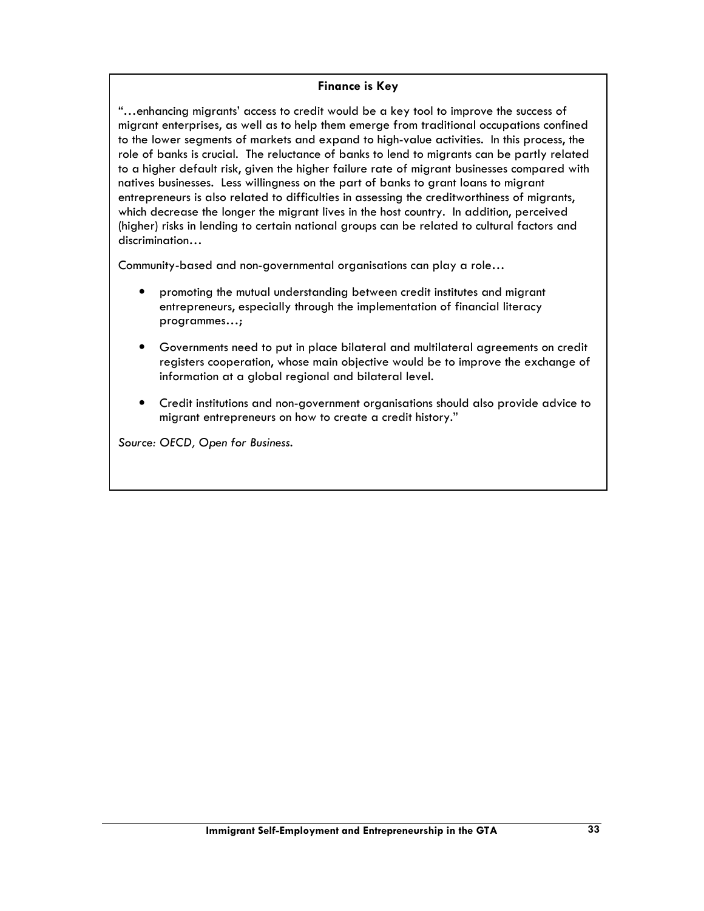**Finance is Key**

"…enhancing migrants' access to credit would be a key tool to improve the success of migrant enterprises, as well as to help them emerge from traditional occupations confined to the lower segments of markets and expand to high-value activities. In this process, the role of banks is crucial. The reluctance of banks to lend to migrants can be partly related to a higher default risk, given the higher failure rate of migrant businesses compared with natives businesses. Less willingness on the part of banks to grant loans to migrant entrepreneurs is also related to difficulties in assessing the creditworthiness of migrants, which decrease the longer the migrant lives in the host country. In addition, perceived (higher) risks in lending to certain national groups can be related to cultural factors and discrimination…

Community-based and non-governmental organisations can play a role…

- promoting the mutual understanding between credit institutes and migrant entrepreneurs, especially through the implementation of financial literacy programmes…;
- Governments need to put in place bilateral and multilateral agreements on credit registers cooperation, whose main objective would be to improve the exchange of information at a global regional and bilateral level.
- Credit institutions and non-government organisations should also provide advice to migrant entrepreneurs on how to create a credit history."

*Source: OECD, Open for Business.*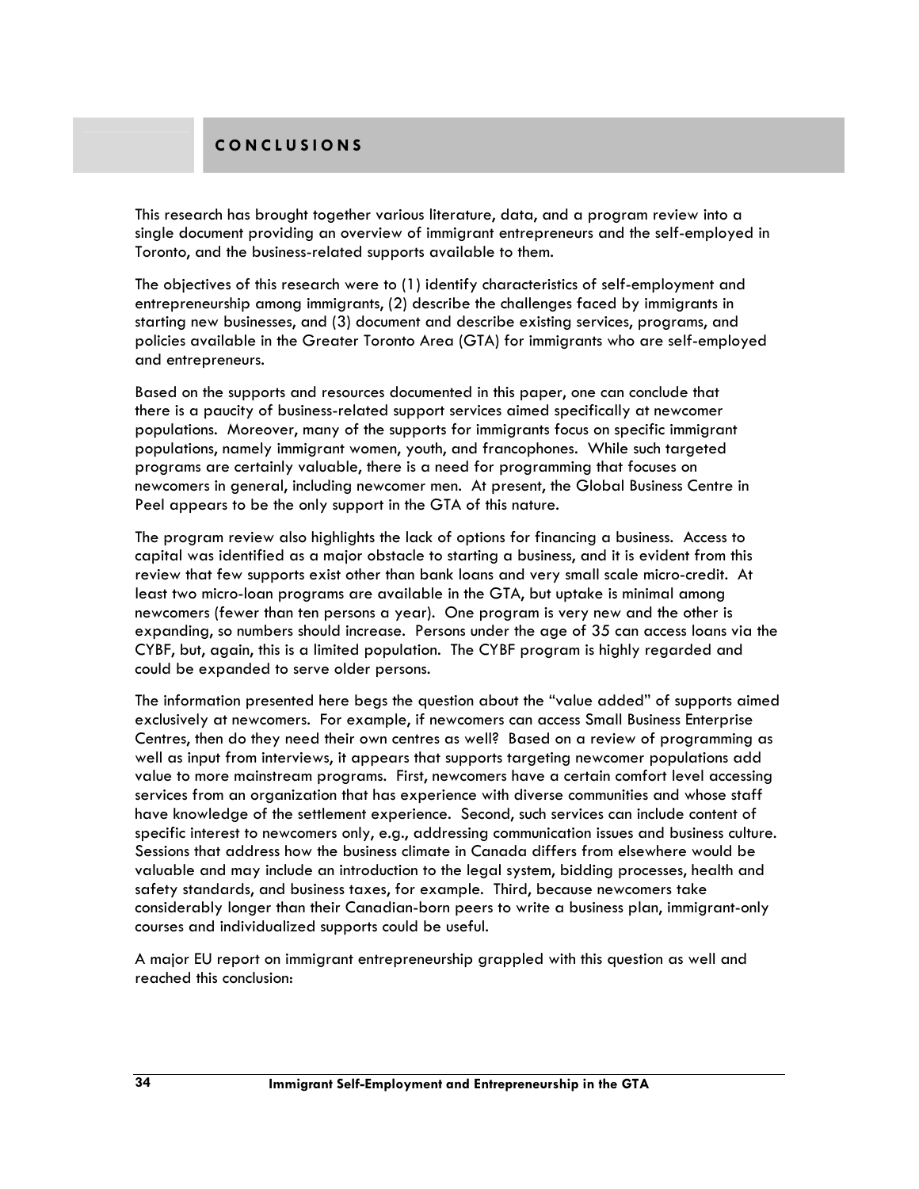## CONCLUSIONS

This research has brought together various literature, data, and a program review into a single document providing an overview of immigrant entrepreneurs and the self-employed in Toronto, and the business-related supports available to them.

The objectives of this research were to (1) identify characteristics of self-employment and entrepreneurship among immigrants, (2) describe the challenges faced by immigrants in starting new businesses, and (3) document and describe existing services, programs, and policies available in the Greater Toronto Area (GTA) for immigrants who are self-employed and entrepreneurs.

Based on the supports and resources documented in this paper, one can conclude that there is a paucity of business-related support services aimed specifically at newcomer populations. Moreover, many of the supports for immigrants focus on specific immigrant populations, namely immigrant women, youth, and francophones. While such targeted programs are certainly valuable, there is a need for programming that focuses on newcomers in general, including newcomer men. At present, the Global Business Centre in Peel appears to be the only support in the GTA of this nature.

The program review also highlights the lack of options for financing a business. Access to capital was identified as a major obstacle to starting a business, and it is evident from this review that few supports exist other than bank loans and very small scale micro-credit. At least two micro-loan programs are available in the GTA, but uptake is minimal among newcomers (fewer than ten persons a year). One program is very new and the other is expanding, so numbers should increase. Persons under the age of 35 can access loans via the CYBF, but, again, this is a limited population. The CYBF program is highly regarded and could be expanded to serve older persons.

The information presented here begs the question about the "value added" of supports aimed exclusively at newcomers. For example, if newcomers can access Small Business Enterprise Centres, then do they need their own centres as well? Based on a review of programming as well as input from interviews, it appears that supports targeting newcomer populations add value to more mainstream programs. First, newcomers have a certain comfort level accessing services from an organization that has experience with diverse communities and whose staff have knowledge of the settlement experience. Second, such services can include content of specific interest to newcomers only, e.g., addressing communication issues and business culture. Sessions that address how the business climate in Canada differs from elsewhere would be valuable and may include an introduction to the legal system, bidding processes, health and safety standards, and business taxes, for example. Third, because newcomers take considerably longer than their Canadian-born peers to write a business plan, immigrant-only courses and individualized supports could be useful.

A major EU report on immigrant entrepreneurship grappled with this question as well and reached this conclusion: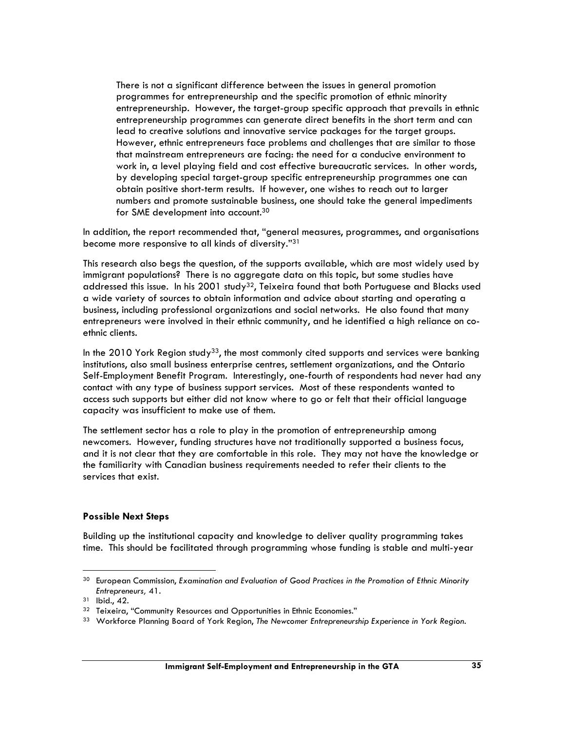> There is not a significant difference between the issues in general promotion programmes for entrepreneurship and the specific promotion of ethnic minority entrepreneurship. However, the target-group specific approach that prevails in ethnic entrepreneurship programmes can generate direct benefits in the short term and can lead to creative solutions and innovative service packages for the target groups. However, ethnic entrepreneurs face problems and challenges that are similar to those that mainstream entrepreneurs are facing: the need for a conducive environment to work in, a level playing field and cost effective bureaucratic services. In other words, by developing special target-group specific entrepreneurship programmes one can obtain positive short-term results. If however, one wishes to reach out to larger numbers and promote sustainable business, one should take the general impediments for SME development into account.[30]

In addition, the report recommended that, "general measures, programmes, and organisations become more responsive to all kinds of diversity."[31]

This research also begs the question, of the supports available, which are most widely used by immigrant populations? There is no aggregate data on this topic, but some studies have addressed this issue. In his 2001 study[32], Teixeira found that both Portuguese and Blacks used a wide variety of sources to obtain information and advice about starting and operating a business, including professional organizations and social networks. He also found that many entrepreneurs were involved in their ethnic community, and he identified a high reliance on co-ethnic clients.

In the 2010 York Region study[33], the most commonly cited supports and services were banking institutions, also small business enterprise centres, settlement organizations, and the Ontario Self-Employment Benefit Program. Interestingly, one-fourth of respondents had never had any contact with any type of business support services. Most of these respondents wanted to access such supports but either did not know where to go or felt that their official language capacity was insufficient to make use of them.

The settlement sector has a role to play in the promotion of entrepreneurship among newcomers. However, funding structures have not traditionally supported a business focus, and it is not clear that they are comfortable in this role. They may not have the knowledge or the familiarity with Canadian business requirements needed to refer their clients to the services that exist.

**Possible Next Steps**

Building up the institutional capacity and knowledge to deliver quality programming takes time. This should be facilitated through programming whose funding is stable and multi-year

---

[30] European Commission, *Examination and Evaluation of Good Practices in the Promotion of Ethnic Minority Entrepreneurs,* 41.

[31] Ibid., 42.

[32] Teixeira, "Community Resources and Opportunities in Ethnic Economies."

[33] Workforce Planning Board of York Region, *The Newcomer Entrepreneurship Experience in York Region.*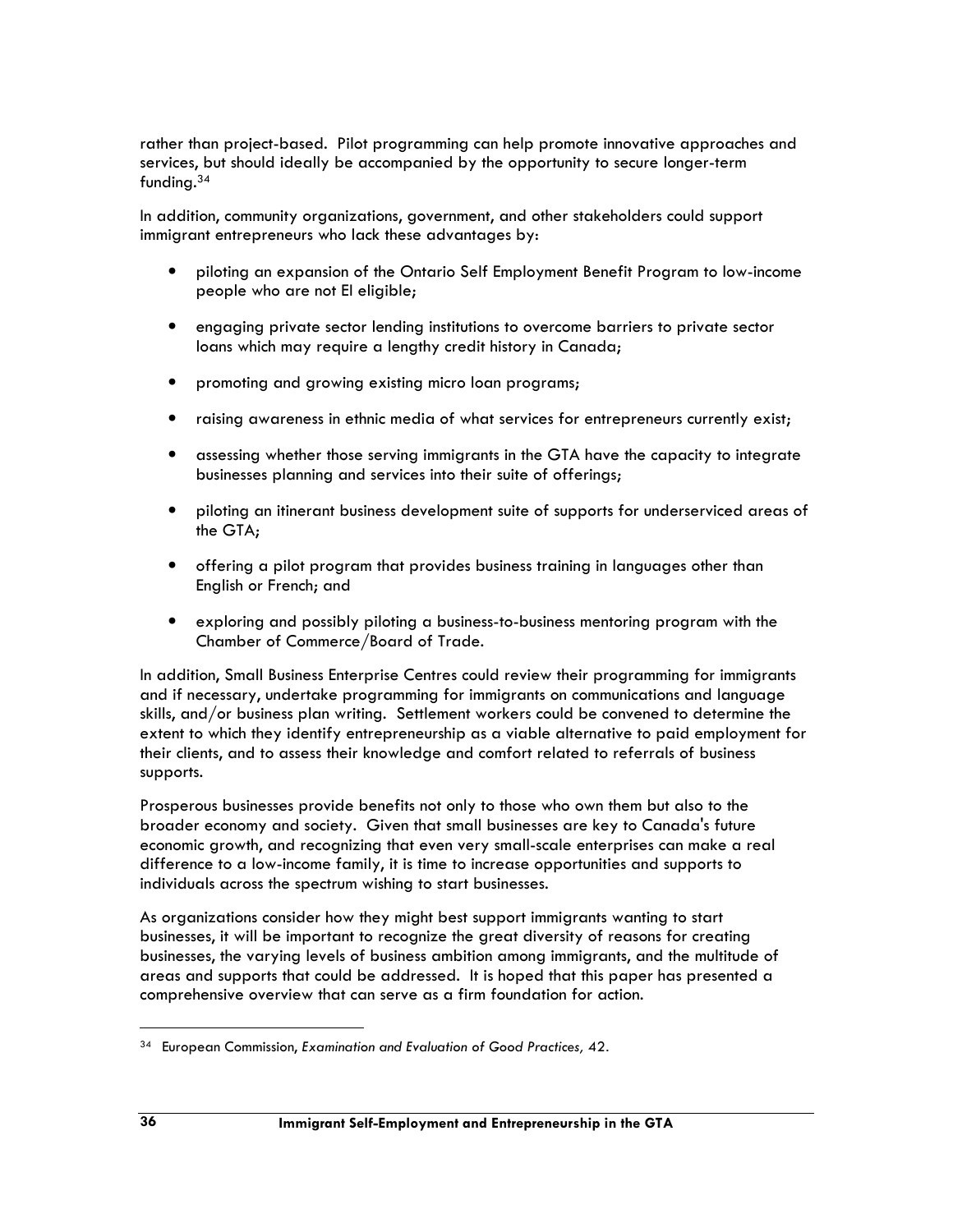rather than project-based. Pilot programming can help promote innovative approaches and services, but should ideally be accompanied by the opportunity to secure longer-term funding.[34]

In addition, community organizations, government, and other stakeholders could support immigrant entrepreneurs who lack these advantages by:

- piloting an expansion of the Ontario Self Employment Benefit Program to low-income people who are not EI eligible;
- engaging private sector lending institutions to overcome barriers to private sector loans which may require a lengthy credit history in Canada;
- promoting and growing existing micro loan programs;
- raising awareness in ethnic media of what services for entrepreneurs currently exist;
- assessing whether those serving immigrants in the GTA have the capacity to integrate businesses planning and services into their suite of offerings;
- piloting an itinerant business development suite of supports for underserviced areas of the GTA;
- offering a pilot program that provides business training in languages other than English or French; and
- exploring and possibly piloting a business-to-business mentoring program with the Chamber of Commerce/Board of Trade.

In addition, Small Business Enterprise Centres could review their programming for immigrants and if necessary, undertake programming for immigrants on communications and language skills, and/or business plan writing. Settlement workers could be convened to determine the extent to which they identify entrepreneurship as a viable alternative to paid employment for their clients, and to assess their knowledge and comfort related to referrals of business supports.

Prosperous businesses provide benefits not only to those who own them but also to the broader economy and society. Given that small businesses are key to Canada's future economic growth, and recognizing that even very small-scale enterprises can make a real difference to a low-income family, it is time to increase opportunities and supports to individuals across the spectrum wishing to start businesses.

As organizations consider how they might best support immigrants wanting to start businesses, it will be important to recognize the great diversity of reasons for creating businesses, the varying levels of business ambition among immigrants, and the multitude of areas and supports that could be addressed. It is hoped that this paper has presented a comprehensive overview that can serve as a firm foundation for action.

---

[34] European Commission, *Examination and Evaluation of Good Practices*, 42.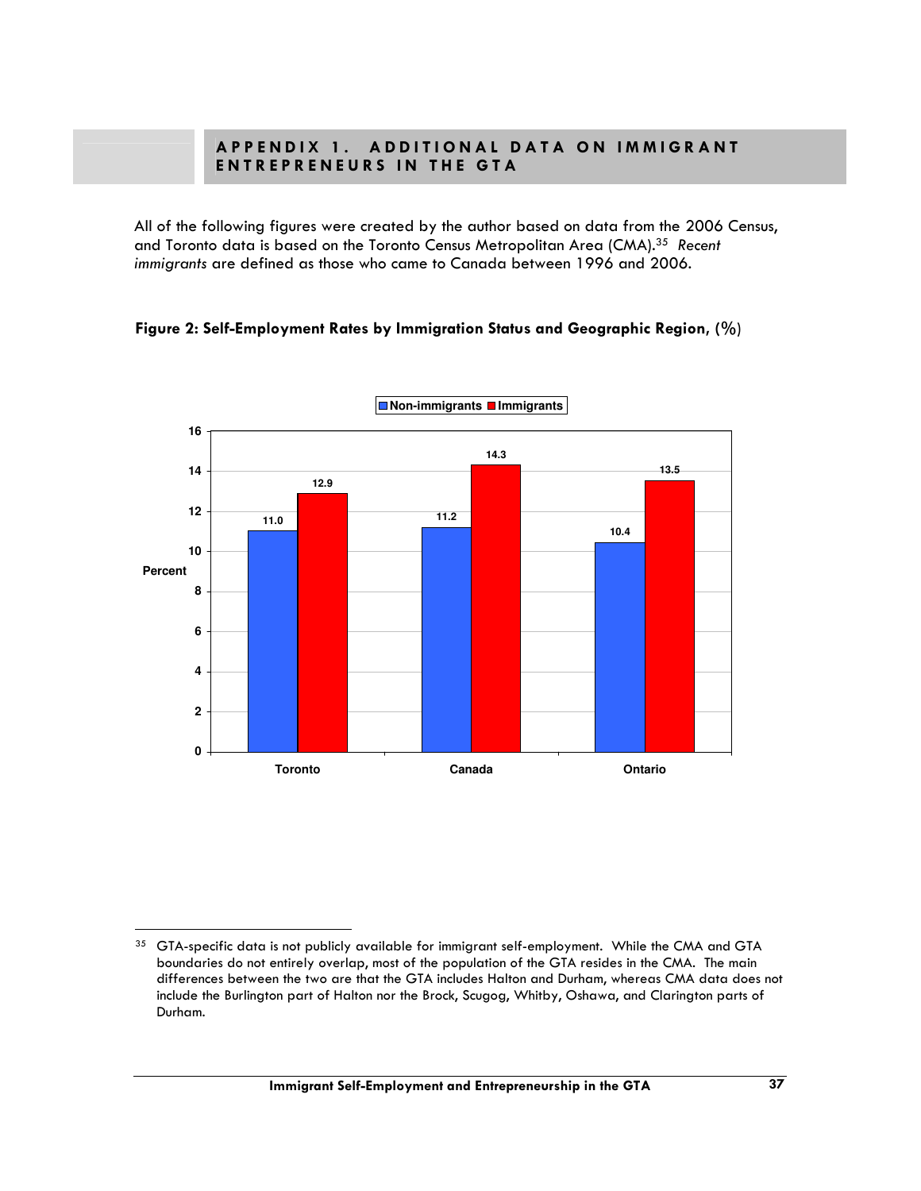# APPENDIX 1. ADDITIONAL DATA ON IMMIGRANT ENTREPRENEURS IN THE GTA

All of the following figures were created by the author based on data from the 2006 Census, and Toronto data is based on the Toronto Census Metropolitan Area (CMA).[35] *Recent immigrants* are defined as those who came to Canada between 1996 and 2006.

**Figure 2: Self-Employment Rates by Immigration Status and Geographic Region, (%)**

| Region | Non-immigrants | Immigrants |
|---|---|---|
| Toronto | 11.0 | 12.9 |
| Canada | 11.2 | 14.3 |
| Ontario | 10.4 | 13.5 |

---

[35] GTA-specific data is not publicly available for immigrant self-employment. While the CMA and GTA boundaries do not entirely overlap, most of the population of the GTA resides in the CMA. The main differences between the two are that the GTA includes Halton and Durham, whereas CMA data does not include the Burlington part of Halton nor the Brock, Scugog, Whitby, Oshawa, and Clarington parts of Durham.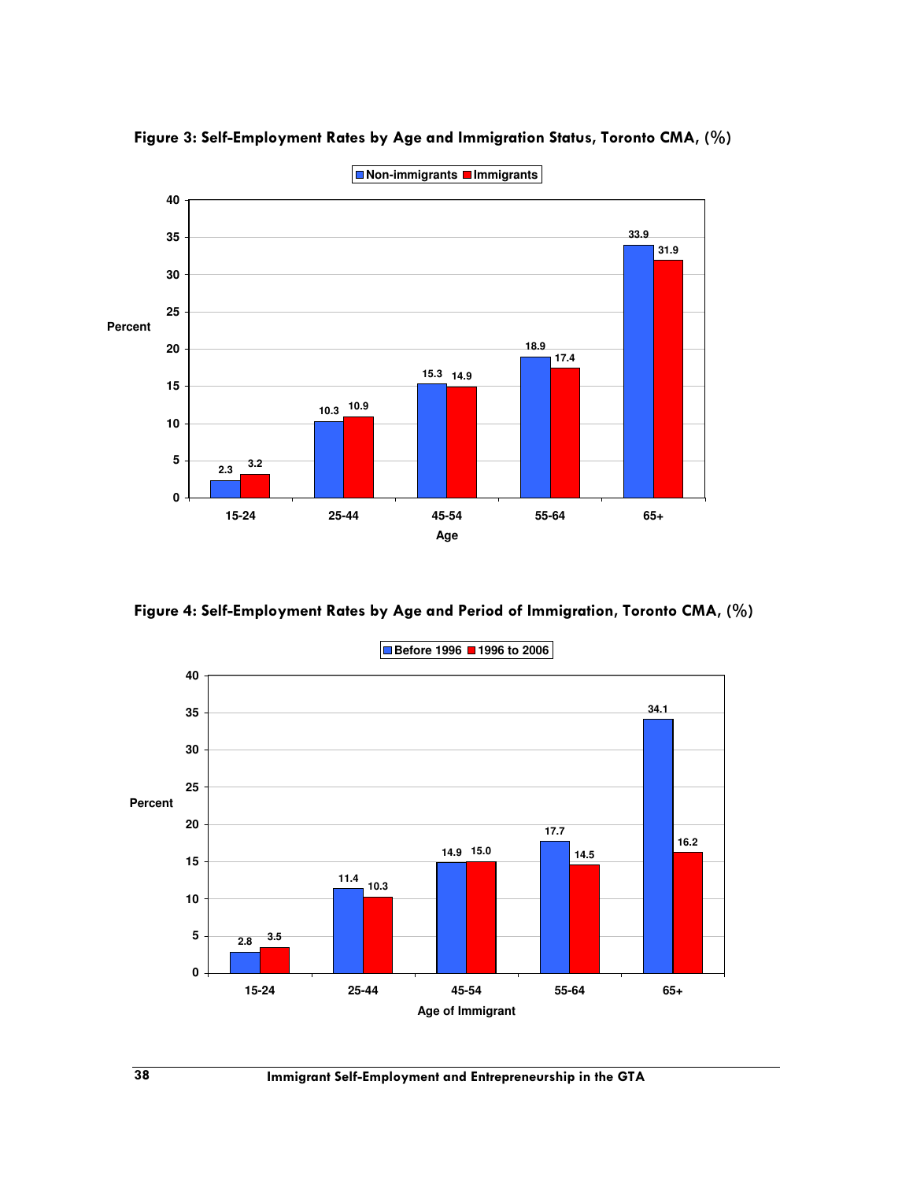**Figure 3: Self-Employment Rates by Age and Immigration Status, Toronto CMA, (%)**

| Age | Non-immigrants | Immigrants |
|---|---|---|
| 15-24 | 2.3 | 3.2 |
| 25-44 | 10.3 | 10.9 |
| 45-54 | 15.3 | 14.9 |
| 55-64 | 18.9 | 17.4 |
| 65+ | 33.9 | 31.9 |

**Figure 4: Self-Employment Rates by Age and Period of Immigration, Toronto CMA, (%)**

| Age of Immigrant | Before 1996 | 1996 to 2006 |
|---|---|---|
| 15-24 | 2.8 | 3.5 |
| 25-44 | 11.4 | 10.3 |
| 45-54 | 14.9 | 15.0 |
| 55-64 | 17.7 | 14.5 |
| 65+ | 34.1 | 16.2 |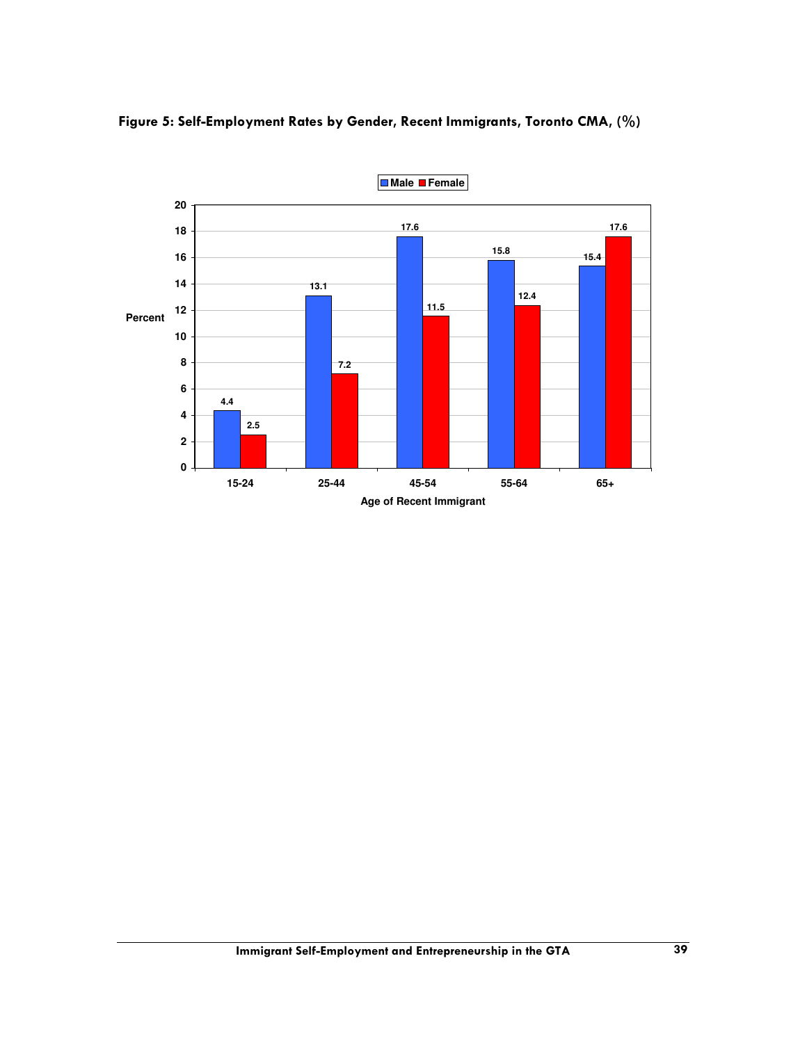**Figure 5: Self-Employment Rates by Gender, Recent Immigrants, Toronto CMA, (%)**

| Age of Recent Immigrant | Male | Female |
|---|---|---|
| 15-24 | 4.4 | 2.5 |
| 25-44 | 13.1 | 7.2 |
| 45-54 | 17.6 | 11.5 |
| 55-64 | 15.8 | 12.4 |
| 65+ | 15.4 | 17.6 |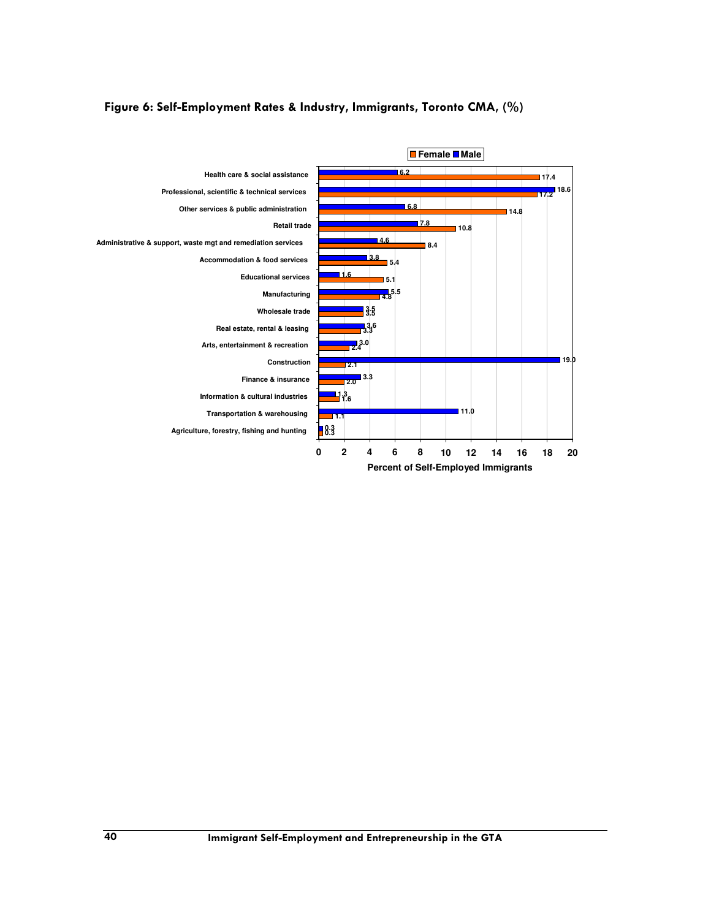# Figure 6: Self-Employment Rates & Industry, Immigrants, Toronto CMA, (%)

| Industry | Female | Male |
|---|---|---|
| Health care & social assistance | 17.4 | 6.2 |
| Professional, scientific & technical services | 17.2 | 18.6 |
| Other services & public administration | 14.8 | 6.8 |
| Retail trade | 10.8 | 7.8 |
| Administrative & support, waste mgt and remediation services | 8.4 | 4.6 |
| Accommodation & food services | 5.4 | 3.8 |
| Educational services | 5.1 | 1.6 |
| Manufacturing | 4.8 | 5.5 |
| Wholesale trade | 3.5 | 3.5 |
| Real estate, rental & leasing | 3.3 | 3.6 |
| Arts, entertainment & recreation | 2.4 | 3.0 |
| Construction | 2.1 | 19.0 |
| Finance & insurance | 2.0 | 3.3 |
| Information & cultural industries | 1.6 | 1.3 |
| Transportation & warehousing | 1.1 | 11.0 |
| Agriculture, forestry, fishing and hunting | 0.3 | 0.3 |

Percent of Self-Employed Immigrants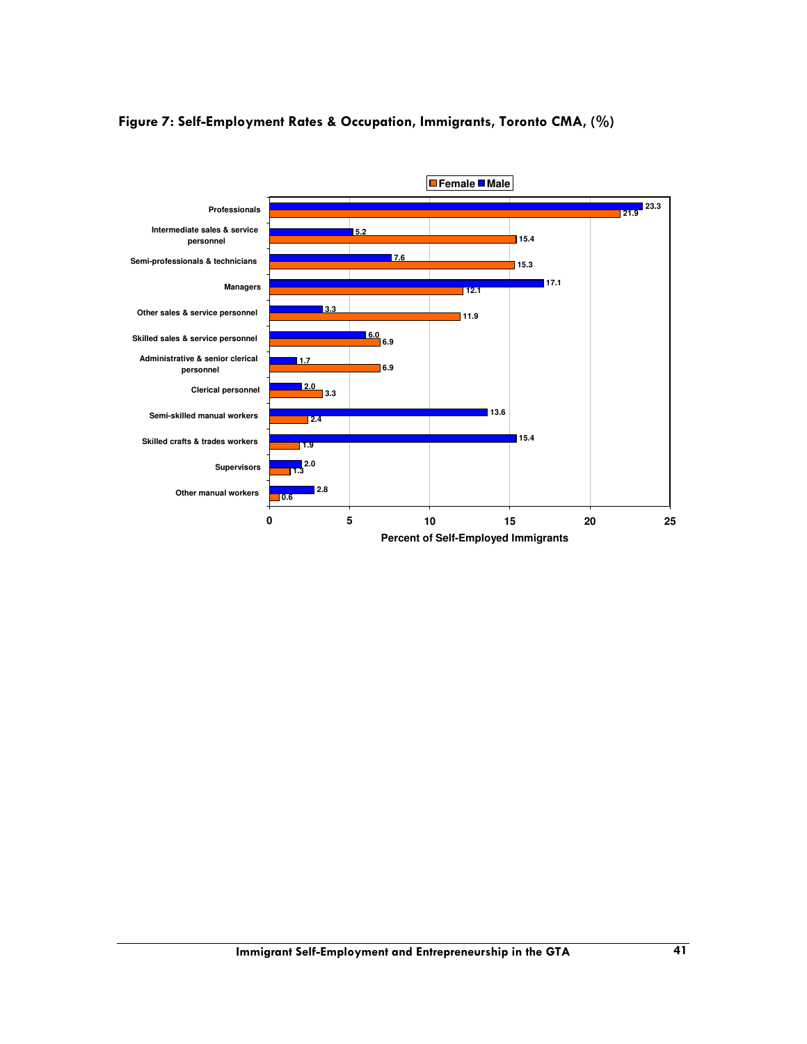## Figure 7: Self-Employment Rates & Occupation, Immigrants, Toronto CMA, (%)

| Occupation | Female | Male |
|---|---|---|
| Professionals | 21.9 | 23.3 |
| Intermediate sales & service personnel | 15.4 | 5.2 |
| Semi-professionals & technicians | 15.3 | 7.6 |
| Managers | 12.1 | 17.1 |
| Other sales & service personnel | 11.9 | 3.3 |
| Skilled sales & service personnel | 6.9 | 6.0 |
| Administrative & senior clerical personnel | 6.9 | 1.7 |
| Clerical personnel | 3.3 | 2.0 |
| Semi-skilled manual workers | 2.4 | 13.6 |
| Skilled crafts & trades workers | 1.9 | 15.4 |
| Supervisors | 1.3 | 2.0 |
| Other manual workers | 0.6 | 2.8 |

Percent of Self-Employed Immigrants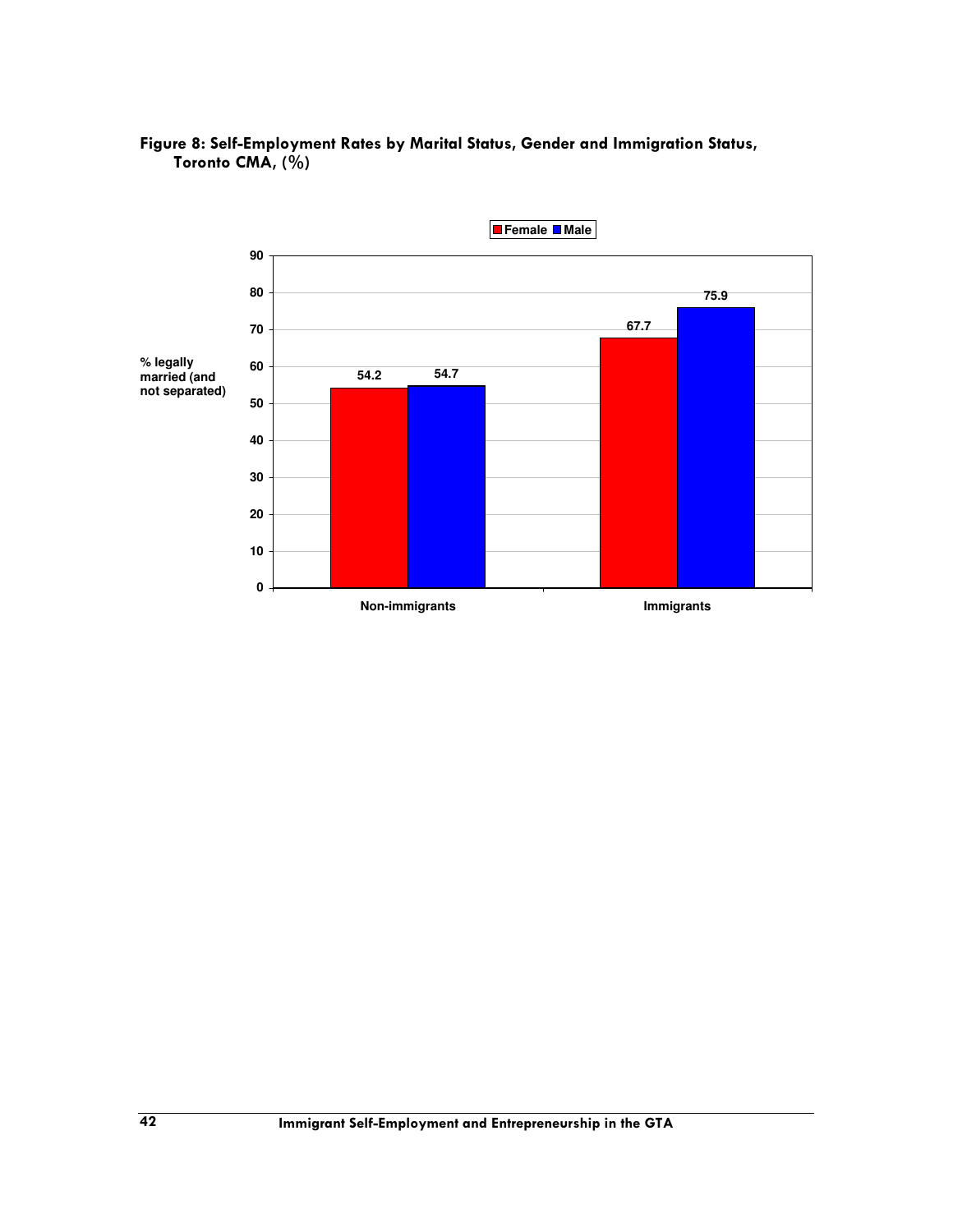**Figure 8: Self-Employment Rates by Marital Status, Gender and Immigration Status, Toronto CMA, (%)**

| % legally married (and not separated) | Female | Male |
|---|---|---|
| Non-immigrants | 54.2 | 54.7 |
| Immigrants | 67.7 | 75.9 |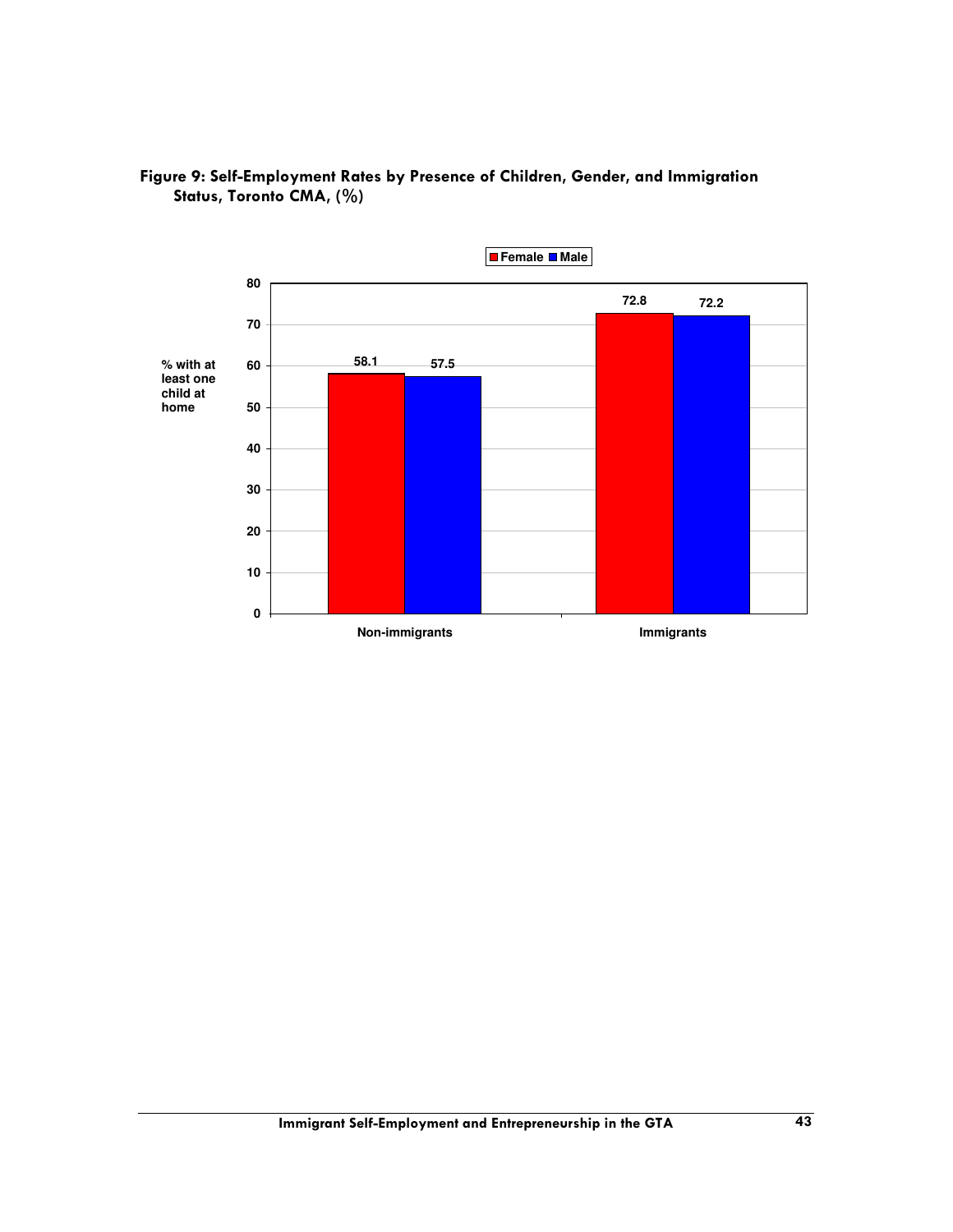**Figure 9: Self-Employment Rates by Presence of Children, Gender, and Immigration Status, Toronto CMA, (%)**

| % with at least one child at home | Female | Male |
|---|---|---|
| Non-immigrants | 58.1 | 57.5 |
| Immigrants | 72.8 | 72.2 |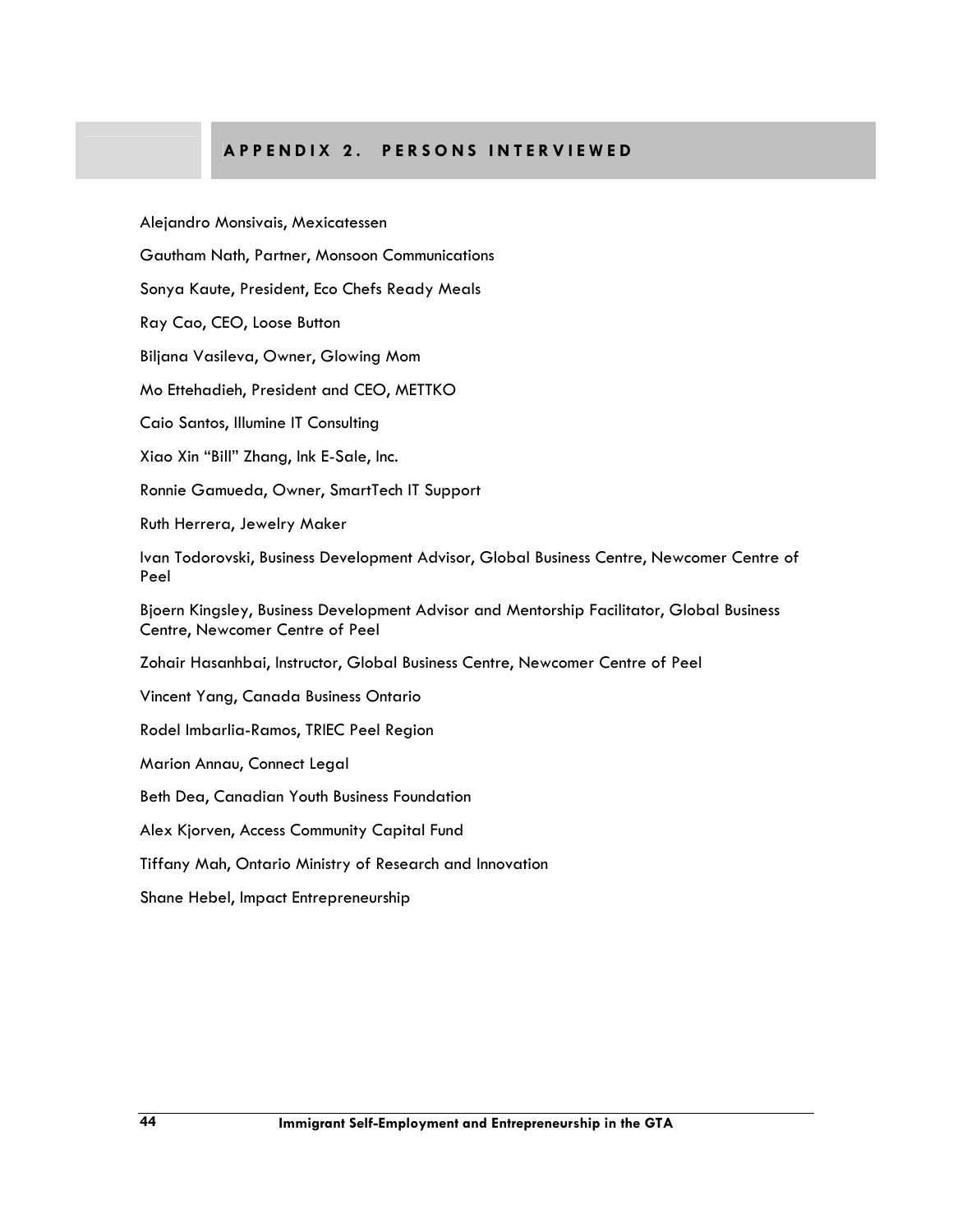## APPENDIX 2. PERSONS INTERVIEWED

Alejandro Monsivais, Mexicatessen

Gautham Nath, Partner, Monsoon Communications

Sonya Kaute, President, Eco Chefs Ready Meals

Ray Cao, CEO, Loose Button

Biljana Vasileva, Owner, Glowing Mom

Mo Ettehadieh, President and CEO, METTKO

Caio Santos, Illumine IT Consulting

Xiao Xin "Bill" Zhang, Ink E-Sale, Inc.

Ronnie Gamueda, Owner, SmartTech IT Support

Ruth Herrera, Jewelry Maker

Ivan Todorovski, Business Development Advisor, Global Business Centre, Newcomer Centre of Peel

Bjoern Kingsley, Business Development Advisor and Mentorship Facilitator, Global Business Centre, Newcomer Centre of Peel

Zohair Hasanhbai, Instructor, Global Business Centre, Newcomer Centre of Peel

Vincent Yang, Canada Business Ontario

Rodel Imbarlia-Ramos, TRIEC Peel Region

Marion Annau, Connect Legal

Beth Dea, Canadian Youth Business Foundation

Alex Kjorven, Access Community Capital Fund

Tiffany Mah, Ontario Ministry of Research and Innovation

Shane Hebel, Impact Entrepreneurship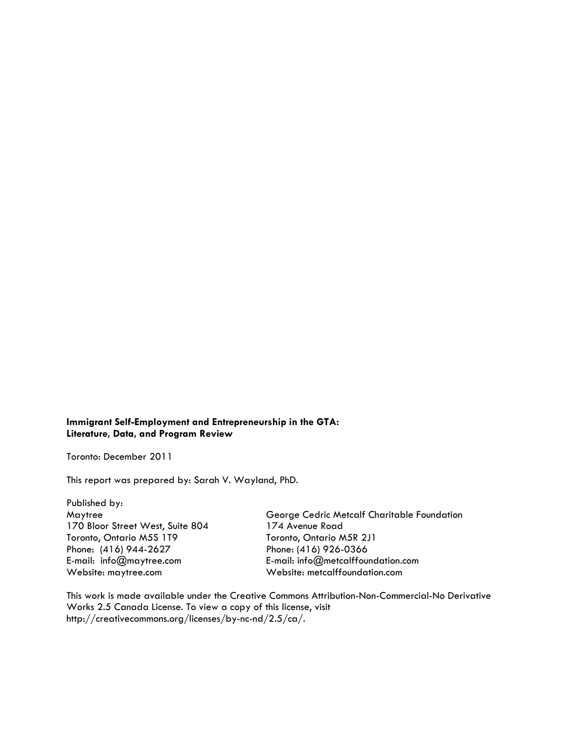**Immigrant Self-Employment and Entrepreneurship in the GTA: Literature, Data, and Program Review**

Toronto: December 2011

This report was prepared by: Sarah V. Wayland, PhD.

Published by:

Maytree
170 Bloor Street West, Suite 804
Toronto, Ontario M5S 1T9
Phone: (416) 944-2627
E-mail: info@maytree.com
Website: maytree.com

George Cedric Metcalf Charitable Foundation
174 Avenue Road
Toronto, Ontario M5R 2J1
Phone: (416) 926-0366
E-mail: info@metcalffoundation.com
Website: metcalffoundation.com

This work is made available under the Creative Commons Attribution-Non-Commercial-No Derivative Works 2.5 Canada License. To view a copy of this license, visit http://creativecommons.org/licenses/by-nc-nd/2.5/ca/.